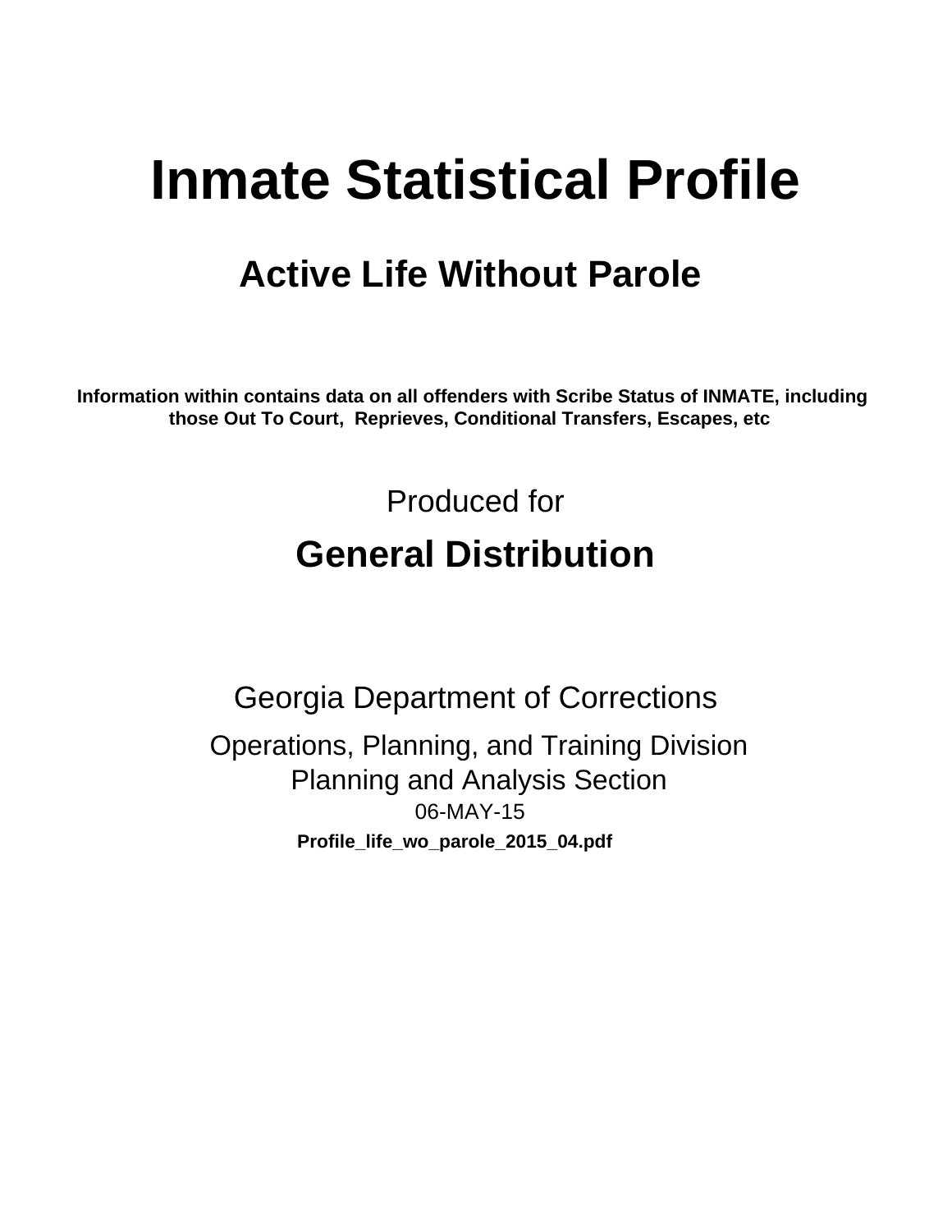# Inmate Statistical Profile

## Active Life Without Parole

**Information within contains data on all offenders with Scribe Status of INMATE, including those Out To Court, Reprieves, Conditional Transfers, Escapes, etc**

Produced for

## General Distribution

Georgia Department of Corrections

Operations, Planning, and Training Division
Planning and Analysis Section
06-MAY-15

**Profile_life_wo_parole_2015_04.pdf**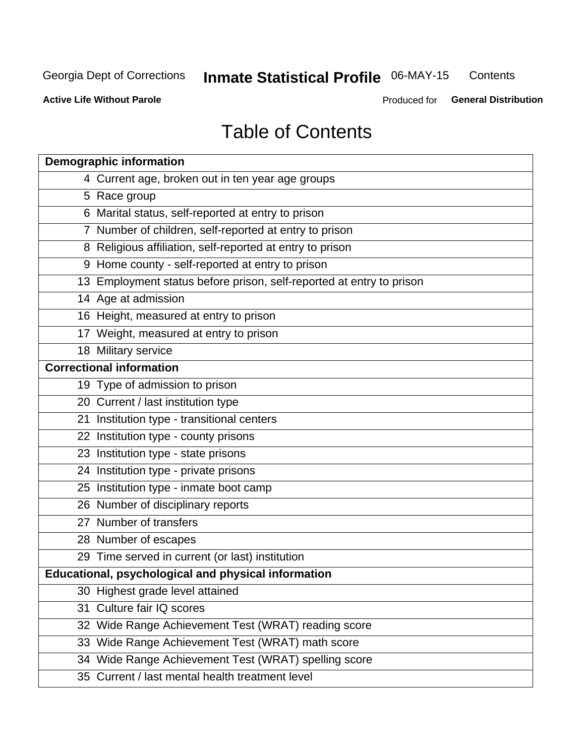# Table of Contents

| Page | Section |
|---|---|
| **Demographic information** | |
| 4 | Current age, broken out in ten year age groups |
| 5 | Race group |
| 6 | Marital status, self-reported at entry to prison |
| 7 | Number of children, self-reported at entry to prison |
| 8 | Religious affiliation, self-reported at entry to prison |
| 9 | Home county - self-reported at entry to prison |
| 13 | Employment status before prison, self-reported at entry to prison |
| 14 | Age at admission |
| 16 | Height, measured at entry to prison |
| 17 | Weight, measured at entry to prison |
| 18 | Military service |
| **Correctional information** | |
| 19 | Type of admission to prison |
| 20 | Current / last institution type |
| 21 | Institution type - transitional centers |
| 22 | Institution type - county prisons |
| 23 | Institution type - state prisons |
| 24 | Institution type - private prisons |
| 25 | Institution type - inmate boot camp |
| 26 | Number of disciplinary reports |
| 27 | Number of transfers |
| 28 | Number of escapes |
| 29 | Time served in current (or last) institution |
| **Educational, psychological and physical information** | |
| 30 | Highest grade level attained |
| 31 | Culture fair IQ scores |
| 32 | Wide Range Achievement Test (WRAT) reading score |
| 33 | Wide Range Achievement Test (WRAT) math score |
| 34 | Wide Range Achievement Test (WRAT) spelling score |
| 35 | Current / last mental health treatment level |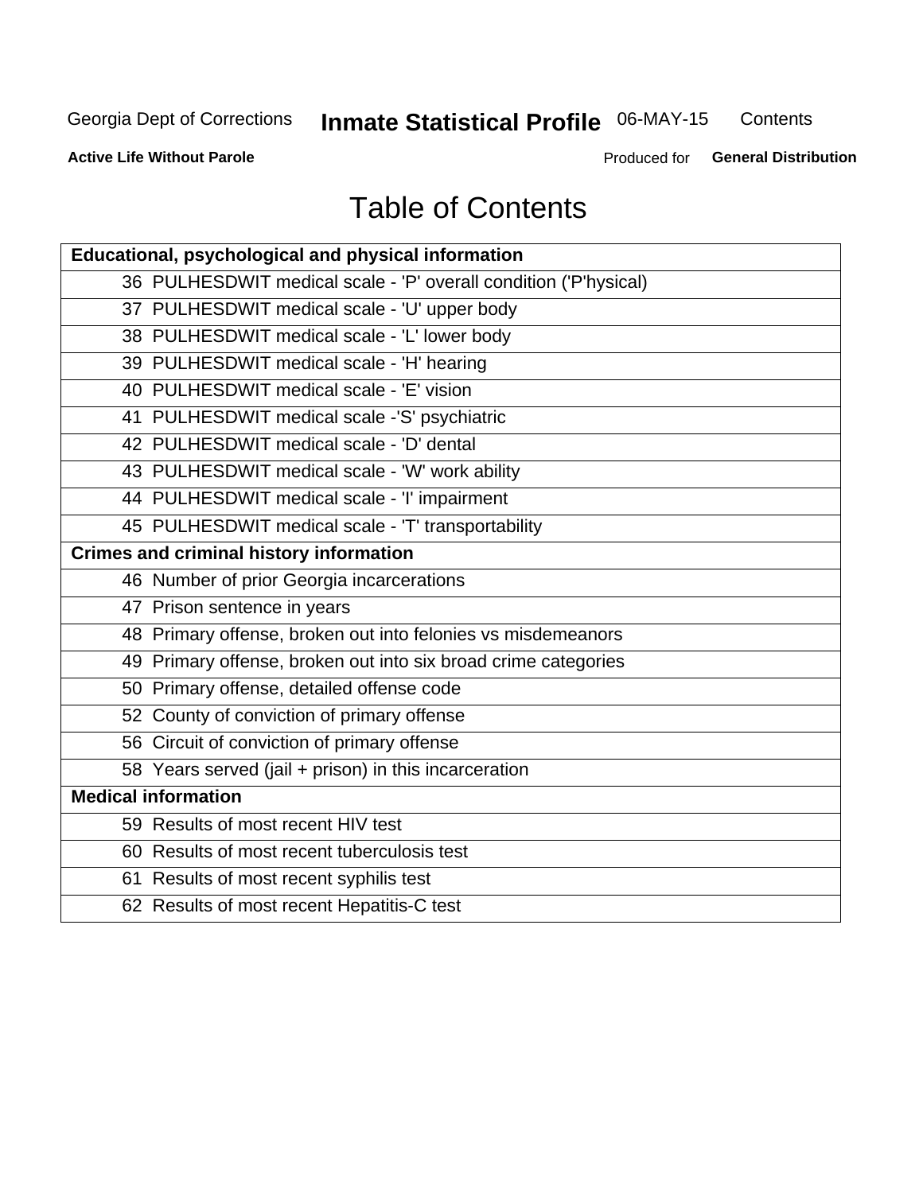# Table of Contents

| Educational, psychological and physical information |
|---|
| 36 PULHESDWIT medical scale - 'P' overall condition ('P'hysical) |
| 37 PULHESDWIT medical scale - 'U' upper body |
| 38 PULHESDWIT medical scale - 'L' lower body |
| 39 PULHESDWIT medical scale - 'H' hearing |
| 40 PULHESDWIT medical scale - 'E' vision |
| 41 PULHESDWIT medical scale -'S' psychiatric |
| 42 PULHESDWIT medical scale - 'D' dental |
| 43 PULHESDWIT medical scale - 'W' work ability |
| 44 PULHESDWIT medical scale - 'I' impairment |
| 45 PULHESDWIT medical scale - 'T' transportability |
| **Crimes and criminal history information** |
| 46 Number of prior Georgia incarcerations |
| 47 Prison sentence in years |
| 48 Primary offense, broken out into felonies vs misdemeanors |
| 49 Primary offense, broken out into six broad crime categories |
| 50 Primary offense, detailed offense code |
| 52 County of conviction of primary offense |
| 56 Circuit of conviction of primary offense |
| 58 Years served (jail + prison) in this incarceration |
| **Medical information** |
| 59 Results of most recent HIV test |
| 60 Results of most recent tuberculosis test |
| 61 Results of most recent syphilis test |
| 62 Results of most recent Hepatitis-C test |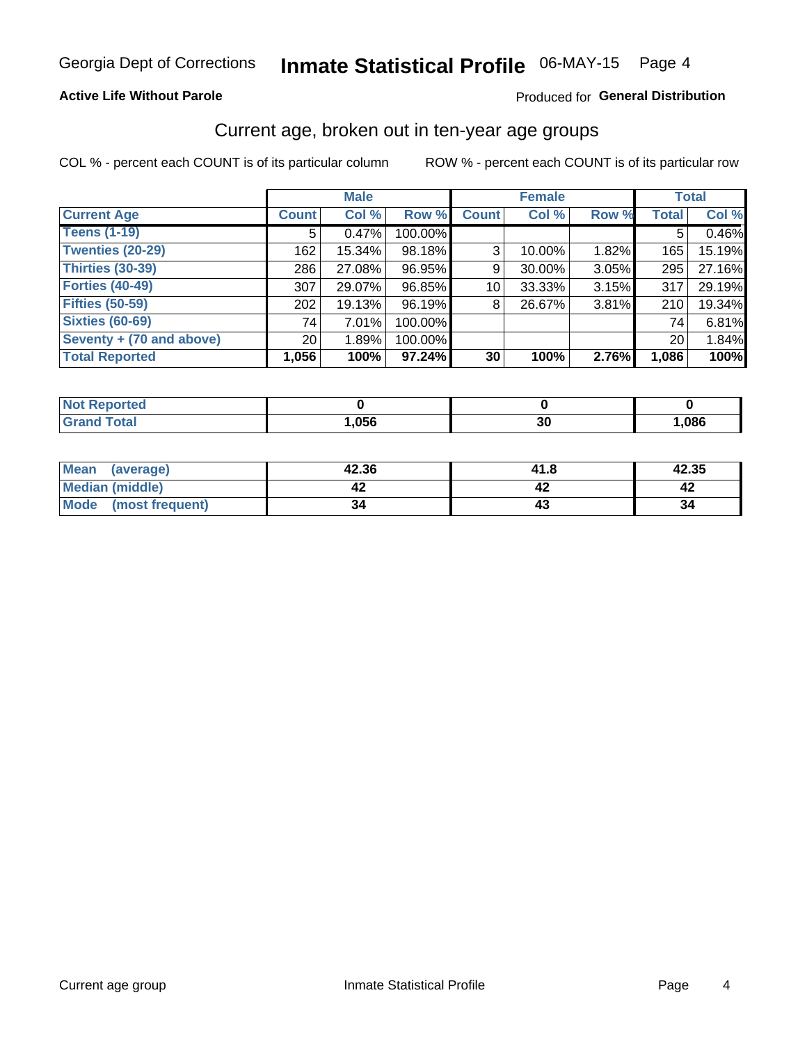Georgia Dept of Corrections **Inmate Statistical Profile** 06-MAY-15

**Active Life Without Parole**

Produced for **General Distribution**

## Current age, broken out in ten-year age groups

COL % - percent each COUNT is of its particular column      ROW % - percent each COUNT is of its particular row

| | Male | | | Female | | | Total | |
|---|---|---|---|---|---|---|---|---|
| **Current Age** | **Count** | **Col %** | **Row %** | **Count** | **Col %** | **Row %** | **Total** | **Col %** |
| **Teens (1-19)** | 5 | 0.47% | 100.00% | | | | 5 | 0.46% |
| **Twenties (20-29)** | 162 | 15.34% | 98.18% | 3 | 10.00% | 1.82% | 165 | 15.19% |
| **Thirties (30-39)** | 286 | 27.08% | 96.95% | 9 | 30.00% | 3.05% | 295 | 27.16% |
| **Forties (40-49)** | 307 | 29.07% | 96.85% | 10 | 33.33% | 3.15% | 317 | 29.19% |
| **Fifties (50-59)** | 202 | 19.13% | 96.19% | 8 | 26.67% | 3.81% | 210 | 19.34% |
| **Sixties (60-69)** | 74 | 7.01% | 100.00% | | | | 74 | 6.81% |
| **Seventy + (70 and above)** | 20 | 1.89% | 100.00% | | | | 20 | 1.84% |
| **Total Reported** | **1,056** | **100%** | **97.24%** | **30** | **100%** | **2.76%** | **1,086** | **100%** |

| | Male | Female | Total |
|---|---|---|---|
| **Not Reported** | **0** | **0** | **0** |
| **Grand Total** | **1,056** | **30** | **1,086** |

| | Male | Female | Total |
|---|---|---|---|
| **Mean (average)** | **42.36** | **41.8** | **42.35** |
| **Median (middle)** | **42** | **42** | **42** |
| **Mode (most frequent)** | **34** | **43** | **34** |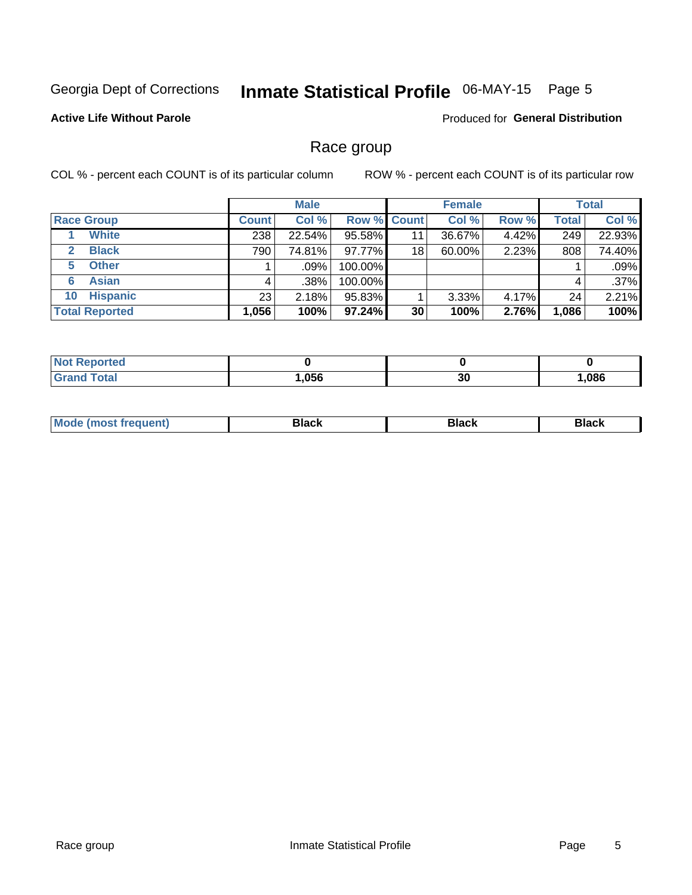Georgia Dept of Corrections **Inmate Statistical Profile** 06-MAY-15 Page 5

**Active Life Without Parole**

Produced for **General Distribution**

## Race group

COL % - percent each COUNT is of its particular column

ROW % - percent each COUNT is of its particular row

| | Male | | | Female | | | Total | |
|---|---|---|---|---|---|---|---|---|
| **Race Group** | **Count** | **Col %** | **Row %** | **Count** | **Col %** | **Row %** | **Total** | **Col %** |
| 1 **White** | 238 | 22.54% | 95.58% | 11 | 36.67% | 4.42% | 249 | 22.93% |
| 2 **Black** | 790 | 74.81% | 97.77% | 18 | 60.00% | 2.23% | 808 | 74.40% |
| 5 **Other** | 1 | .09% | 100.00% | | | | 1 | .09% |
| 6 **Asian** | 4 | .38% | 100.00% | | | | 4 | .37% |
| 10 **Hispanic** | 23 | 2.18% | 95.83% | 1 | 3.33% | 4.17% | 24 | 2.21% |
| **Total Reported** | **1,056** | **100%** | **97.24%** | **30** | **100%** | **2.76%** | **1,086** | **100%** |

| | Male | Female | Total |
|---|---|---|---|
| **Not Reported** | **0** | **0** | **0** |
| **Grand Total** | **1,056** | **30** | **1,086** |

| | Male | Female | Total |
|---|---|---|---|
| **Mode (most frequent)** | **Black** | **Black** | **Black** |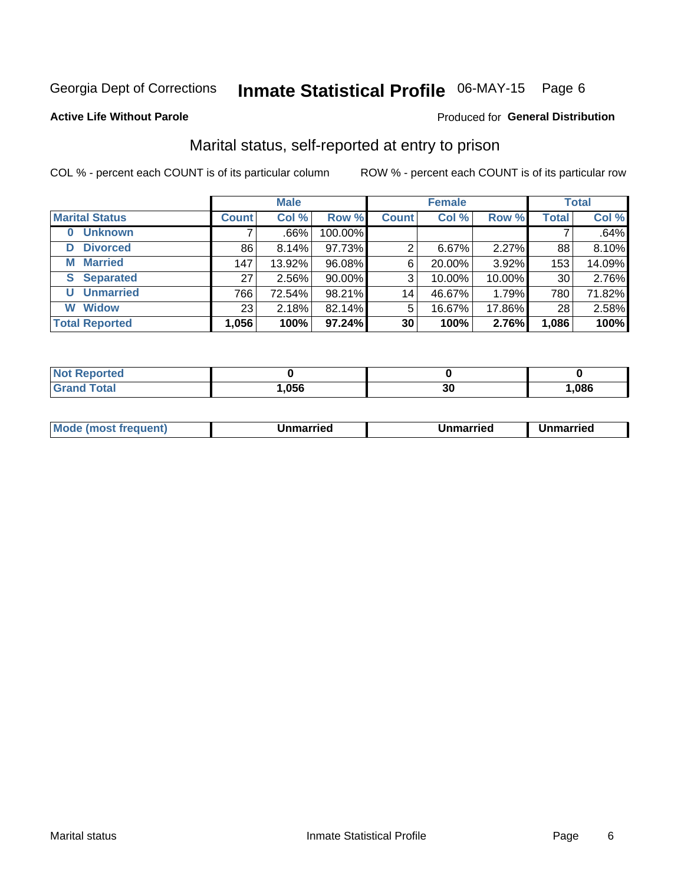Georgia Dept of Corrections **Inmate Statistical Profile** 06-MAY-15 Page 6

**Active Life Without Parole** Produced for **General Distribution**

## Marital status, self-reported at entry to prison

COL % - percent each COUNT is of its particular column ROW % - percent each COUNT is of its particular row

| | Male | | | Female | | | Total | |
|---|---|---|---|---|---|---|---|---|
| **Marital Status** | **Count** | **Col %** | **Row %** | **Count** | **Col %** | **Row %** | **Total** | **Col %** |
| **0 Unknown** | 7 | .66% | 100.00% | | | | 7 | .64% |
| **D Divorced** | 86 | 8.14% | 97.73% | 2 | 6.67% | 2.27% | 88 | 8.10% |
| **M Married** | 147 | 13.92% | 96.08% | 6 | 20.00% | 3.92% | 153 | 14.09% |
| **S Separated** | 27 | 2.56% | 90.00% | 3 | 10.00% | 10.00% | 30 | 2.76% |
| **U Unmarried** | 766 | 72.54% | 98.21% | 14 | 46.67% | 1.79% | 780 | 71.82% |
| **W Widow** | 23 | 2.18% | 82.14% | 5 | 16.67% | 17.86% | 28 | 2.58% |
| **Total Reported** | **1,056** | **100%** | **97.24%** | **30** | **100%** | **2.76%** | **1,086** | **100%** |

| | Male | Female | Total |
|---|---|---|---|
| **Not Reported** | **0** | **0** | **0** |
| **Grand Total** | **1,056** | **30** | **1,086** |

| | Male | Female | Total |
|---|---|---|---|
| **Mode (most frequent)** | **Unmarried** | **Unmarried** | **Unmarried** |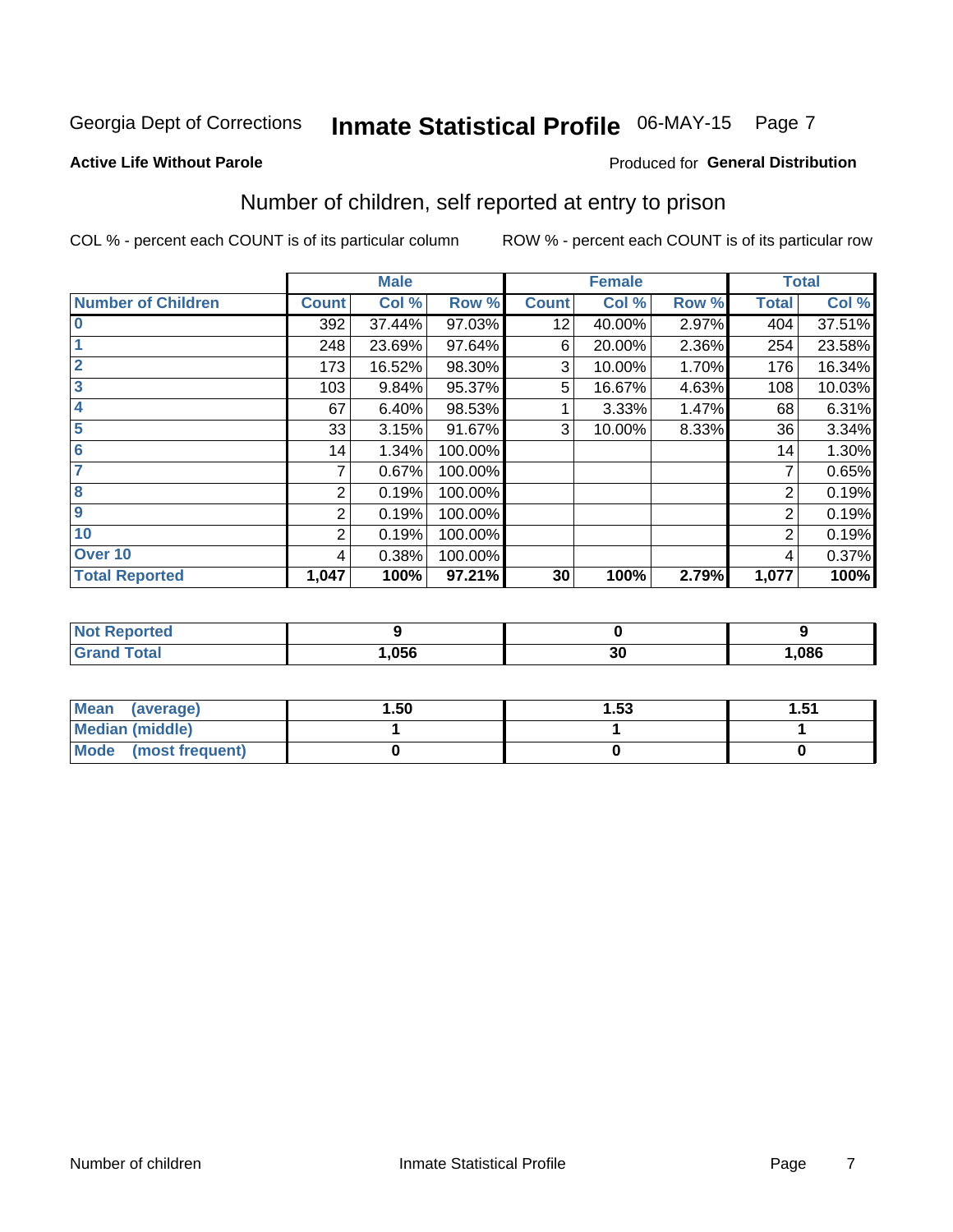Georgia Dept of Corrections **Inmate Statistical Profile** 06-MAY-15 Page 7

**Active Life Without Parole**

Produced for **General Distribution**

## Number of children, self reported at entry to prison

COL % - percent each COUNT is of its particular column

ROW % - percent each COUNT is of its particular row

| | Male | | | Female | | | Total | |
|---|---|---|---|---|---|---|---|---|
| **Number of Children** | **Count** | **Col %** | **Row %** | **Count** | **Col %** | **Row %** | **Total** | **Col %** |
| 0 | 392 | 37.44% | 97.03% | 12 | 40.00% | 2.97% | 404 | 37.51% |
| 1 | 248 | 23.69% | 97.64% | 6 | 20.00% | 2.36% | 254 | 23.58% |
| 2 | 173 | 16.52% | 98.30% | 3 | 10.00% | 1.70% | 176 | 16.34% |
| 3 | 103 | 9.84% | 95.37% | 5 | 16.67% | 4.63% | 108 | 10.03% |
| 4 | 67 | 6.40% | 98.53% | 1 | 3.33% | 1.47% | 68 | 6.31% |
| 5 | 33 | 3.15% | 91.67% | 3 | 10.00% | 8.33% | 36 | 3.34% |
| 6 | 14 | 1.34% | 100.00% | | | | 14 | 1.30% |
| 7 | 7 | 0.67% | 100.00% | | | | 7 | 0.65% |
| 8 | 2 | 0.19% | 100.00% | | | | 2 | 0.19% |
| 9 | 2 | 0.19% | 100.00% | | | | 2 | 0.19% |
| 10 | 2 | 0.19% | 100.00% | | | | 2 | 0.19% |
| Over 10 | 4 | 0.38% | 100.00% | | | | 4 | 0.37% |
| **Total Reported** | **1,047** | **100%** | **97.21%** | **30** | **100%** | **2.79%** | **1,077** | **100%** |

| | Male | Female | Total |
|---|---|---|---|
| **Not Reported** | **9** | **0** | **9** |
| **Grand Total** | **1,056** | **30** | **1,086** |

| | Male | Female | Total |
|---|---|---|---|
| **Mean (average)** | **1.50** | **1.53** | **1.51** |
| **Median (middle)** | **1** | **1** | **1** |
| **Mode (most frequent)** | **0** | **0** | **0** |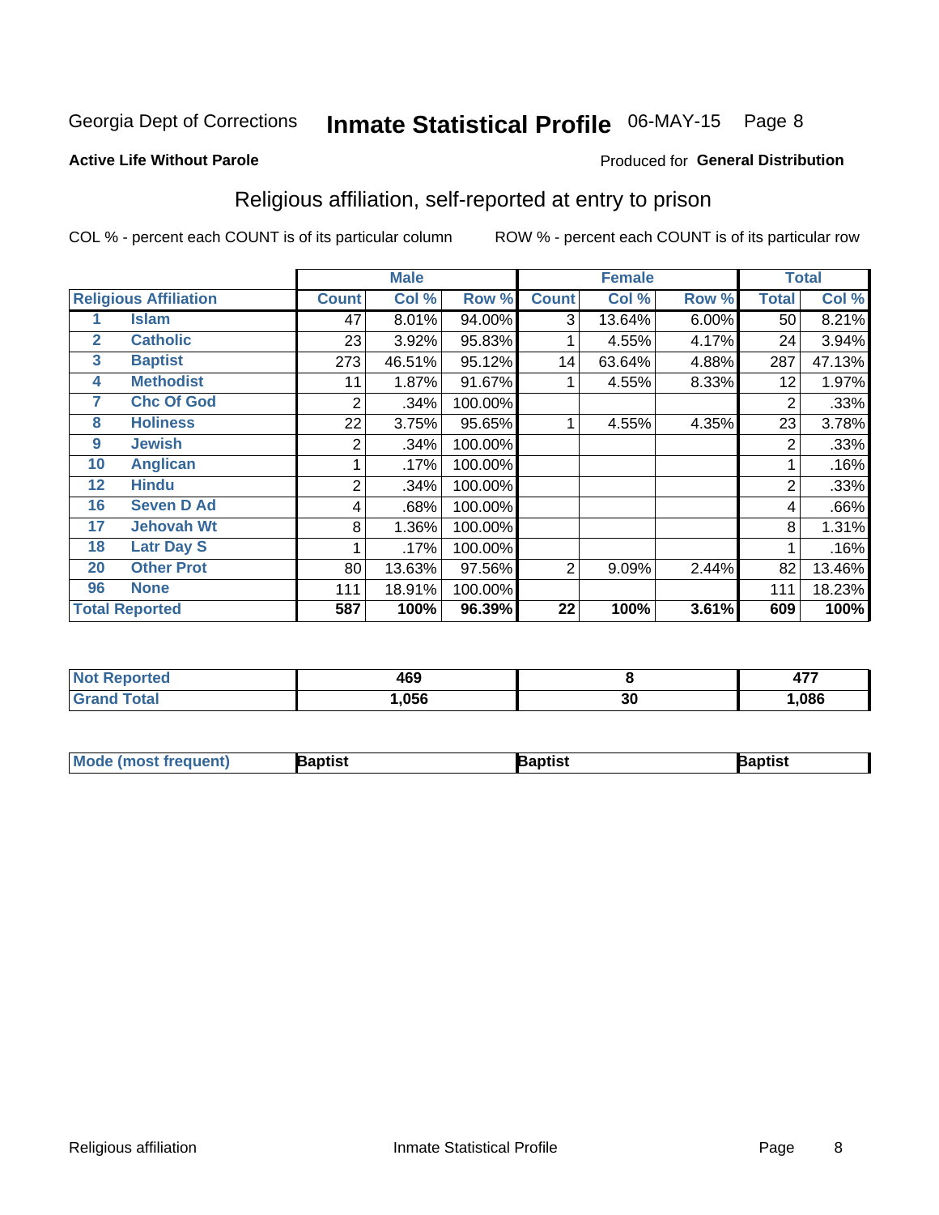Georgia Dept of Corrections **Inmate Statistical Profile** 06-MAY-15

**Active Life Without Parole**

Produced for **General Distribution**

## Religious affiliation, self-reported at entry to prison

COL % - percent each COUNT is of its particular column ROW % - percent each COUNT is of its particular row

| Religious Affiliation | | Male | | | Female | | | Total | |
|---|---|---|---|---|---|---|---|---|---|
| | | Count | Col % | Row % | Count | Col % | Row % | Total | Col % |
| 1 | Islam | 47 | 8.01% | 94.00% | 3 | 13.64% | 6.00% | 50 | 8.21% |
| 2 | Catholic | 23 | 3.92% | 95.83% | 1 | 4.55% | 4.17% | 24 | 3.94% |
| 3 | Baptist | 273 | 46.51% | 95.12% | 14 | 63.64% | 4.88% | 287 | 47.13% |
| 4 | Methodist | 11 | 1.87% | 91.67% | 1 | 4.55% | 8.33% | 12 | 1.97% |
| 7 | Chc Of God | 2 | .34% | 100.00% | | | | 2 | .33% |
| 8 | Holiness | 22 | 3.75% | 95.65% | 1 | 4.55% | 4.35% | 23 | 3.78% |
| 9 | Jewish | 2 | .34% | 100.00% | | | | 2 | .33% |
| 10 | Anglican | 1 | .17% | 100.00% | | | | 1 | .16% |
| 12 | Hindu | 2 | .34% | 100.00% | | | | 2 | .33% |
| 16 | Seven D Ad | 4 | .68% | 100.00% | | | | 4 | .66% |
| 17 | Jehovah Wt | 8 | 1.36% | 100.00% | | | | 8 | 1.31% |
| 18 | Latr Day S | 1 | .17% | 100.00% | | | | 1 | .16% |
| 20 | Other Prot | 80 | 13.63% | 97.56% | 2 | 9.09% | 2.44% | 82 | 13.46% |
| 96 | None | 111 | 18.91% | 100.00% | | | | 111 | 18.23% |
| **Total Reported** | | **587** | **100%** | **96.39%** | **22** | **100%** | **3.61%** | **609** | **100%** |

| | Male | Female | Total |
|---|---|---|---|
| Not Reported | 469 | 8 | 477 |
| Grand Total | 1,056 | 30 | 1,086 |

| | Male | Female | Total |
|---|---|---|---|
| Mode (most frequent) | Baptist | Baptist | Baptist |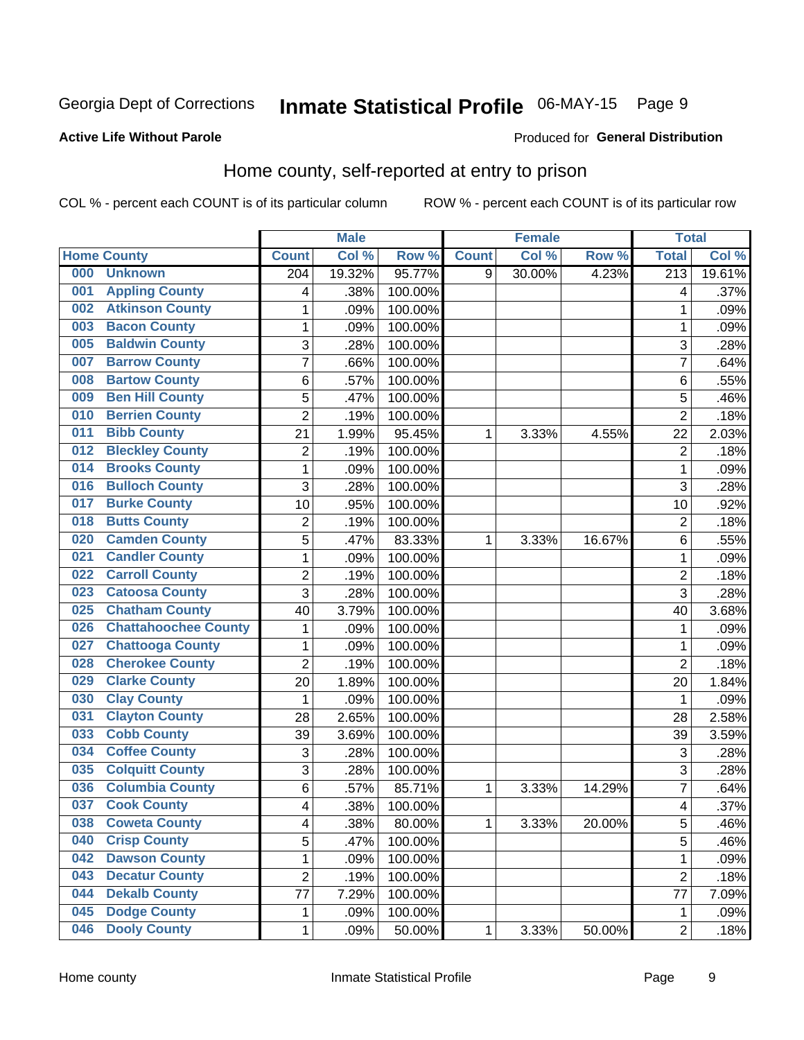Georgia Dept of Corrections **Inmate Statistical Profile** 06-MAY-15

**Active Life Without Parole**

Produced for **General Distribution**

## Home county, self-reported at entry to prison

COL % - percent each COUNT is of its particular column    ROW % - percent each COUNT is of its particular row

| Home County | Male | | | Female | | | Total | |
|---|---|---|---|---|---|---|---|---|
| | Count | Col % | Row % | Count | Col % | Row % | Total | Col % |
| 000 Unknown | 204 | 19.32% | 95.77% | 9 | 30.00% | 4.23% | 213 | 19.61% |
| 001 Appling County | 4 | .38% | 100.00% | | | | 4 | .37% |
| 002 Atkinson County | 1 | .09% | 100.00% | | | | 1 | .09% |
| 003 Bacon County | 1 | .09% | 100.00% | | | | 1 | .09% |
| 005 Baldwin County | 3 | .28% | 100.00% | | | | 3 | .28% |
| 007 Barrow County | 7 | .66% | 100.00% | | | | 7 | .64% |
| 008 Bartow County | 6 | .57% | 100.00% | | | | 6 | .55% |
| 009 Ben Hill County | 5 | .47% | 100.00% | | | | 5 | .46% |
| 010 Berrien County | 2 | .19% | 100.00% | | | | 2 | .18% |
| 011 Bibb County | 21 | 1.99% | 95.45% | 1 | 3.33% | 4.55% | 22 | 2.03% |
| 012 Bleckley County | 2 | .19% | 100.00% | | | | 2 | .18% |
| 014 Brooks County | 1 | .09% | 100.00% | | | | 1 | .09% |
| 016 Bulloch County | 3 | .28% | 100.00% | | | | 3 | .28% |
| 017 Burke County | 10 | .95% | 100.00% | | | | 10 | .92% |
| 018 Butts County | 2 | .19% | 100.00% | | | | 2 | .18% |
| 020 Camden County | 5 | .47% | 83.33% | 1 | 3.33% | 16.67% | 6 | .55% |
| 021 Candler County | 1 | .09% | 100.00% | | | | 1 | .09% |
| 022 Carroll County | 2 | .19% | 100.00% | | | | 2 | .18% |
| 023 Catoosa County | 3 | .28% | 100.00% | | | | 3 | .28% |
| 025 Chatham County | 40 | 3.79% | 100.00% | | | | 40 | 3.68% |
| 026 Chattahoochee County | 1 | .09% | 100.00% | | | | 1 | .09% |
| 027 Chattooga County | 1 | .09% | 100.00% | | | | 1 | .09% |
| 028 Cherokee County | 2 | .19% | 100.00% | | | | 2 | .18% |
| 029 Clarke County | 20 | 1.89% | 100.00% | | | | 20 | 1.84% |
| 030 Clay County | 1 | .09% | 100.00% | | | | 1 | .09% |
| 031 Clayton County | 28 | 2.65% | 100.00% | | | | 28 | 2.58% |
| 033 Cobb County | 39 | 3.69% | 100.00% | | | | 39 | 3.59% |
| 034 Coffee County | 3 | .28% | 100.00% | | | | 3 | .28% |
| 035 Colquitt County | 3 | .28% | 100.00% | | | | 3 | .28% |
| 036 Columbia County | 6 | .57% | 85.71% | 1 | 3.33% | 14.29% | 7 | .64% |
| 037 Cook County | 4 | .38% | 100.00% | | | | 4 | .37% |
| 038 Coweta County | 4 | .38% | 80.00% | 1 | 3.33% | 20.00% | 5 | .46% |
| 040 Crisp County | 5 | .47% | 100.00% | | | | 5 | .46% |
| 042 Dawson County | 1 | .09% | 100.00% | | | | 1 | .09% |
| 043 Decatur County | 2 | .19% | 100.00% | | | | 2 | .18% |
| 044 Dekalb County | 77 | 7.29% | 100.00% | | | | 77 | 7.09% |
| 045 Dodge County | 1 | .09% | 100.00% | | | | 1 | .09% |
| 046 Dooly County | 1 | .09% | 50.00% | 1 | 3.33% | 50.00% | 2 | .18% |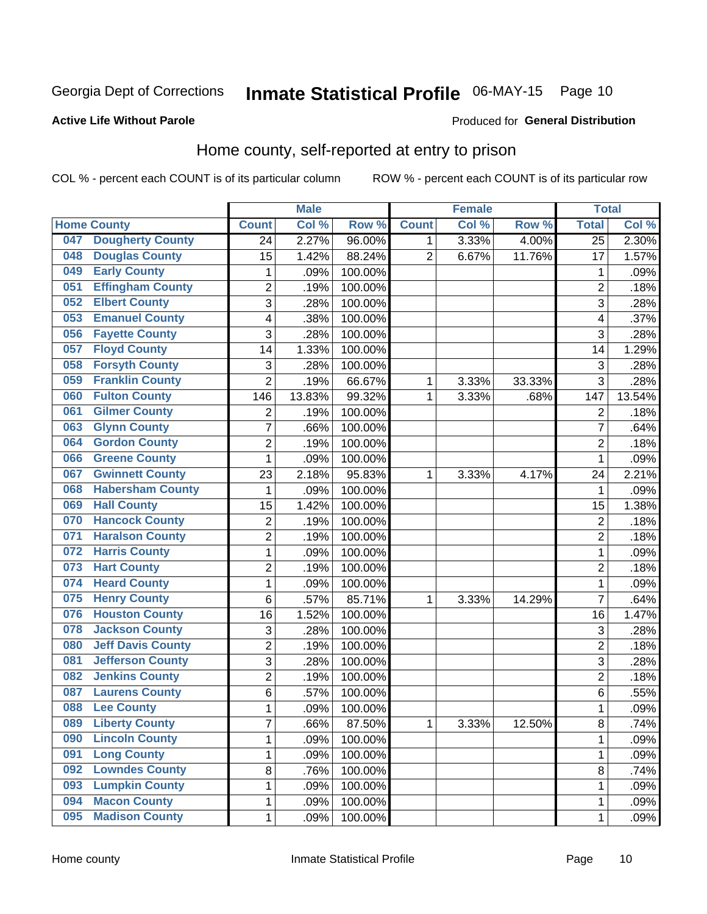Georgia Dept of Corrections **Inmate Statistical Profile** 06-MAY-15

**Active Life Without Parole** Produced for **General Distribution**

## Home county, self-reported at entry to prison

COL % - percent each COUNT is of its particular column ROW % - percent each COUNT is of its particular row

| Home County | | Male | | | Female | | | Total | |
|---|---|---|---|---|---|---|---|---|---|
| | | Count | Col % | Row % | Count | Col % | Row % | Total | Col % |
| 047 | Dougherty County | 24 | 2.27% | 96.00% | 1 | 3.33% | 4.00% | 25 | 2.30% |
| 048 | Douglas County | 15 | 1.42% | 88.24% | 2 | 6.67% | 11.76% | 17 | 1.57% |
| 049 | Early County | 1 | .09% | 100.00% | | | | 1 | .09% |
| 051 | Effingham County | 2 | .19% | 100.00% | | | | 2 | .18% |
| 052 | Elbert County | 3 | .28% | 100.00% | | | | 3 | .28% |
| 053 | Emanuel County | 4 | .38% | 100.00% | | | | 4 | .37% |
| 056 | Fayette County | 3 | .28% | 100.00% | | | | 3 | .28% |
| 057 | Floyd County | 14 | 1.33% | 100.00% | | | | 14 | 1.29% |
| 058 | Forsyth County | 3 | .28% | 100.00% | | | | 3 | .28% |
| 059 | Franklin County | 2 | .19% | 66.67% | 1 | 3.33% | 33.33% | 3 | .28% |
| 060 | Fulton County | 146 | 13.83% | 99.32% | 1 | 3.33% | .68% | 147 | 13.54% |
| 061 | Gilmer County | 2 | .19% | 100.00% | | | | 2 | .18% |
| 063 | Glynn County | 7 | .66% | 100.00% | | | | 7 | .64% |
| 064 | Gordon County | 2 | .19% | 100.00% | | | | 2 | .18% |
| 066 | Greene County | 1 | .09% | 100.00% | | | | 1 | .09% |
| 067 | Gwinnett County | 23 | 2.18% | 95.83% | 1 | 3.33% | 4.17% | 24 | 2.21% |
| 068 | Habersham County | 1 | .09% | 100.00% | | | | 1 | .09% |
| 069 | Hall County | 15 | 1.42% | 100.00% | | | | 15 | 1.38% |
| 070 | Hancock County | 2 | .19% | 100.00% | | | | 2 | .18% |
| 071 | Haralson County | 2 | .19% | 100.00% | | | | 2 | .18% |
| 072 | Harris County | 1 | .09% | 100.00% | | | | 1 | .09% |
| 073 | Hart County | 2 | .19% | 100.00% | | | | 2 | .18% |
| 074 | Heard County | 1 | .09% | 100.00% | | | | 1 | .09% |
| 075 | Henry County | 6 | .57% | 85.71% | 1 | 3.33% | 14.29% | 7 | .64% |
| 076 | Houston County | 16 | 1.52% | 100.00% | | | | 16 | 1.47% |
| 078 | Jackson County | 3 | .28% | 100.00% | | | | 3 | .28% |
| 080 | Jeff Davis County | 2 | .19% | 100.00% | | | | 2 | .18% |
| 081 | Jefferson County | 3 | .28% | 100.00% | | | | 3 | .28% |
| 082 | Jenkins County | 2 | .19% | 100.00% | | | | 2 | .18% |
| 087 | Laurens County | 6 | .57% | 100.00% | | | | 6 | .55% |
| 088 | Lee County | 1 | .09% | 100.00% | | | | 1 | .09% |
| 089 | Liberty County | 7 | .66% | 87.50% | 1 | 3.33% | 12.50% | 8 | .74% |
| 090 | Lincoln County | 1 | .09% | 100.00% | | | | 1 | .09% |
| 091 | Long County | 1 | .09% | 100.00% | | | | 1 | .09% |
| 092 | Lowndes County | 8 | .76% | 100.00% | | | | 8 | .74% |
| 093 | Lumpkin County | 1 | .09% | 100.00% | | | | 1 | .09% |
| 094 | Macon County | 1 | .09% | 100.00% | | | | 1 | .09% |
| 095 | Madison County | 1 | .09% | 100.00% | | | | 1 | .09% |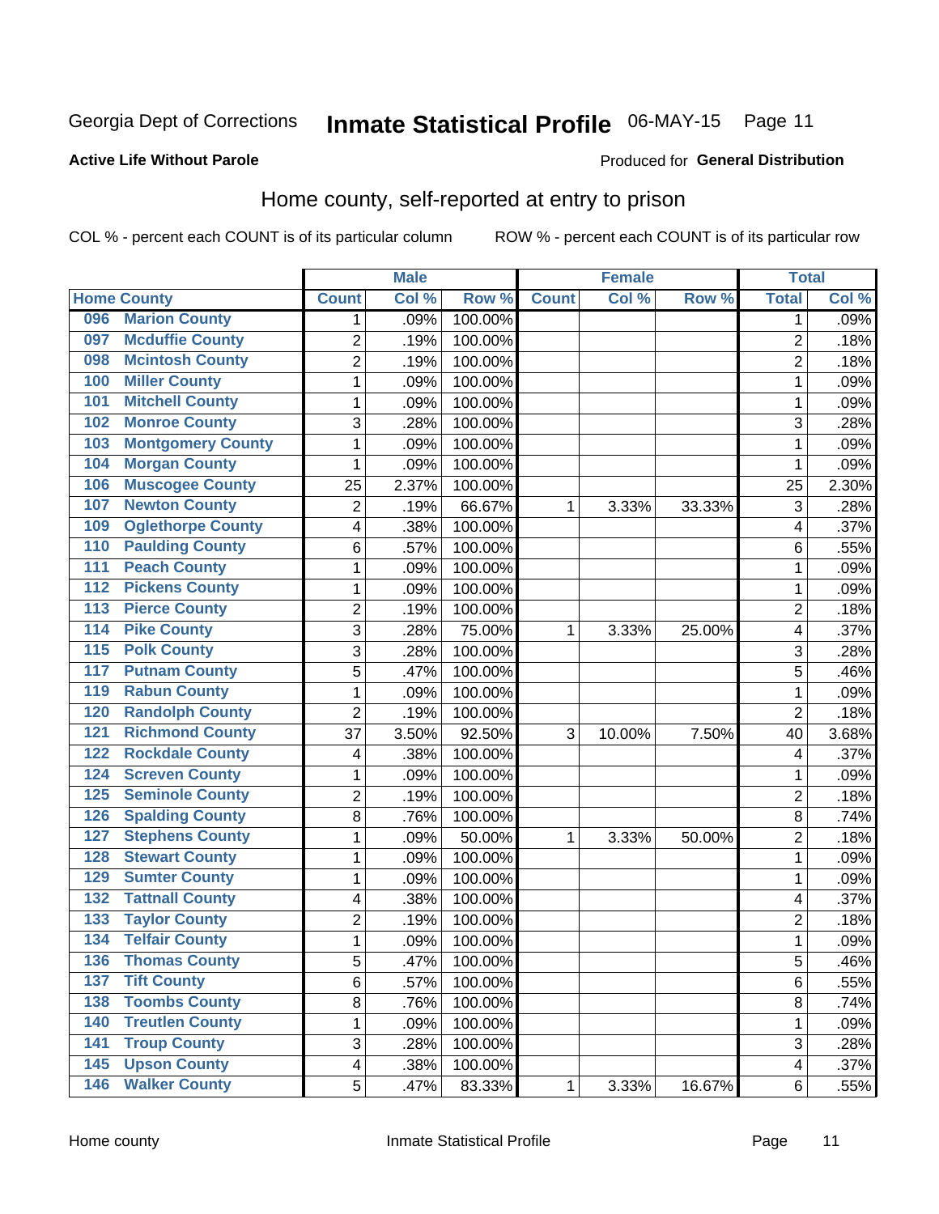Georgia Dept of Corrections **Inmate Statistical Profile** 06-MAY-15

**Active Life Without Parole**

Produced for **General Distribution**

## Home county, self-reported at entry to prison

COL % - percent each COUNT is of its particular column ROW % - percent each COUNT is of its particular row

| Home County | | Male | | | Female | | | Total | |
|---|---|---|---|---|---|---|---|---|---|
| | | Count | Col % | Row % | Count | Col % | Row % | Total | Col % |
| 096 | Marion County | 1 | .09% | 100.00% | | | | 1 | .09% |
| 097 | Mcduffie County | 2 | .19% | 100.00% | | | | 2 | .18% |
| 098 | Mcintosh County | 2 | .19% | 100.00% | | | | 2 | .18% |
| 100 | Miller County | 1 | .09% | 100.00% | | | | 1 | .09% |
| 101 | Mitchell County | 1 | .09% | 100.00% | | | | 1 | .09% |
| 102 | Monroe County | 3 | .28% | 100.00% | | | | 3 | .28% |
| 103 | Montgomery County | 1 | .09% | 100.00% | | | | 1 | .09% |
| 104 | Morgan County | 1 | .09% | 100.00% | | | | 1 | .09% |
| 106 | Muscogee County | 25 | 2.37% | 100.00% | | | | 25 | 2.30% |
| 107 | Newton County | 2 | .19% | 66.67% | 1 | 3.33% | 33.33% | 3 | .28% |
| 109 | Oglethorpe County | 4 | .38% | 100.00% | | | | 4 | .37% |
| 110 | Paulding County | 6 | .57% | 100.00% | | | | 6 | .55% |
| 111 | Peach County | 1 | .09% | 100.00% | | | | 1 | .09% |
| 112 | Pickens County | 1 | .09% | 100.00% | | | | 1 | .09% |
| 113 | Pierce County | 2 | .19% | 100.00% | | | | 2 | .18% |
| 114 | Pike County | 3 | .28% | 75.00% | 1 | 3.33% | 25.00% | 4 | .37% |
| 115 | Polk County | 3 | .28% | 100.00% | | | | 3 | .28% |
| 117 | Putnam County | 5 | .47% | 100.00% | | | | 5 | .46% |
| 119 | Rabun County | 1 | .09% | 100.00% | | | | 1 | .09% |
| 120 | Randolph County | 2 | .19% | 100.00% | | | | 2 | .18% |
| 121 | Richmond County | 37 | 3.50% | 92.50% | 3 | 10.00% | 7.50% | 40 | 3.68% |
| 122 | Rockdale County | 4 | .38% | 100.00% | | | | 4 | .37% |
| 124 | Screven County | 1 | .09% | 100.00% | | | | 1 | .09% |
| 125 | Seminole County | 2 | .19% | 100.00% | | | | 2 | .18% |
| 126 | Spalding County | 8 | .76% | 100.00% | | | | 8 | .74% |
| 127 | Stephens County | 1 | .09% | 50.00% | 1 | 3.33% | 50.00% | 2 | .18% |
| 128 | Stewart County | 1 | .09% | 100.00% | | | | 1 | .09% |
| 129 | Sumter County | 1 | .09% | 100.00% | | | | 1 | .09% |
| 132 | Tattnall County | 4 | .38% | 100.00% | | | | 4 | .37% |
| 133 | Taylor County | 2 | .19% | 100.00% | | | | 2 | .18% |
| 134 | Telfair County | 1 | .09% | 100.00% | | | | 1 | .09% |
| 136 | Thomas County | 5 | .47% | 100.00% | | | | 5 | .46% |
| 137 | Tift County | 6 | .57% | 100.00% | | | | 6 | .55% |
| 138 | Toombs County | 8 | .76% | 100.00% | | | | 8 | .74% |
| 140 | Treutlen County | 1 | .09% | 100.00% | | | | 1 | .09% |
| 141 | Troup County | 3 | .28% | 100.00% | | | | 3 | .28% |
| 145 | Upson County | 4 | .38% | 100.00% | | | | 4 | .37% |
| 146 | Walker County | 5 | .47% | 83.33% | 1 | 3.33% | 16.67% | 6 | .55% |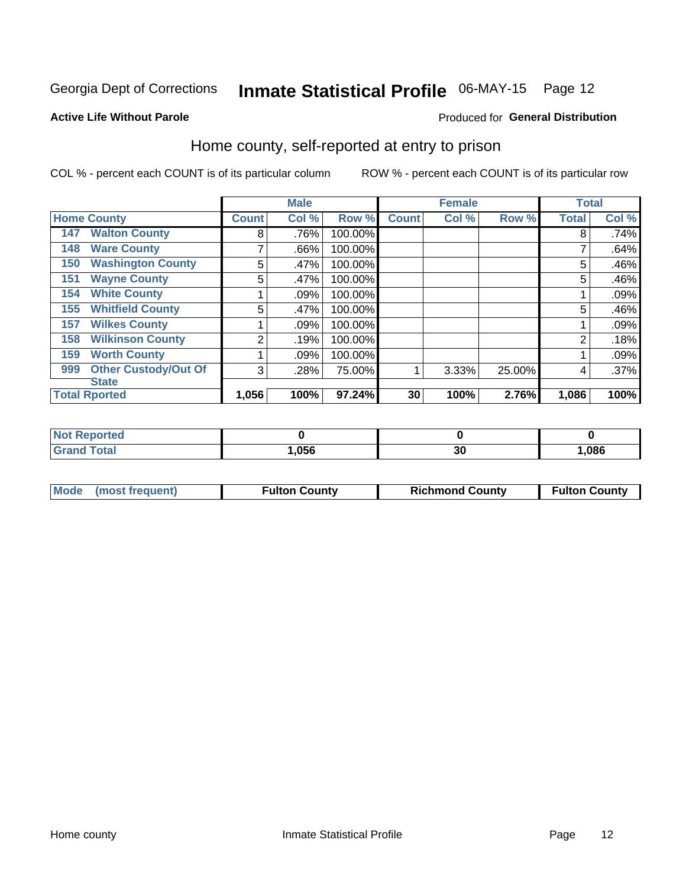Georgia Dept of Corrections **Inmate Statistical Profile** 06-MAY-15

**Active Life Without Parole**

Produced for **General Distribution**

## Home county, self-reported at entry to prison

COL % - percent each COUNT is of its particular column ROW % - percent each COUNT is of its particular row

| Home County | | Male | | | Female | | | Total | |
|---|---|---|---|---|---|---|---|---|---|
| | | Count | Col % | Row % | Count | Col % | Row % | Total | Col % |
| 147 | Walton County | 8 | .76% | 100.00% | | | | 8 | .74% |
| 148 | Ware County | 7 | .66% | 100.00% | | | | 7 | .64% |
| 150 | Washington County | 5 | .47% | 100.00% | | | | 5 | .46% |
| 151 | Wayne County | 5 | .47% | 100.00% | | | | 5 | .46% |
| 154 | White County | 1 | .09% | 100.00% | | | | 1 | .09% |
| 155 | Whitfield County | 5 | .47% | 100.00% | | | | 5 | .46% |
| 157 | Wilkes County | 1 | .09% | 100.00% | | | | 1 | .09% |
| 158 | Wilkinson County | 2 | .19% | 100.00% | | | | 2 | .18% |
| 159 | Worth County | 1 | .09% | 100.00% | | | | 1 | .09% |
| 999 | Other Custody/Out Of State | 3 | .28% | 75.00% | 1 | 3.33% | 25.00% | 4 | .37% |
| Total Rported | | 1,056 | 100% | 97.24% | 30 | 100% | 2.76% | 1,086 | 100% |

| | Male | Female | Total |
|---|---|---|---|
| Not Reported | 0 | 0 | 0 |
| Grand Total | 1,056 | 30 | 1,086 |

| | Male | Female | Total |
|---|---|---|---|
| Mode (most frequent) | Fulton County | Richmond County | Fulton County |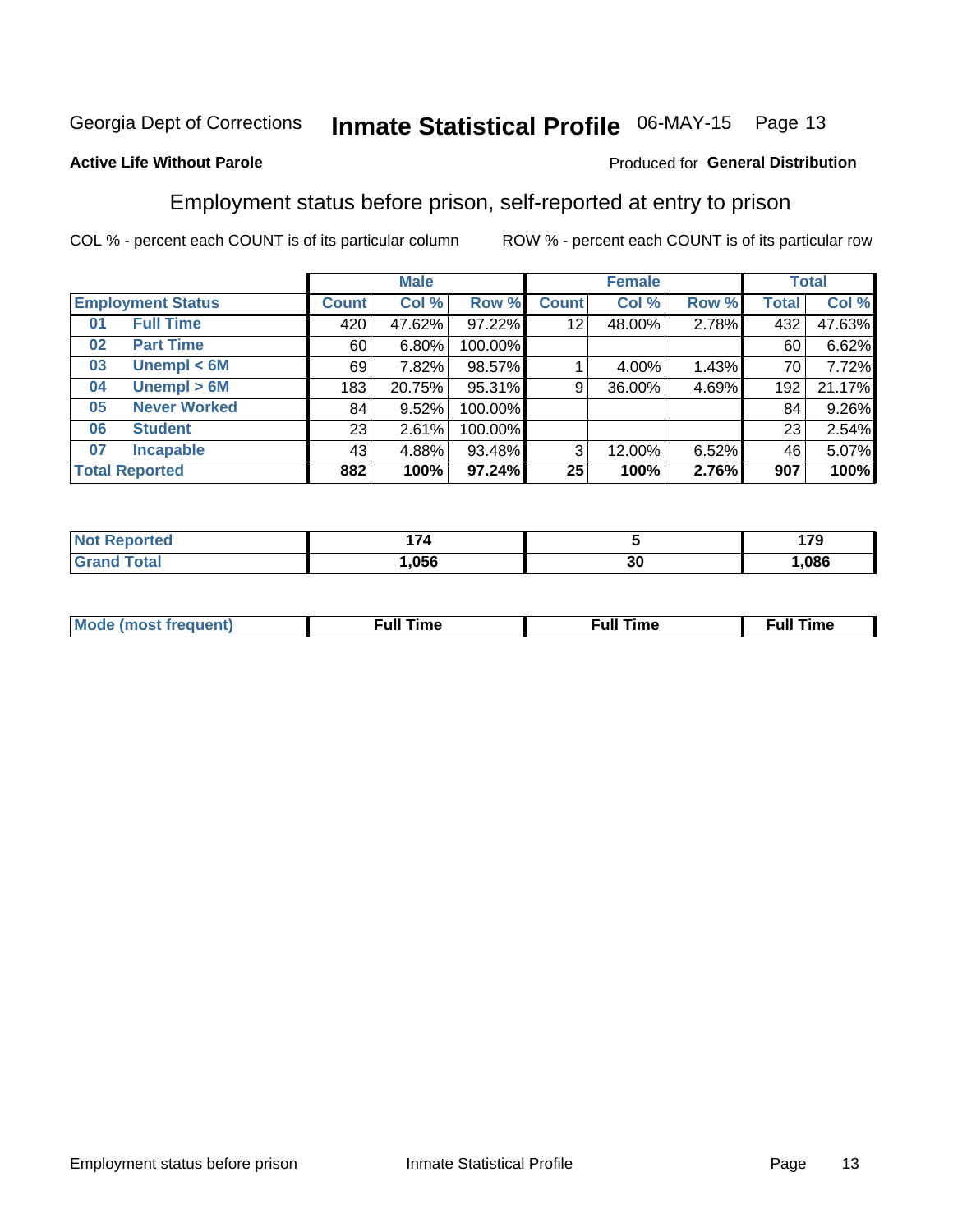Georgia Dept of Corrections **Inmate Statistical Profile** 06-MAY-15 Page 13

**Active Life Without Parole**

Produced for **General Distribution**

## Employment status before prison, self-reported at entry to prison

COL % - percent each COUNT is of its particular column ROW % - percent each COUNT is of its particular row

| Employment Status | | Male | | | Female | | | Total | |
|---|---|---|---|---|---|---|---|---|---|
| | | Count | Col % | Row % | Count | Col % | Row % | Total | Col % |
| 01 | Full Time | 420 | 47.62% | 97.22% | 12 | 48.00% | 2.78% | 432 | 47.63% |
| 02 | Part Time | 60 | 6.80% | 100.00% | | | | 60 | 6.62% |
| 03 | Unempl < 6M | 69 | 7.82% | 98.57% | 1 | 4.00% | 1.43% | 70 | 7.72% |
| 04 | Unempl > 6M | 183 | 20.75% | 95.31% | 9 | 36.00% | 4.69% | 192 | 21.17% |
| 05 | Never Worked | 84 | 9.52% | 100.00% | | | | 84 | 9.26% |
| 06 | Student | 23 | 2.61% | 100.00% | | | | 23 | 2.54% |
| 07 | Incapable | 43 | 4.88% | 93.48% | 3 | 12.00% | 6.52% | 46 | 5.07% |
| **Total Reported** | | **882** | **100%** | **97.24%** | **25** | **100%** | **2.76%** | **907** | **100%** |

| | Male | Female | Total |
|---|---|---|---|
| Not Reported | 174 | 5 | 179 |
| Grand Total | 1,056 | 30 | 1,086 |

| | Male | Female | Total |
|---|---|---|---|
| Mode (most frequent) | Full Time | Full Time | Full Time |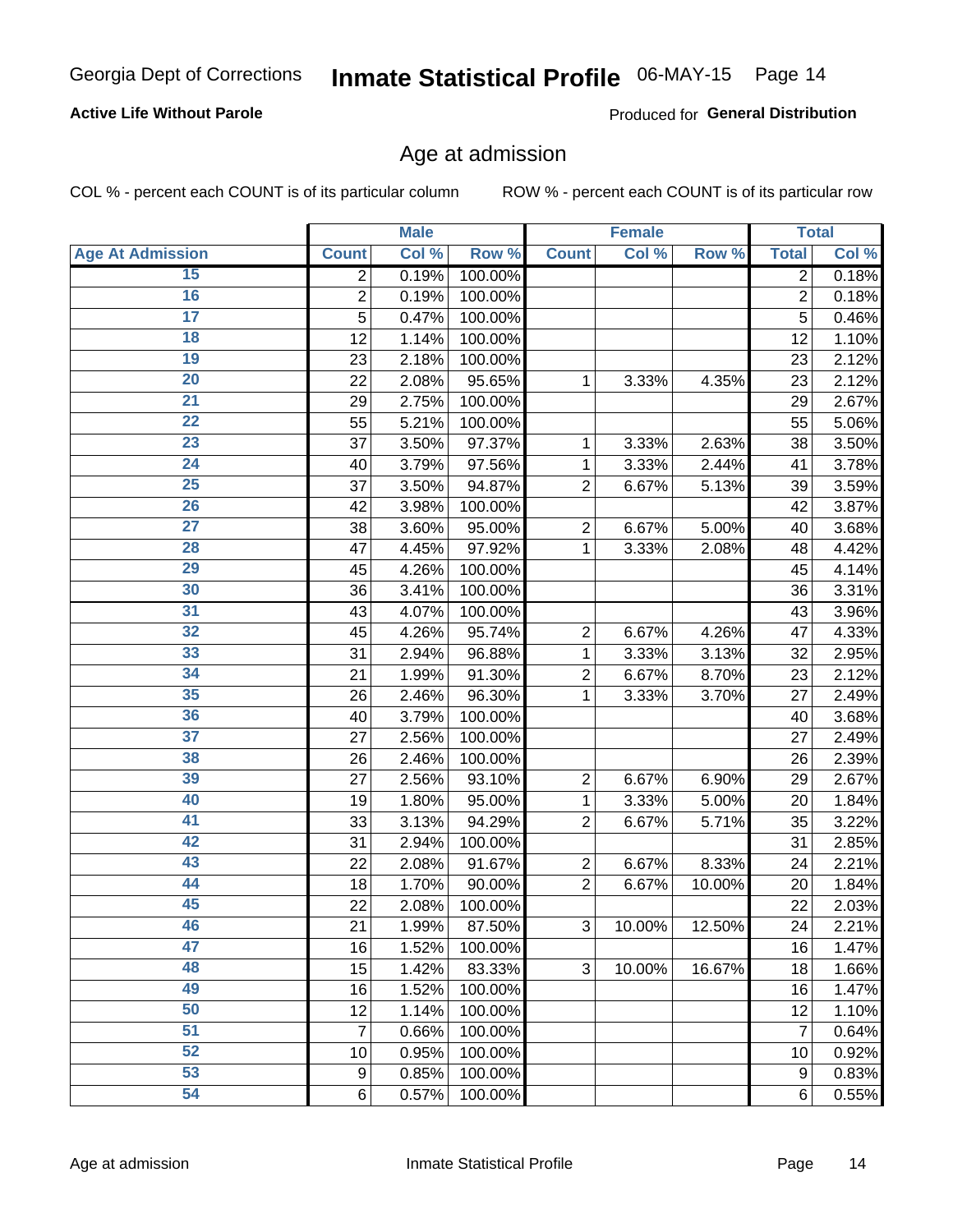Georgia Dept of Corrections **Inmate Statistical Profile** 06-MAY-15 Page 14

**Active Life Without Parole**

Produced for **General Distribution**

## Age at admission

COL % - percent each COUNT is of its particular column ROW % - percent each COUNT is of its particular row

| | Male | | | Female | | | Total | |
|---|---|---|---|---|---|---|---|---|
| Age At Admission | Count | Col % | Row % | Count | Col % | Row % | Total | Col % |
| 15 | 2 | 0.19% | 100.00% | | | | 2 | 0.18% |
| 16 | 2 | 0.19% | 100.00% | | | | 2 | 0.18% |
| 17 | 5 | 0.47% | 100.00% | | | | 5 | 0.46% |
| 18 | 12 | 1.14% | 100.00% | | | | 12 | 1.10% |
| 19 | 23 | 2.18% | 100.00% | | | | 23 | 2.12% |
| 20 | 22 | 2.08% | 95.65% | 1 | 3.33% | 4.35% | 23 | 2.12% |
| 21 | 29 | 2.75% | 100.00% | | | | 29 | 2.67% |
| 22 | 55 | 5.21% | 100.00% | | | | 55 | 5.06% |
| 23 | 37 | 3.50% | 97.37% | 1 | 3.33% | 2.63% | 38 | 3.50% |
| 24 | 40 | 3.79% | 97.56% | 1 | 3.33% | 2.44% | 41 | 3.78% |
| 25 | 37 | 3.50% | 94.87% | 2 | 6.67% | 5.13% | 39 | 3.59% |
| 26 | 42 | 3.98% | 100.00% | | | | 42 | 3.87% |
| 27 | 38 | 3.60% | 95.00% | 2 | 6.67% | 5.00% | 40 | 3.68% |
| 28 | 47 | 4.45% | 97.92% | 1 | 3.33% | 2.08% | 48 | 4.42% |
| 29 | 45 | 4.26% | 100.00% | | | | 45 | 4.14% |
| 30 | 36 | 3.41% | 100.00% | | | | 36 | 3.31% |
| 31 | 43 | 4.07% | 100.00% | | | | 43 | 3.96% |
| 32 | 45 | 4.26% | 95.74% | 2 | 6.67% | 4.26% | 47 | 4.33% |
| 33 | 31 | 2.94% | 96.88% | 1 | 3.33% | 3.13% | 32 | 2.95% |
| 34 | 21 | 1.99% | 91.30% | 2 | 6.67% | 8.70% | 23 | 2.12% |
| 35 | 26 | 2.46% | 96.30% | 1 | 3.33% | 3.70% | 27 | 2.49% |
| 36 | 40 | 3.79% | 100.00% | | | | 40 | 3.68% |
| 37 | 27 | 2.56% | 100.00% | | | | 27 | 2.49% |
| 38 | 26 | 2.46% | 100.00% | | | | 26 | 2.39% |
| 39 | 27 | 2.56% | 93.10% | 2 | 6.67% | 6.90% | 29 | 2.67% |
| 40 | 19 | 1.80% | 95.00% | 1 | 3.33% | 5.00% | 20 | 1.84% |
| 41 | 33 | 3.13% | 94.29% | 2 | 6.67% | 5.71% | 35 | 3.22% |
| 42 | 31 | 2.94% | 100.00% | | | | 31 | 2.85% |
| 43 | 22 | 2.08% | 91.67% | 2 | 6.67% | 8.33% | 24 | 2.21% |
| 44 | 18 | 1.70% | 90.00% | 2 | 6.67% | 10.00% | 20 | 1.84% |
| 45 | 22 | 2.08% | 100.00% | | | | 22 | 2.03% |
| 46 | 21 | 1.99% | 87.50% | 3 | 10.00% | 12.50% | 24 | 2.21% |
| 47 | 16 | 1.52% | 100.00% | | | | 16 | 1.47% |
| 48 | 15 | 1.42% | 83.33% | 3 | 10.00% | 16.67% | 18 | 1.66% |
| 49 | 16 | 1.52% | 100.00% | | | | 16 | 1.47% |
| 50 | 12 | 1.14% | 100.00% | | | | 12 | 1.10% |
| 51 | 7 | 0.66% | 100.00% | | | | 7 | 0.64% |
| 52 | 10 | 0.95% | 100.00% | | | | 10 | 0.92% |
| 53 | 9 | 0.85% | 100.00% | | | | 9 | 0.83% |
| 54 | 6 | 0.57% | 100.00% | | | | 6 | 0.55% |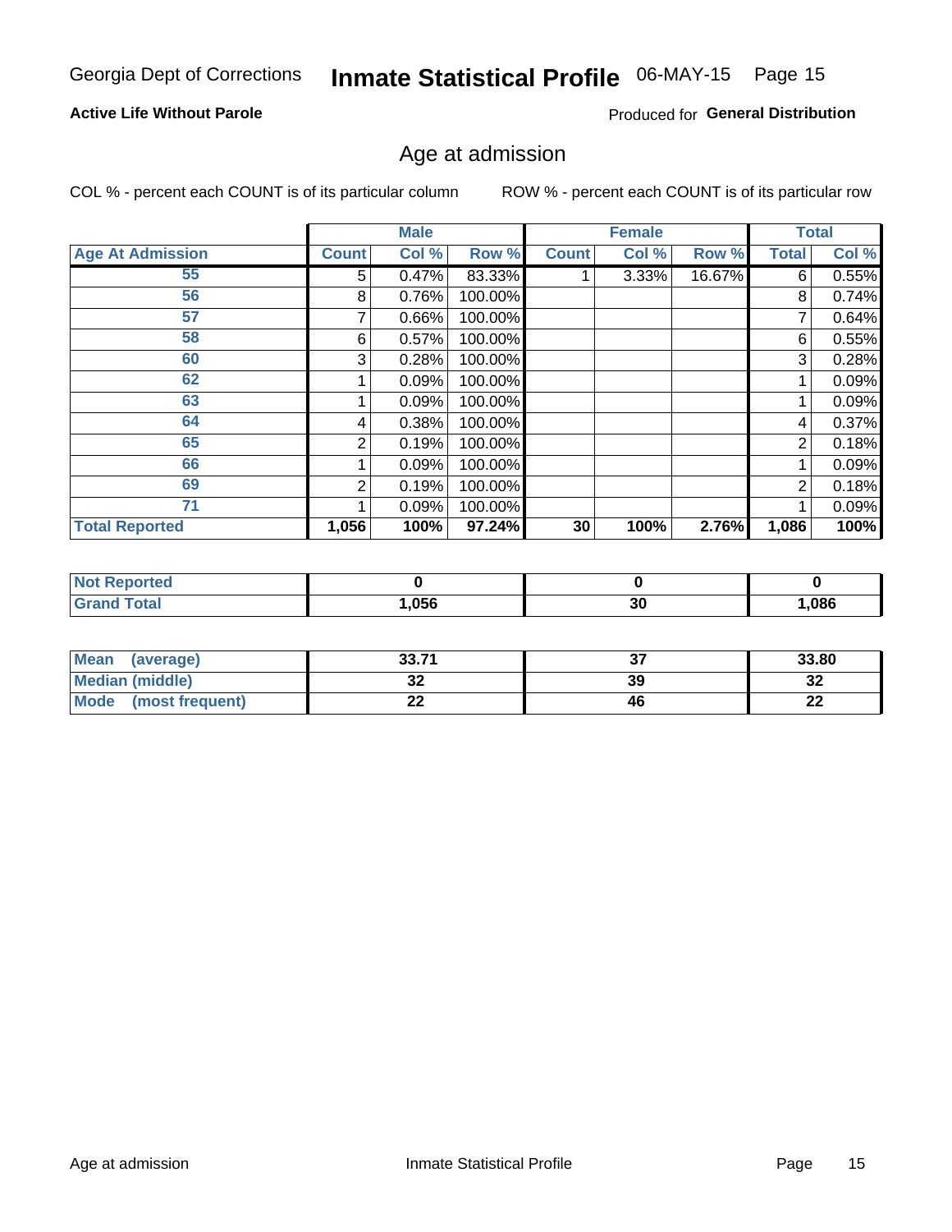Georgia Dept of Corrections **Inmate Statistical Profile** 06-MAY-15

**Active Life Without Parole**

Produced for **General Distribution**

## Age at admission

COL % - percent each COUNT is of its particular column

ROW % - percent each COUNT is of its particular row

| | Male | | | Female | | | Total | |
|---|---|---|---|---|---|---|---|---|
| **Age At Admission** | **Count** | **Col %** | **Row %** | **Count** | **Col %** | **Row %** | **Total** | **Col %** |
| 55 | 5 | 0.47% | 83.33% | 1 | 3.33% | 16.67% | 6 | 0.55% |
| 56 | 8 | 0.76% | 100.00% | | | | 8 | 0.74% |
| 57 | 7 | 0.66% | 100.00% | | | | 7 | 0.64% |
| 58 | 6 | 0.57% | 100.00% | | | | 6 | 0.55% |
| 60 | 3 | 0.28% | 100.00% | | | | 3 | 0.28% |
| 62 | 1 | 0.09% | 100.00% | | | | 1 | 0.09% |
| 63 | 1 | 0.09% | 100.00% | | | | 1 | 0.09% |
| 64 | 4 | 0.38% | 100.00% | | | | 4 | 0.37% |
| 65 | 2 | 0.19% | 100.00% | | | | 2 | 0.18% |
| 66 | 1 | 0.09% | 100.00% | | | | 1 | 0.09% |
| 69 | 2 | 0.19% | 100.00% | | | | 2 | 0.18% |
| 71 | 1 | 0.09% | 100.00% | | | | 1 | 0.09% |
| **Total Reported** | **1,056** | **100%** | **97.24%** | **30** | **100%** | **2.76%** | **1,086** | **100%** |

| | Male | Female | Total |
|---|---|---|---|
| **Not Reported** | **0** | **0** | **0** |
| **Grand Total** | **1,056** | **30** | **1,086** |

| | Male | Female | Total |
|---|---|---|---|
| **Mean (average)** | **33.71** | **37** | **33.80** |
| **Median (middle)** | **32** | **39** | **32** |
| **Mode (most frequent)** | **22** | **46** | **22** |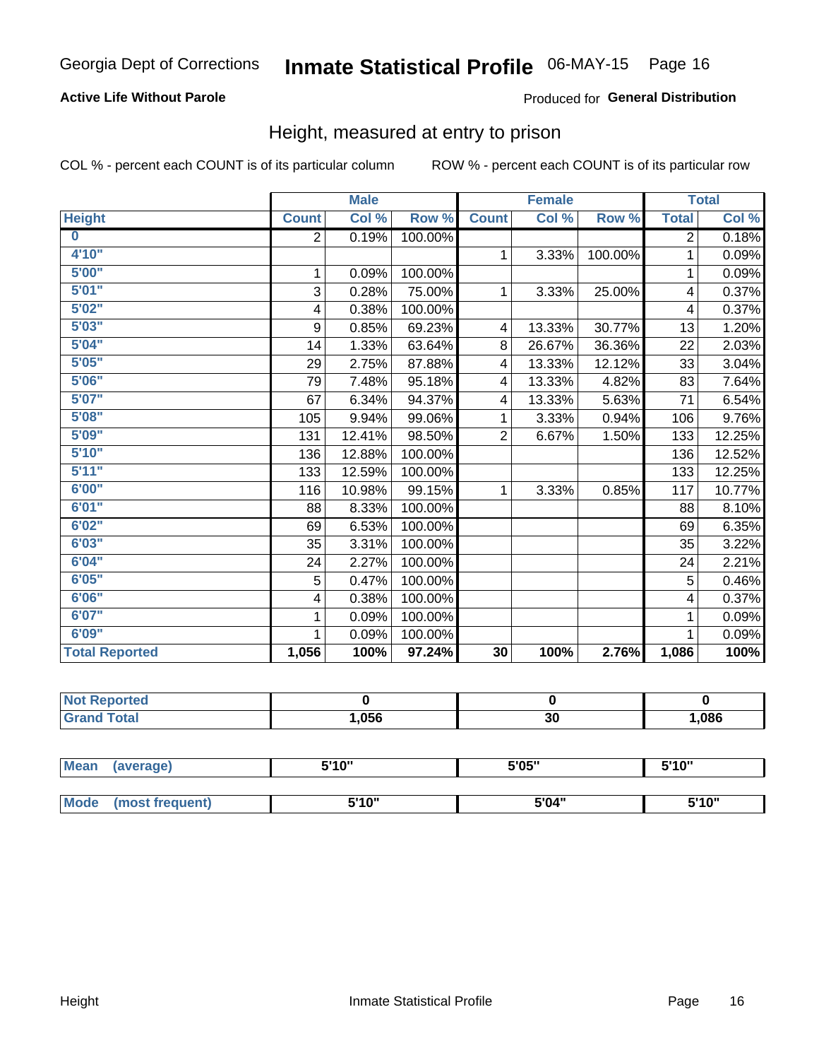Georgia Dept of Corrections **Inmate Statistical Profile** 06-MAY-15

**Active Life Without Parole**

Produced for **General Distribution**

## Height, measured at entry to prison

COL % - percent each COUNT is of its particular column    ROW % - percent each COUNT is of its particular row

| | Male | | | Female | | | Total | |
|---|---|---|---|---|---|---|---|---|
| Height | Count | Col % | Row % | Count | Col % | Row % | Total | Col % |
| 0 | 2 | 0.19% | 100.00% | | | | 2 | 0.18% |
| 4'10" | | | | 1 | 3.33% | 100.00% | 1 | 0.09% |
| 5'00" | 1 | 0.09% | 100.00% | | | | 1 | 0.09% |
| 5'01" | 3 | 0.28% | 75.00% | 1 | 3.33% | 25.00% | 4 | 0.37% |
| 5'02" | 4 | 0.38% | 100.00% | | | | 4 | 0.37% |
| 5'03" | 9 | 0.85% | 69.23% | 4 | 13.33% | 30.77% | 13 | 1.20% |
| 5'04" | 14 | 1.33% | 63.64% | 8 | 26.67% | 36.36% | 22 | 2.03% |
| 5'05" | 29 | 2.75% | 87.88% | 4 | 13.33% | 12.12% | 33 | 3.04% |
| 5'06" | 79 | 7.48% | 95.18% | 4 | 13.33% | 4.82% | 83 | 7.64% |
| 5'07" | 67 | 6.34% | 94.37% | 4 | 13.33% | 5.63% | 71 | 6.54% |
| 5'08" | 105 | 9.94% | 99.06% | 1 | 3.33% | 0.94% | 106 | 9.76% |
| 5'09" | 131 | 12.41% | 98.50% | 2 | 6.67% | 1.50% | 133 | 12.25% |
| 5'10" | 136 | 12.88% | 100.00% | | | | 136 | 12.52% |
| 5'11" | 133 | 12.59% | 100.00% | | | | 133 | 12.25% |
| 6'00" | 116 | 10.98% | 99.15% | 1 | 3.33% | 0.85% | 117 | 10.77% |
| 6'01" | 88 | 8.33% | 100.00% | | | | 88 | 8.10% |
| 6'02" | 69 | 6.53% | 100.00% | | | | 69 | 6.35% |
| 6'03" | 35 | 3.31% | 100.00% | | | | 35 | 3.22% |
| 6'04" | 24 | 2.27% | 100.00% | | | | 24 | 2.21% |
| 6'05" | 5 | 0.47% | 100.00% | | | | 5 | 0.46% |
| 6'06" | 4 | 0.38% | 100.00% | | | | 4 | 0.37% |
| 6'07" | 1 | 0.09% | 100.00% | | | | 1 | 0.09% |
| 6'09" | 1 | 0.09% | 100.00% | | | | 1 | 0.09% |
| **Total Reported** | **1,056** | **100%** | **97.24%** | **30** | **100%** | **2.76%** | **1,086** | **100%** |

| | Male | Female | Total |
|---|---|---|---|
| Not Reported | 0 | 0 | 0 |
| Grand Total | 1,056 | 30 | 1,086 |

| | Male | Female | Total |
|---|---|---|---|
| Mean (average) | 5'10" | 5'05" | 5'10" |
| Mode (most frequent) | 5'10" | 5'04" | 5'10" |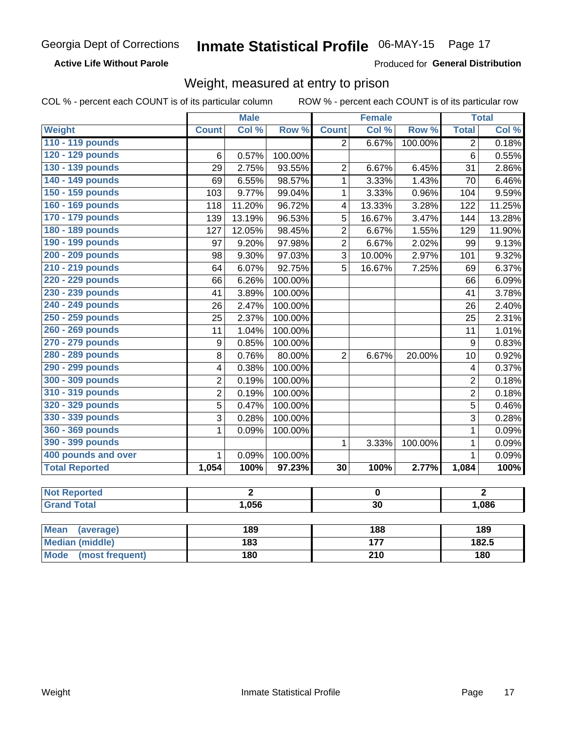Georgia Dept of Corrections **Inmate Statistical Profile** 06-MAY-15

**Active Life Without Parole**

Produced for **General Distribution**

## Weight, measured at entry to prison

COL % - percent each COUNT is of its particular column ROW % - percent each COUNT is of its particular row

| Weight | Male | | | Female | | | Total | |
|---|---|---|---|---|---|---|---|---|
| | Count | Col % | Row % | Count | Col % | Row % | Total | Col % |
| 110 - 119 pounds | | | | 2 | 6.67% | 100.00% | 2 | 0.18% |
| 120 - 129 pounds | 6 | 0.57% | 100.00% | | | | 6 | 0.55% |
| 130 - 139 pounds | 29 | 2.75% | 93.55% | 2 | 6.67% | 6.45% | 31 | 2.86% |
| 140 - 149 pounds | 69 | 6.55% | 98.57% | 1 | 3.33% | 1.43% | 70 | 6.46% |
| 150 - 159 pounds | 103 | 9.77% | 99.04% | 1 | 3.33% | 0.96% | 104 | 9.59% |
| 160 - 169 pounds | 118 | 11.20% | 96.72% | 4 | 13.33% | 3.28% | 122 | 11.25% |
| 170 - 179 pounds | 139 | 13.19% | 96.53% | 5 | 16.67% | 3.47% | 144 | 13.28% |
| 180 - 189 pounds | 127 | 12.05% | 98.45% | 2 | 6.67% | 1.55% | 129 | 11.90% |
| 190 - 199 pounds | 97 | 9.20% | 97.98% | 2 | 6.67% | 2.02% | 99 | 9.13% |
| 200 - 209 pounds | 98 | 9.30% | 97.03% | 3 | 10.00% | 2.97% | 101 | 9.32% |
| 210 - 219 pounds | 64 | 6.07% | 92.75% | 5 | 16.67% | 7.25% | 69 | 6.37% |
| 220 - 229 pounds | 66 | 6.26% | 100.00% | | | | 66 | 6.09% |
| 230 - 239 pounds | 41 | 3.89% | 100.00% | | | | 41 | 3.78% |
| 240 - 249 pounds | 26 | 2.47% | 100.00% | | | | 26 | 2.40% |
| 250 - 259 pounds | 25 | 2.37% | 100.00% | | | | 25 | 2.31% |
| 260 - 269 pounds | 11 | 1.04% | 100.00% | | | | 11 | 1.01% |
| 270 - 279 pounds | 9 | 0.85% | 100.00% | | | | 9 | 0.83% |
| 280 - 289 pounds | 8 | 0.76% | 80.00% | 2 | 6.67% | 20.00% | 10 | 0.92% |
| 290 - 299 pounds | 4 | 0.38% | 100.00% | | | | 4 | 0.37% |
| 300 - 309 pounds | 2 | 0.19% | 100.00% | | | | 2 | 0.18% |
| 310 - 319 pounds | 2 | 0.19% | 100.00% | | | | 2 | 0.18% |
| 320 - 329 pounds | 5 | 0.47% | 100.00% | | | | 5 | 0.46% |
| 330 - 339 pounds | 3 | 0.28% | 100.00% | | | | 3 | 0.28% |
| 360 - 369 pounds | 1 | 0.09% | 100.00% | | | | 1 | 0.09% |
| 390 - 399 pounds | | | | 1 | 3.33% | 100.00% | 1 | 0.09% |
| 400 pounds and over | 1 | 0.09% | 100.00% | | | | 1 | 0.09% |
| **Total Reported** | **1,054** | **100%** | **97.23%** | **30** | **100%** | **2.77%** | **1,084** | **100%** |

| | Male | Female | Total |
|---|---|---|---|
| Not Reported | 2 | 0 | 2 |
| Grand Total | 1,056 | 30 | 1,086 |

| | Male | Female | Total |
|---|---|---|---|
| Mean (average) | 189 | 188 | 189 |
| Median (middle) | 183 | 177 | 182.5 |
| Mode (most frequent) | 180 | 210 | 180 |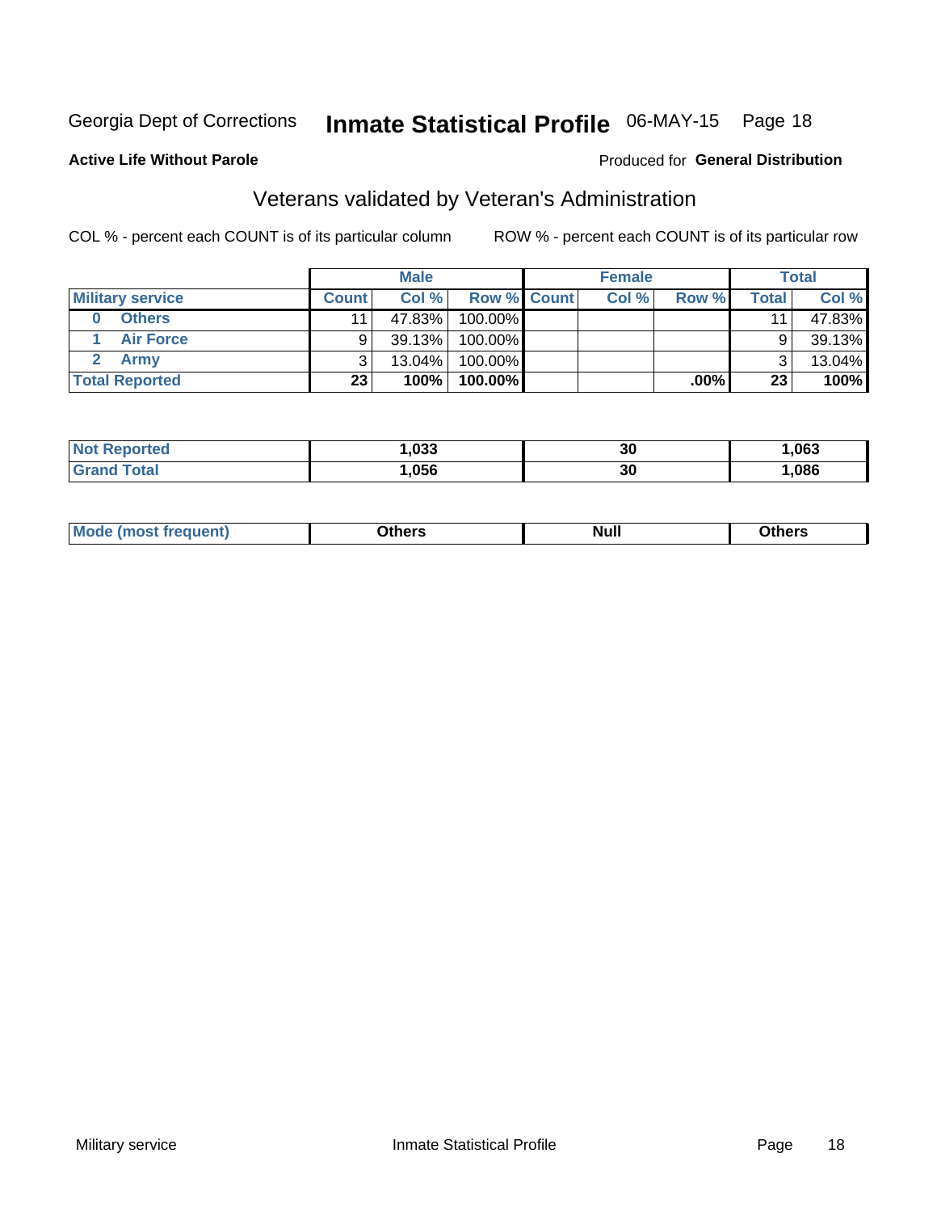Georgia Dept of Corrections **Inmate Statistical Profile** 06-MAY-15 Page 18

**Active Life Without Parole**

Produced for **General Distribution**

## Veterans validated by Veteran's Administration

COL % - percent each COUNT is of its particular column

ROW % - percent each COUNT is of its particular row

| | Male | | | Female | | | Total | |
|---|---|---|---|---|---|---|---|---|
| **Military service** | **Count** | **Col %** | **Row %** | **Count** | **Col %** | **Row %** | **Total** | **Col %** |
| **0 Others** | 11 | 47.83% | 100.00% | | | | 11 | 47.83% |
| **1 Air Force** | 9 | 39.13% | 100.00% | | | | 9 | 39.13% |
| **2 Army** | 3 | 13.04% | 100.00% | | | | 3 | 13.04% |
| **Total Reported** | **23** | **100%** | **100.00%** | | | **.00%** | **23** | **100%** |

| | Male | Female | Total |
|---|---|---|---|
| **Not Reported** | **1,033** | **30** | **1,063** |
| **Grand Total** | **1,056** | **30** | **1,086** |

| | Male | Female | Total |
|---|---|---|---|
| **Mode (most frequent)** | **Others** | **Null** | **Others** |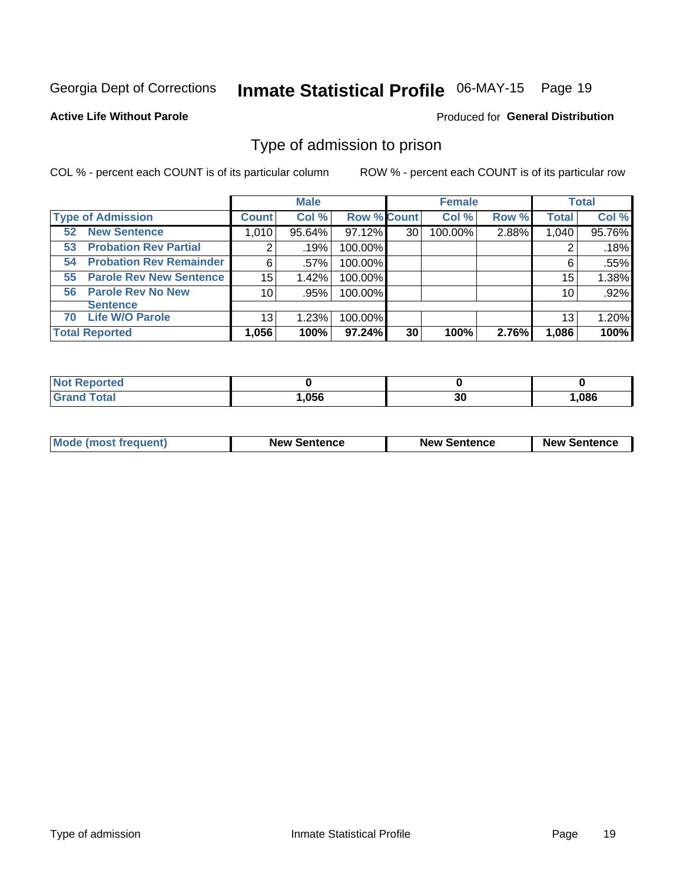Georgia Dept of Corrections **Inmate Statistical Profile** 06-MAY-15 Page 19

**Active Life Without Parole**

Produced for **General Distribution**

## Type of admission to prison

COL % - percent each COUNT is of its particular column ROW % - percent each COUNT is of its particular row

| | Male | | | Female | | | Total | |
|---|---|---|---|---|---|---|---|---|
| **Type of Admission** | **Count** | **Col %** | **Row %** | **Count** | **Col %** | **Row %** | **Total** | **Col %** |
| **52 New Sentence** | 1,010 | 95.64% | 97.12% | 30 | 100.00% | 2.88% | 1,040 | 95.76% |
| **53 Probation Rev Partial** | 2 | .19% | 100.00% | | | | 2 | .18% |
| **54 Probation Rev Remainder** | 6 | .57% | 100.00% | | | | 6 | .55% |
| **55 Parole Rev New Sentence** | 15 | 1.42% | 100.00% | | | | 15 | 1.38% |
| **56 Parole Rev No New Sentence** | 10 | .95% | 100.00% | | | | 10 | .92% |
| **70 Life W/O Parole** | 13 | 1.23% | 100.00% | | | | 13 | 1.20% |
| **Total Reported** | **1,056** | **100%** | **97.24%** | **30** | **100%** | **2.76%** | **1,086** | **100%** |

| | Male | Female | Total |
|---|---|---|---|
| **Not Reported** | **0** | **0** | **0** |
| **Grand Total** | **1,056** | **30** | **1,086** |

| | Male | Female | Total |
|---|---|---|---|
| **Mode (most frequent)** | **New Sentence** | **New Sentence** | **New Sentence** |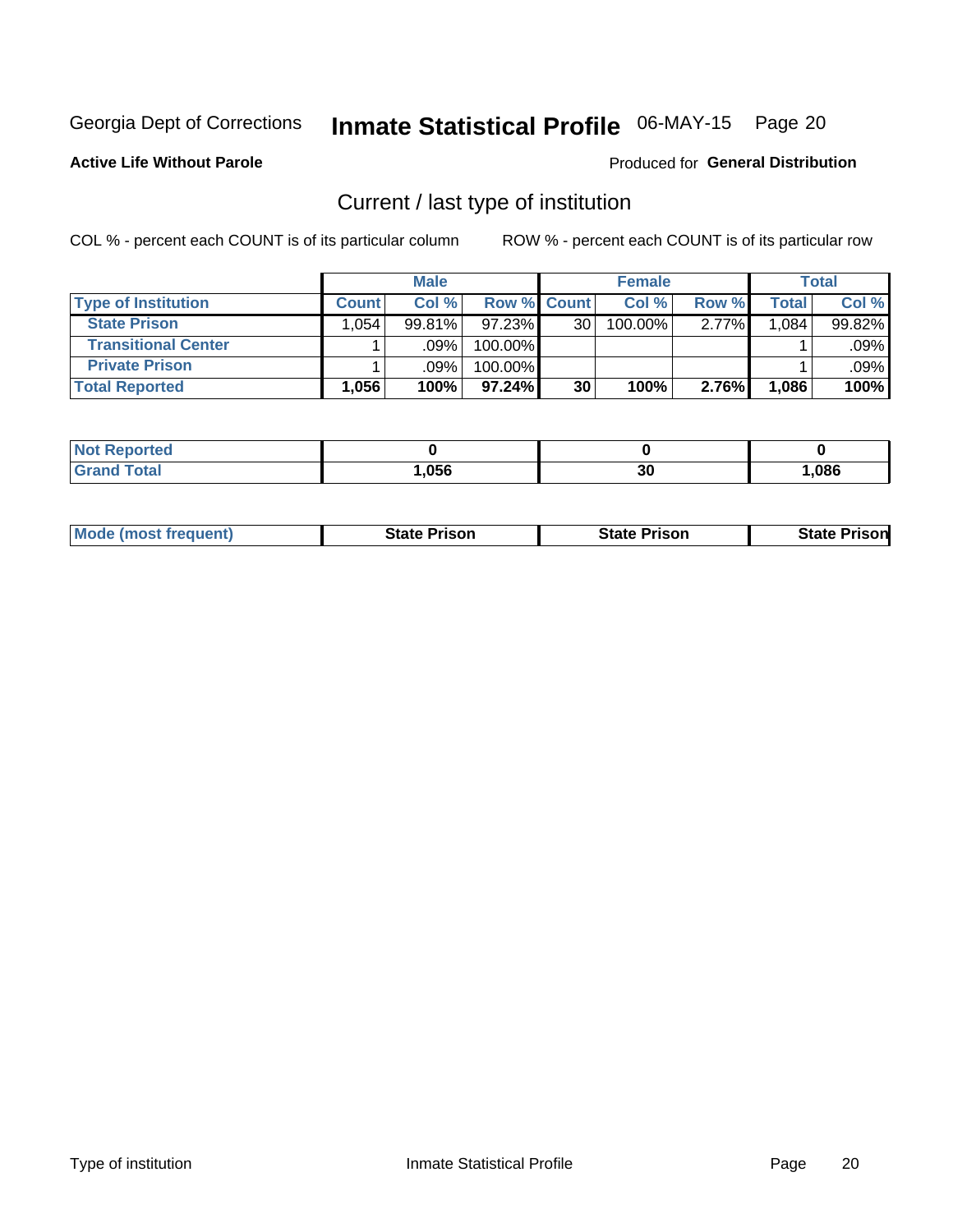Georgia Dept of Corrections **Inmate Statistical Profile** 06-MAY-15

**Active Life Without Parole**

Produced for **General Distribution**

## Current / last type of institution

COL % - percent each COUNT is of its particular column ROW % - percent each COUNT is of its particular row

| | Male | | | Female | | | Total | |
|---|---|---|---|---|---|---|---|---|
| **Type of Institution** | **Count** | **Col %** | **Row %** | **Count** | **Col %** | **Row %** | **Total** | **Col %** |
| **State Prison** | 1,054 | 99.81% | 97.23% | 30 | 100.00% | 2.77% | 1,084 | 99.82% |
| **Transitional Center** | 1 | .09% | 100.00% | | | | 1 | .09% |
| **Private Prison** | 1 | .09% | 100.00% | | | | 1 | .09% |
| **Total Reported** | **1,056** | **100%** | **97.24%** | **30** | **100%** | **2.76%** | **1,086** | **100%** |

| | Male | Female | Total |
|---|---|---|---|
| **Not Reported** | **0** | **0** | **0** |
| **Grand Total** | **1,056** | **30** | **1,086** |

| | Male | Female | Total |
|---|---|---|---|
| **Mode (most frequent)** | **State Prison** | **State Prison** | **State Prison** |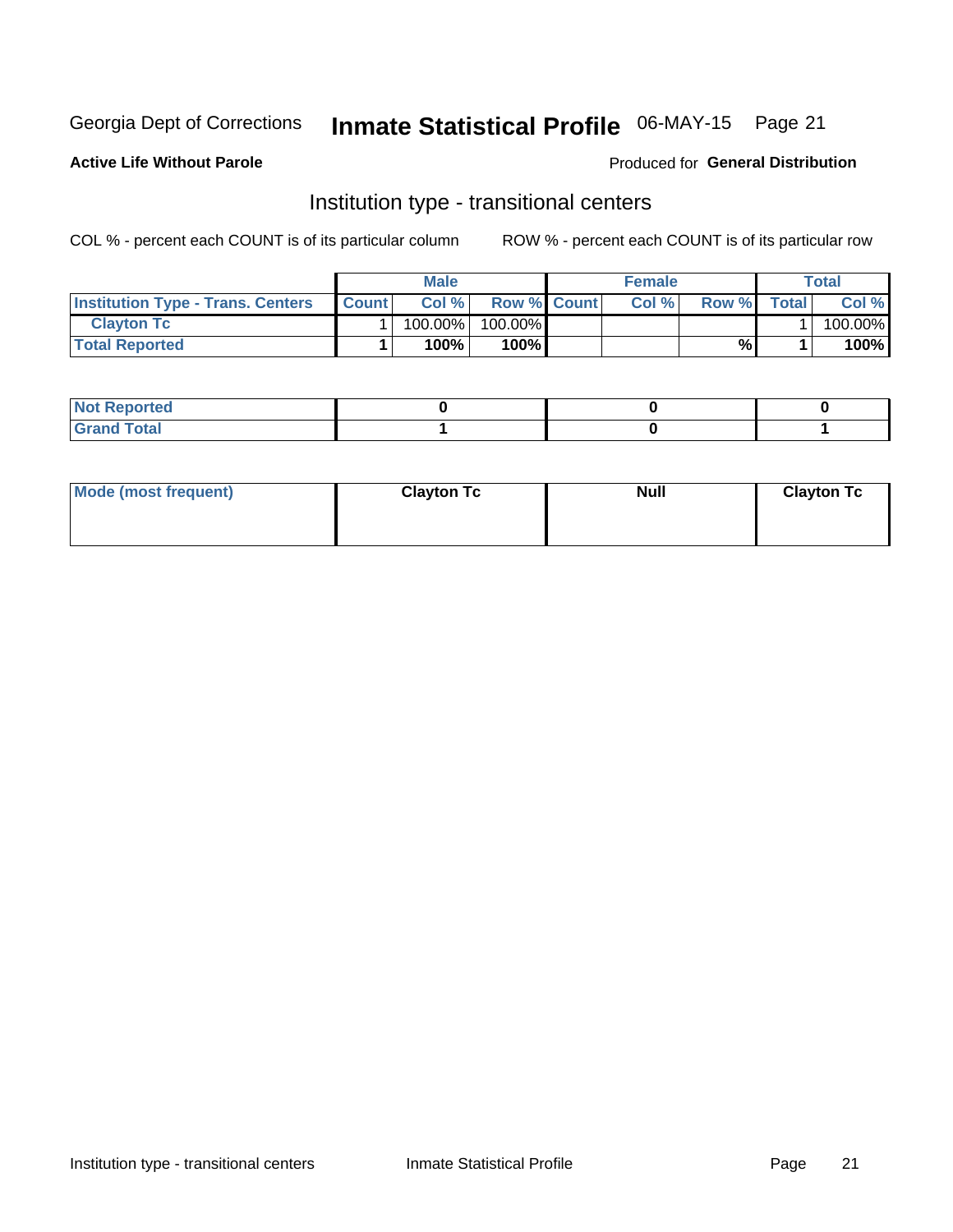Georgia Dept of Corrections **Inmate Statistical Profile** 06-MAY-15

**Active Life Without Parole**

Produced for **General Distribution**

## Institution type - transitional centers

COL % - percent each COUNT is of its particular column

ROW % - percent each COUNT is of its particular row

| | Male | | | Female | | | Total | |
|---|---|---|---|---|---|---|---|---|
| **Institution Type - Trans. Centers** | **Count** | **Col %** | **Row %** | **Count** | **Col %** | **Row %** | **Total** | **Col %** |
| **Clayton Tc** | 1 | 100.00% | 100.00% | | | | 1 | 100.00% |
| **Total Reported** | **1** | **100%** | **100%** | | | **%** | **1** | **100%** |

| | Male | Female | Total |
|---|---|---|---|
| **Not Reported** | **0** | **0** | **0** |
| **Grand Total** | **1** | **0** | **1** |

| | Male | Female | Total |
|---|---|---|---|
| **Mode (most frequent)** | **Clayton Tc** | **Null** | **Clayton Tc** |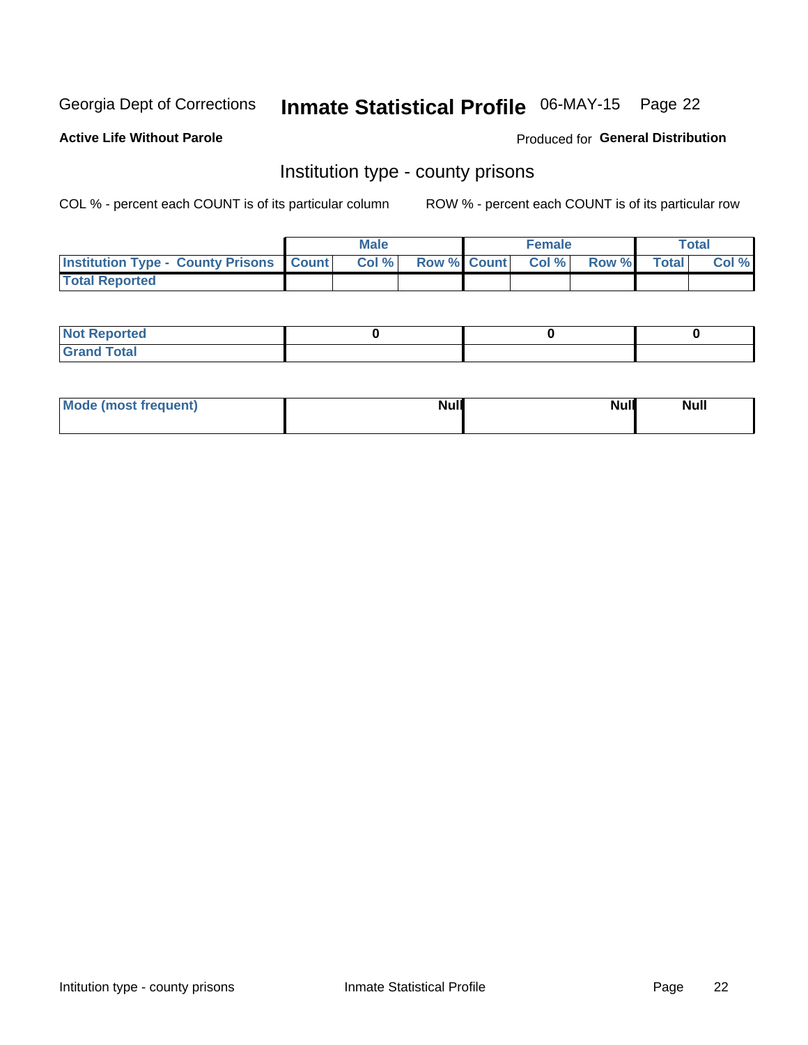Georgia Dept of Corrections **Inmate Statistical Profile** 06-MAY-15 Page 22

**Active Life Without Parole**

Produced for **General Distribution**

## Institution type - county prisons

COL % - percent each COUNT is of its particular column

ROW % - percent each COUNT is of its particular row

| | Male | | | Female | | | Total | |
|---|---|---|---|---|---|---|---|---|
| **Institution Type - County Prisons** | **Count** | **Col %** | **Row %** | **Count** | **Col %** | **Row %** | **Total** | **Col %** |
| **Total Reported** | | | | | | | | |

| | Male | Female | Total |
|---|---|---|---|
| **Not Reported** | 0 | 0 | 0 |
| **Grand Total** | | | |

| | Male | Female | Total |
|---|---|---|---|
| **Mode (most frequent)** | Null | Null | Null |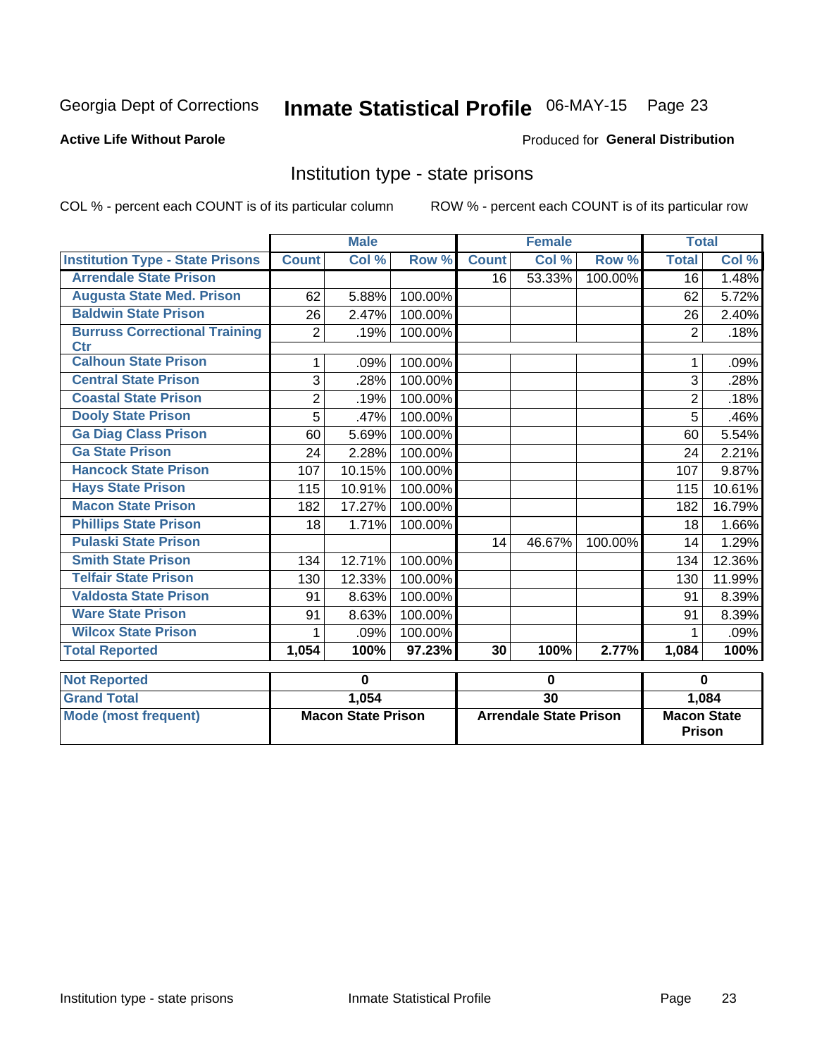Georgia Dept of Corrections **Inmate Statistical Profile** 06-MAY-15 Page 23

**Active Life Without Parole**

Produced for **General Distribution**

## Institution type - state prisons

COL % - percent each COUNT is of its particular column  ROW % - percent each COUNT is of its particular row

| | Male | | | Female | | | Total | |
|---|---|---|---|---|---|---|---|---|
| **Institution Type - State Prisons** | **Count** | **Col %** | **Row %** | **Count** | **Col %** | **Row %** | **Total** | **Col %** |
| **Arrendale State Prison** | | | | 16 | 53.33% | 100.00% | 16 | 1.48% |
| **Augusta State Med. Prison** | 62 | 5.88% | 100.00% | | | | 62 | 5.72% |
| **Baldwin State Prison** | 26 | 2.47% | 100.00% | | | | 26 | 2.40% |
| **Burruss Correctional Training Ctr** | 2 | .19% | 100.00% | | | | 2 | .18% |
| **Calhoun State Prison** | 1 | .09% | 100.00% | | | | 1 | .09% |
| **Central State Prison** | 3 | .28% | 100.00% | | | | 3 | .28% |
| **Coastal State Prison** | 2 | .19% | 100.00% | | | | 2 | .18% |
| **Dooly State Prison** | 5 | .47% | 100.00% | | | | 5 | .46% |
| **Ga Diag Class Prison** | 60 | 5.69% | 100.00% | | | | 60 | 5.54% |
| **Ga State Prison** | 24 | 2.28% | 100.00% | | | | 24 | 2.21% |
| **Hancock State Prison** | 107 | 10.15% | 100.00% | | | | 107 | 9.87% |
| **Hays State Prison** | 115 | 10.91% | 100.00% | | | | 115 | 10.61% |
| **Macon State Prison** | 182 | 17.27% | 100.00% | | | | 182 | 16.79% |
| **Phillips State Prison** | 18 | 1.71% | 100.00% | | | | 18 | 1.66% |
| **Pulaski State Prison** | | | | 14 | 46.67% | 100.00% | 14 | 1.29% |
| **Smith State Prison** | 134 | 12.71% | 100.00% | | | | 134 | 12.36% |
| **Telfair State Prison** | 130 | 12.33% | 100.00% | | | | 130 | 11.99% |
| **Valdosta State Prison** | 91 | 8.63% | 100.00% | | | | 91 | 8.39% |
| **Ware State Prison** | 91 | 8.63% | 100.00% | | | | 91 | 8.39% |
| **Wilcox State Prison** | 1 | .09% | 100.00% | | | | 1 | .09% |
| **Total Reported** | **1,054** | **100%** | **97.23%** | **30** | **100%** | **2.77%** | **1,084** | **100%** |

| | Male | Female | Total |
|---|---|---|---|
| **Not Reported** | **0** | **0** | **0** |
| **Grand Total** | **1,054** | **30** | **1,084** |
| **Mode (most frequent)** | **Macon State Prison** | **Arrendale State Prison** | **Macon State Prison** |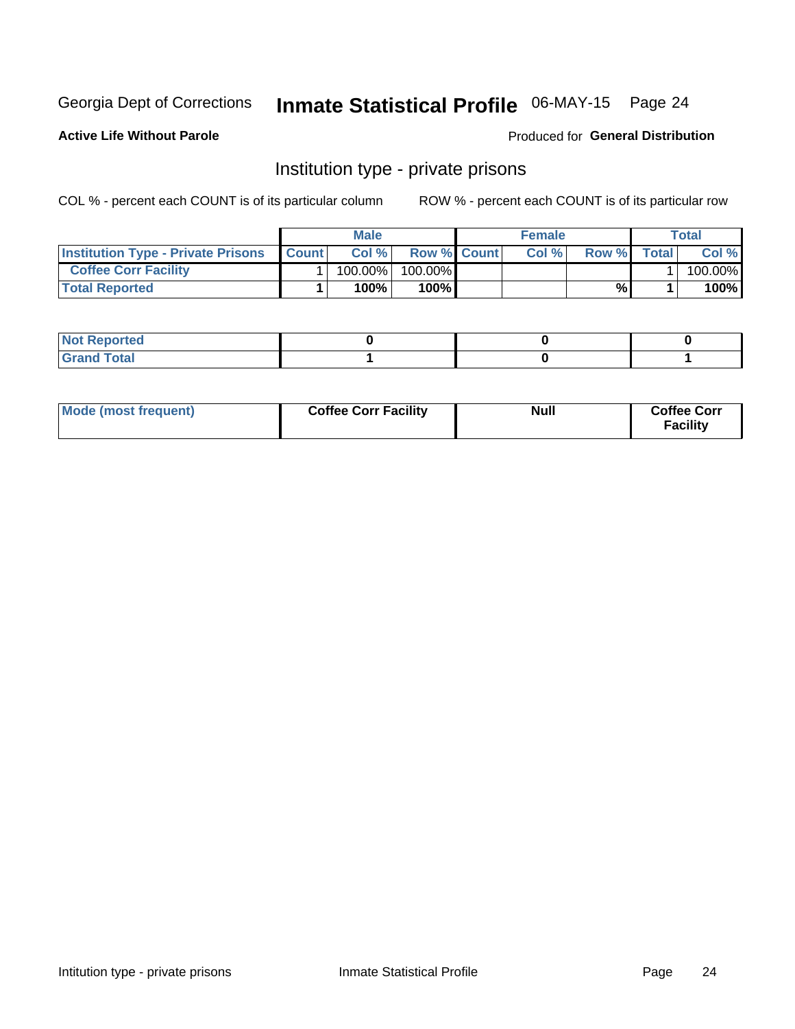Georgia Dept of Corrections **Inmate Statistical Profile** 06-MAY-15

**Active Life Without Parole**

Produced for **General Distribution**

## Institution type - private prisons

COL % - percent each COUNT is of its particular column    ROW % - percent each COUNT is of its particular row

| | Male | | | Female | | | Total | |
|---|---|---|---|---|---|---|---|---|
| **Institution Type - Private Prisons** | **Count** | **Col %** | **Row %** | **Count** | **Col %** | **Row %** | **Total** | **Col %** |
| **Coffee Corr Facility** | 1 | 100.00% | 100.00% | | | | 1 | 100.00% |
| **Total Reported** | **1** | **100%** | **100%** | | | **%** | **1** | **100%** |

| | | | |
|---|---|---|---|
| **Not Reported** | **0** | **0** | **0** |
| **Grand Total** | **1** | **0** | **1** |

| | | | |
|---|---|---|---|
| **Mode (most frequent)** | **Coffee Corr Facility** | **Null** | **Coffee Corr Facility** |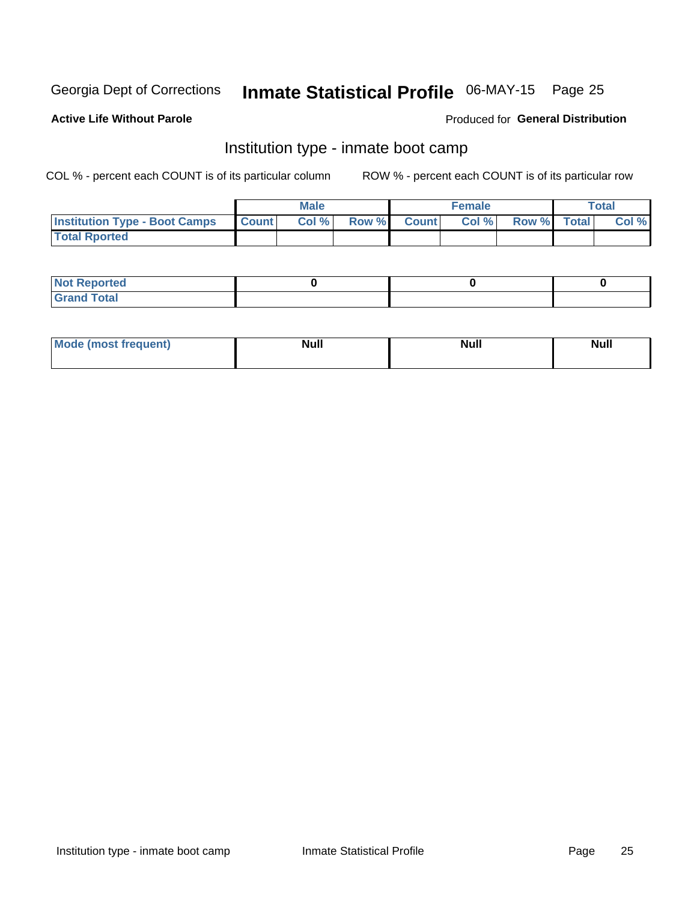Georgia Dept of Corrections **Inmate Statistical Profile** 06-MAY-15

**Active Life Without Parole**

Produced for **General Distribution**

## Institution type - inmate boot camp

COL % - percent each COUNT is of its particular column

ROW % - percent each COUNT is of its particular row

| | Male | | | Female | | | Total | |
|---|---|---|---|---|---|---|---|---|
| **Institution Type - Boot Camps** | Count | Col % | Row % | Count | Col % | Row % | Total | Col % |
| **Total Rported** | | | | | | | | |

| | Male | Female | Total |
|---|---|---|---|
| **Not Reported** | 0 | 0 | 0 |
| **Grand Total** | | | |

| | Male | Female | Total |
|---|---|---|---|
| **Mode (most frequent)** | Null | Null | Null |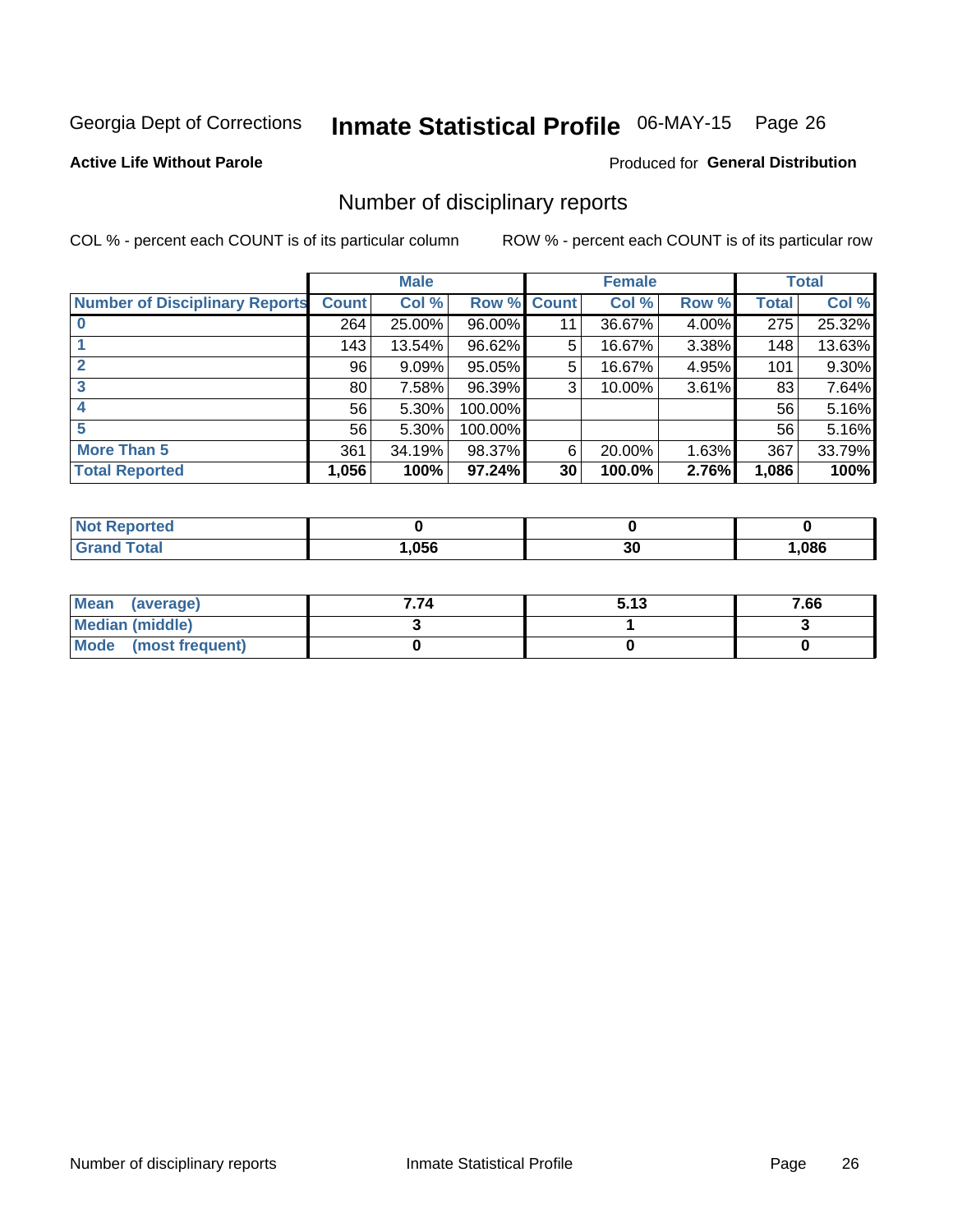Georgia Dept of Corrections **Inmate Statistical Profile** 06-MAY-15 Page 26

**Active Life Without Parole**

Produced for **General Distribution**

## Number of disciplinary reports

COL % - percent each COUNT is of its particular column

ROW % - percent each COUNT is of its particular row

| | Male | | | Female | | | Total | |
|---|---|---|---|---|---|---|---|---|
| **Number of Disciplinary Reports** | **Count** | **Col %** | **Row %** | **Count** | **Col %** | **Row %** | **Total** | **Col %** |
| **0** | 264 | 25.00% | 96.00% | 11 | 36.67% | 4.00% | 275 | 25.32% |
| **1** | 143 | 13.54% | 96.62% | 5 | 16.67% | 3.38% | 148 | 13.63% |
| **2** | 96 | 9.09% | 95.05% | 5 | 16.67% | 4.95% | 101 | 9.30% |
| **3** | 80 | 7.58% | 96.39% | 3 | 10.00% | 3.61% | 83 | 7.64% |
| **4** | 56 | 5.30% | 100.00% | | | | 56 | 5.16% |
| **5** | 56 | 5.30% | 100.00% | | | | 56 | 5.16% |
| **More Than 5** | 361 | 34.19% | 98.37% | 6 | 20.00% | 1.63% | 367 | 33.79% |
| **Total Reported** | **1,056** | **100%** | **97.24%** | **30** | **100.0%** | **2.76%** | **1,086** | **100%** |

| | Male | Female | Total |
|---|---|---|---|
| **Not Reported** | **0** | **0** | **0** |
| **Grand Total** | **1,056** | **30** | **1,086** |

| | Male | Female | Total |
|---|---|---|---|
| **Mean (average)** | **7.74** | **5.13** | **7.66** |
| **Median (middle)** | **3** | **1** | **3** |
| **Mode (most frequent)** | **0** | **0** | **0** |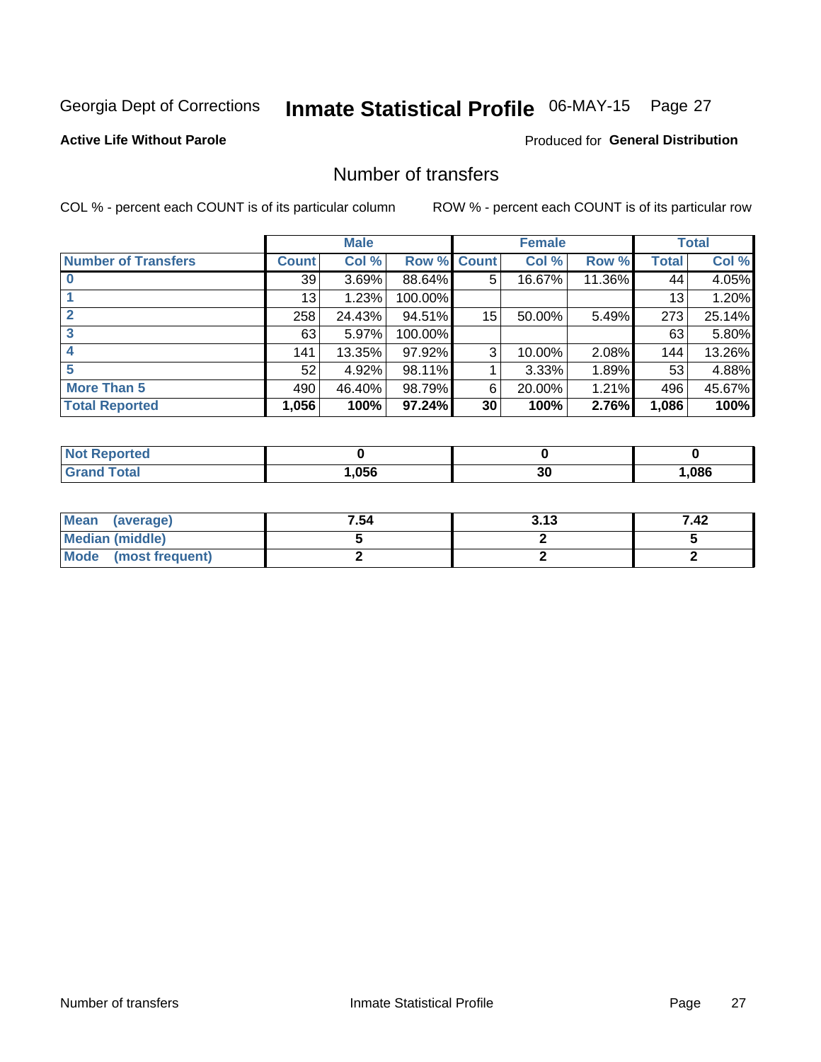Georgia Dept of Corrections **Inmate Statistical Profile** 06-MAY-15

**Active Life Without Parole**

Produced for **General Distribution**

## Number of transfers

COL % - percent each COUNT is of its particular column ROW % - percent each COUNT is of its particular row

| | Male | | | Female | | | Total | |
|---|---|---|---|---|---|---|---|---|
| **Number of Transfers** | **Count** | **Col %** | **Row %** | **Count** | **Col %** | **Row %** | **Total** | **Col %** |
| **0** | 39 | 3.69% | 88.64% | 5 | 16.67% | 11.36% | 44 | 4.05% |
| **1** | 13 | 1.23% | 100.00% | | | | 13 | 1.20% |
| **2** | 258 | 24.43% | 94.51% | 15 | 50.00% | 5.49% | 273 | 25.14% |
| **3** | 63 | 5.97% | 100.00% | | | | 63 | 5.80% |
| **4** | 141 | 13.35% | 97.92% | 3 | 10.00% | 2.08% | 144 | 13.26% |
| **5** | 52 | 4.92% | 98.11% | 1 | 3.33% | 1.89% | 53 | 4.88% |
| **More Than 5** | 490 | 46.40% | 98.79% | 6 | 20.00% | 1.21% | 496 | 45.67% |
| **Total Reported** | **1,056** | **100%** | **97.24%** | **30** | **100%** | **2.76%** | **1,086** | **100%** |

| | Male | Female | Total |
|---|---|---|---|
| **Not Reported** | **0** | **0** | **0** |
| **Grand Total** | **1,056** | **30** | **1,086** |

| | Male | Female | Total |
|---|---|---|---|
| **Mean (average)** | **7.54** | **3.13** | **7.42** |
| **Median (middle)** | **5** | **2** | **5** |
| **Mode (most frequent)** | **2** | **2** | **2** |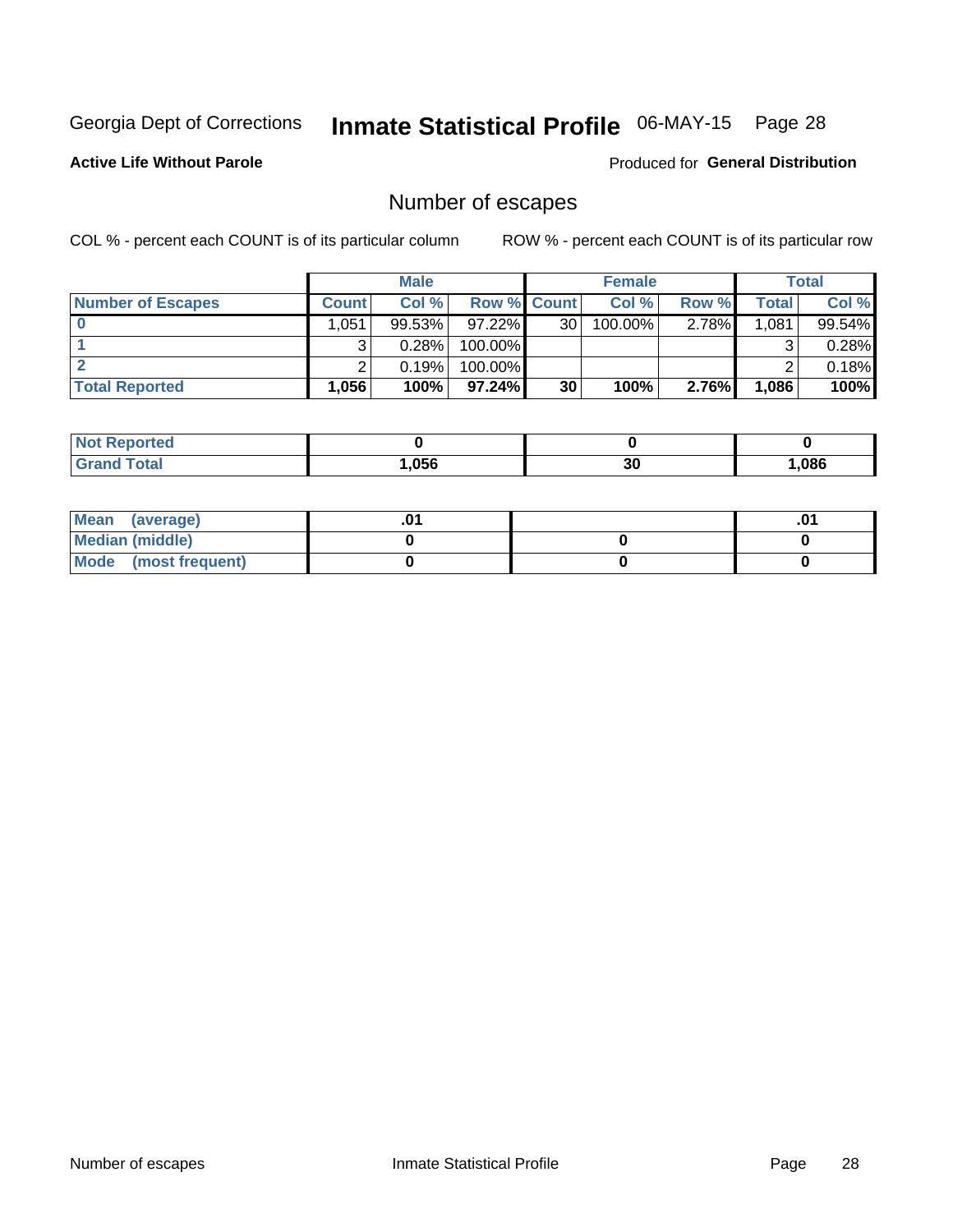Georgia Dept of Corrections **Inmate Statistical Profile** 06-MAY-15

**Active Life Without Parole**

Produced for **General Distribution**

## Number of escapes

COL % - percent each COUNT is of its particular column

ROW % - percent each COUNT is of its particular row

| | Male | | | Female | | | Total | |
|---|---|---|---|---|---|---|---|---|
| **Number of Escapes** | **Count** | **Col %** | **Row %** | **Count** | **Col %** | **Row %** | **Total** | **Col %** |
| **0** | 1,051 | 99.53% | 97.22% | 30 | 100.00% | 2.78% | 1,081 | 99.54% |
| **1** | 3 | 0.28% | 100.00% | | | | 3 | 0.28% |
| **2** | 2 | 0.19% | 100.00% | | | | 2 | 0.18% |
| **Total Reported** | **1,056** | **100%** | **97.24%** | **30** | **100%** | **2.76%** | **1,086** | **100%** |

| | Male | Female | Total |
|---|---|---|---|
| **Not Reported** | **0** | **0** | **0** |
| **Grand Total** | **1,056** | **30** | **1,086** |

| | Male | Female | Total |
|---|---|---|---|
| **Mean (average)** | **.01** | | **.01** |
| **Median (middle)** | **0** | **0** | **0** |
| **Mode (most frequent)** | **0** | **0** | **0** |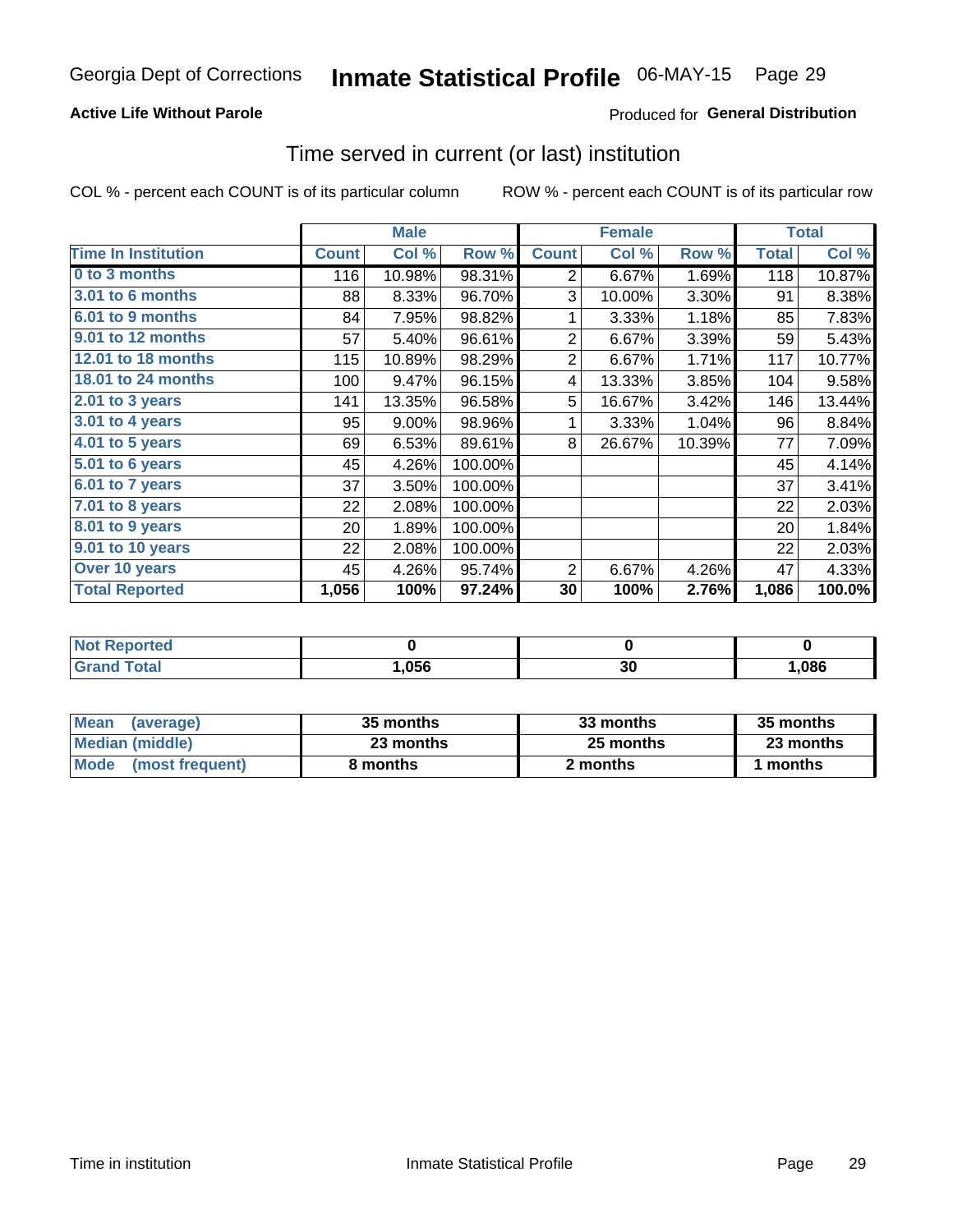Georgia Dept of Corrections **Inmate Statistical Profile** 06-MAY-15 Page 29

**Active Life Without Parole**

Produced for **General Distribution**

## Time served in current (or last) institution

COL % - percent each COUNT is of its particular column ROW % - percent each COUNT is of its particular row

| | Male | | | Female | | | Total | |
|---|---|---|---|---|---|---|---|---|
| **Time In Institution** | **Count** | **Col %** | **Row %** | **Count** | **Col %** | **Row %** | **Total** | **Col %** |
| **0 to 3 months** | 116 | 10.98% | 98.31% | 2 | 6.67% | 1.69% | 118 | 10.87% |
| **3.01 to 6 months** | 88 | 8.33% | 96.70% | 3 | 10.00% | 3.30% | 91 | 8.38% |
| **6.01 to 9 months** | 84 | 7.95% | 98.82% | 1 | 3.33% | 1.18% | 85 | 7.83% |
| **9.01 to 12 months** | 57 | 5.40% | 96.61% | 2 | 6.67% | 3.39% | 59 | 5.43% |
| **12.01 to 18 months** | 115 | 10.89% | 98.29% | 2 | 6.67% | 1.71% | 117 | 10.77% |
| **18.01 to 24 months** | 100 | 9.47% | 96.15% | 4 | 13.33% | 3.85% | 104 | 9.58% |
| **2.01 to 3 years** | 141 | 13.35% | 96.58% | 5 | 16.67% | 3.42% | 146 | 13.44% |
| **3.01 to 4 years** | 95 | 9.00% | 98.96% | 1 | 3.33% | 1.04% | 96 | 8.84% |
| **4.01 to 5 years** | 69 | 6.53% | 89.61% | 8 | 26.67% | 10.39% | 77 | 7.09% |
| **5.01 to 6 years** | 45 | 4.26% | 100.00% | | | | 45 | 4.14% |
| **6.01 to 7 years** | 37 | 3.50% | 100.00% | | | | 37 | 3.41% |
| **7.01 to 8 years** | 22 | 2.08% | 100.00% | | | | 22 | 2.03% |
| **8.01 to 9 years** | 20 | 1.89% | 100.00% | | | | 20 | 1.84% |
| **9.01 to 10 years** | 22 | 2.08% | 100.00% | | | | 22 | 2.03% |
| **Over 10 years** | 45 | 4.26% | 95.74% | 2 | 6.67% | 4.26% | 47 | 4.33% |
| **Total Reported** | **1,056** | **100%** | **97.24%** | **30** | **100%** | **2.76%** | **1,086** | **100.0%** |

| | Male | Female | Total |
|---|---|---|---|
| **Not Reported** | **0** | **0** | **0** |
| **Grand Total** | **1,056** | **30** | **1,086** |

| | Male | Female | Total |
|---|---|---|---|
| **Mean (average)** | **35 months** | **33 months** | **35 months** |
| **Median (middle)** | **23 months** | **25 months** | **23 months** |
| **Mode (most frequent)** | **8 months** | **2 months** | **1 months** |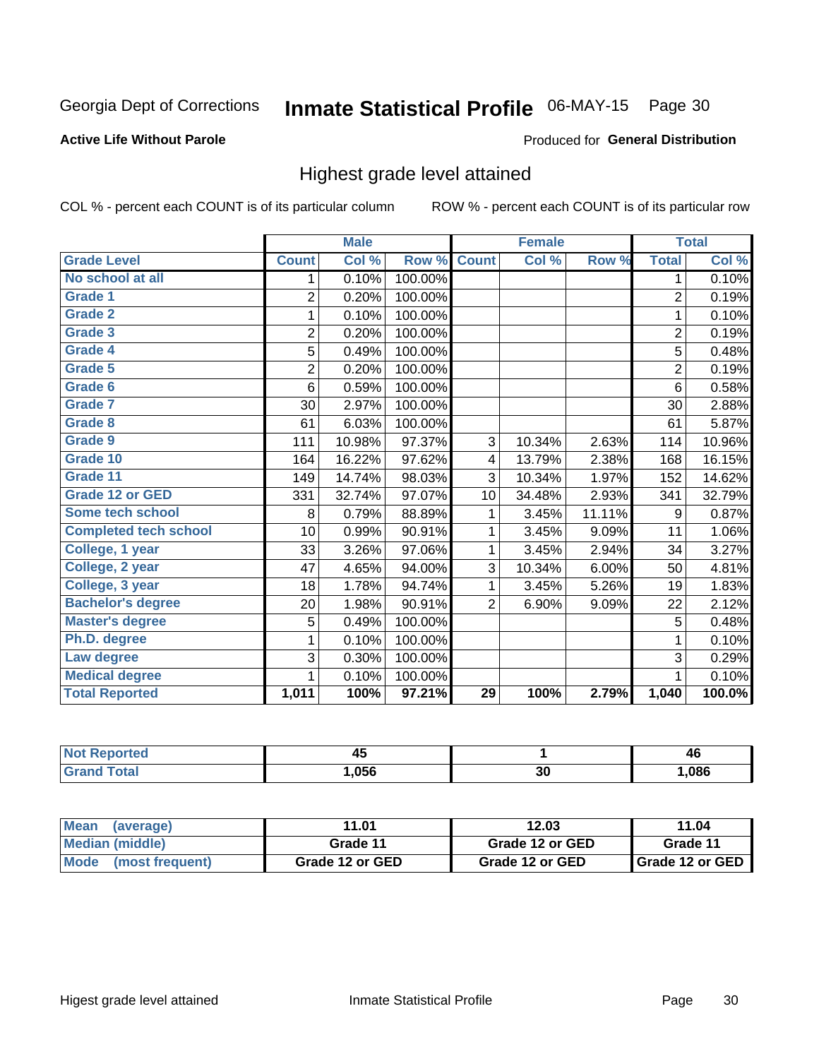Active Life Without Parole

Produced for **General Distribution**

## Highest grade level attained

COL % - percent each COUNT is of its particular column

ROW % - percent each COUNT is of its particular row

| | Male | | | Female | | | Total | |
|---|---|---|---|---|---|---|---|---|
| **Grade Level** | **Count** | **Col %** | **Row %** | **Count** | **Col %** | **Row %** | **Total** | **Col %** |
| No school at all | 1 | 0.10% | 100.00% | | | | 1 | 0.10% |
| Grade 1 | 2 | 0.20% | 100.00% | | | | 2 | 0.19% |
| Grade 2 | 1 | 0.10% | 100.00% | | | | 1 | 0.10% |
| Grade 3 | 2 | 0.20% | 100.00% | | | | 2 | 0.19% |
| Grade 4 | 5 | 0.49% | 100.00% | | | | 5 | 0.48% |
| Grade 5 | 2 | 0.20% | 100.00% | | | | 2 | 0.19% |
| Grade 6 | 6 | 0.59% | 100.00% | | | | 6 | 0.58% |
| Grade 7 | 30 | 2.97% | 100.00% | | | | 30 | 2.88% |
| Grade 8 | 61 | 6.03% | 100.00% | | | | 61 | 5.87% |
| Grade 9 | 111 | 10.98% | 97.37% | 3 | 10.34% | 2.63% | 114 | 10.96% |
| Grade 10 | 164 | 16.22% | 97.62% | 4 | 13.79% | 2.38% | 168 | 16.15% |
| Grade 11 | 149 | 14.74% | 98.03% | 3 | 10.34% | 1.97% | 152 | 14.62% |
| Grade 12 or GED | 331 | 32.74% | 97.07% | 10 | 34.48% | 2.93% | 341 | 32.79% |
| Some tech school | 8 | 0.79% | 88.89% | 1 | 3.45% | 11.11% | 9 | 0.87% |
| Completed tech school | 10 | 0.99% | 90.91% | 1 | 3.45% | 9.09% | 11 | 1.06% |
| College, 1 year | 33 | 3.26% | 97.06% | 1 | 3.45% | 2.94% | 34 | 3.27% |
| College, 2 year | 47 | 4.65% | 94.00% | 3 | 10.34% | 6.00% | 50 | 4.81% |
| College, 3 year | 18 | 1.78% | 94.74% | 1 | 3.45% | 5.26% | 19 | 1.83% |
| Bachelor's degree | 20 | 1.98% | 90.91% | 2 | 6.90% | 9.09% | 22 | 2.12% |
| Master's degree | 5 | 0.49% | 100.00% | | | | 5 | 0.48% |
| Ph.D. degree | 1 | 0.10% | 100.00% | | | | 1 | 0.10% |
| Law degree | 3 | 0.30% | 100.00% | | | | 3 | 0.29% |
| Medical degree | 1 | 0.10% | 100.00% | | | | 1 | 0.10% |
| **Total Reported** | **1,011** | **100%** | **97.21%** | **29** | **100%** | **2.79%** | **1,040** | **100.0%** |

| | Male | Female | Total |
|---|---|---|---|
| Not Reported | 45 | 1 | 46 |
| Grand Total | 1,056 | 30 | 1,086 |

| | Male | Female | Total |
|---|---|---|---|
| Mean (average) | 11.01 | 12.03 | 11.04 |
| Median (middle) | Grade 11 | Grade 12 or GED | Grade 11 |
| Mode (most frequent) | Grade 12 or GED | Grade 12 or GED | Grade 12 or GED |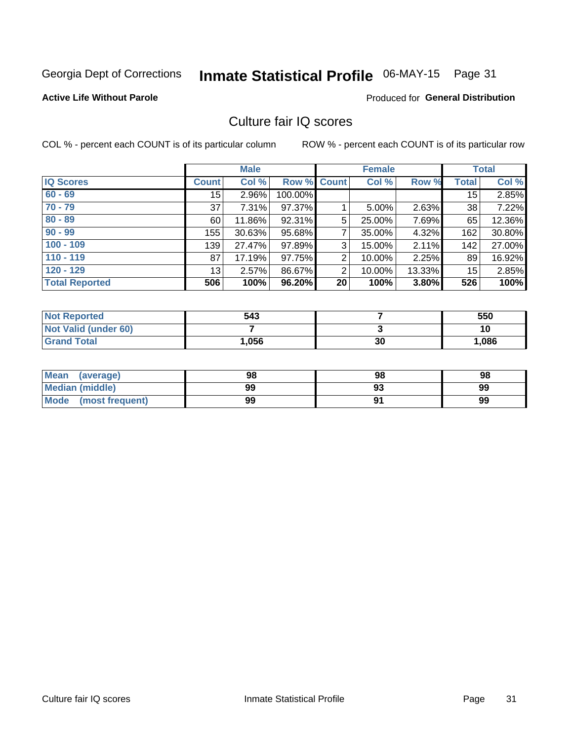Georgia Dept of Corrections **Inmate Statistical Profile** 06-MAY-15

**Active Life Without Parole**

Produced for **General Distribution**

## Culture fair IQ scores

COL % - percent each COUNT is of its particular column ROW % - percent each COUNT is of its particular row

| | Male | | | Female | | | Total | |
|---|---|---|---|---|---|---|---|---|
| **IQ Scores** | **Count** | **Col %** | **Row %** | **Count** | **Col %** | **Row %** | **Total** | **Col %** |
| 60 - 69 | 15 | 2.96% | 100.00% | | | | 15 | 2.85% |
| 70 - 79 | 37 | 7.31% | 97.37% | 1 | 5.00% | 2.63% | 38 | 7.22% |
| 80 - 89 | 60 | 11.86% | 92.31% | 5 | 25.00% | 7.69% | 65 | 12.36% |
| 90 - 99 | 155 | 30.63% | 95.68% | 7 | 35.00% | 4.32% | 162 | 30.80% |
| 100 - 109 | 139 | 27.47% | 97.89% | 3 | 15.00% | 2.11% | 142 | 27.00% |
| 110 - 119 | 87 | 17.19% | 97.75% | 2 | 10.00% | 2.25% | 89 | 16.92% |
| 120 - 129 | 13 | 2.57% | 86.67% | 2 | 10.00% | 13.33% | 15 | 2.85% |
| **Total Reported** | **506** | **100%** | **96.20%** | **20** | **100%** | **3.80%** | **526** | **100%** |

| | Male | Female | Total |
|---|---|---|---|
| Not Reported | 543 | 7 | 550 |
| Not Valid (under 60) | 7 | 3 | 10 |
| Grand Total | 1,056 | 30 | 1,086 |

| | Male | Female | Total |
|---|---|---|---|
| Mean (average) | 98 | 98 | 98 |
| Median (middle) | 99 | 93 | 99 |
| Mode (most frequent) | 99 | 91 | 99 |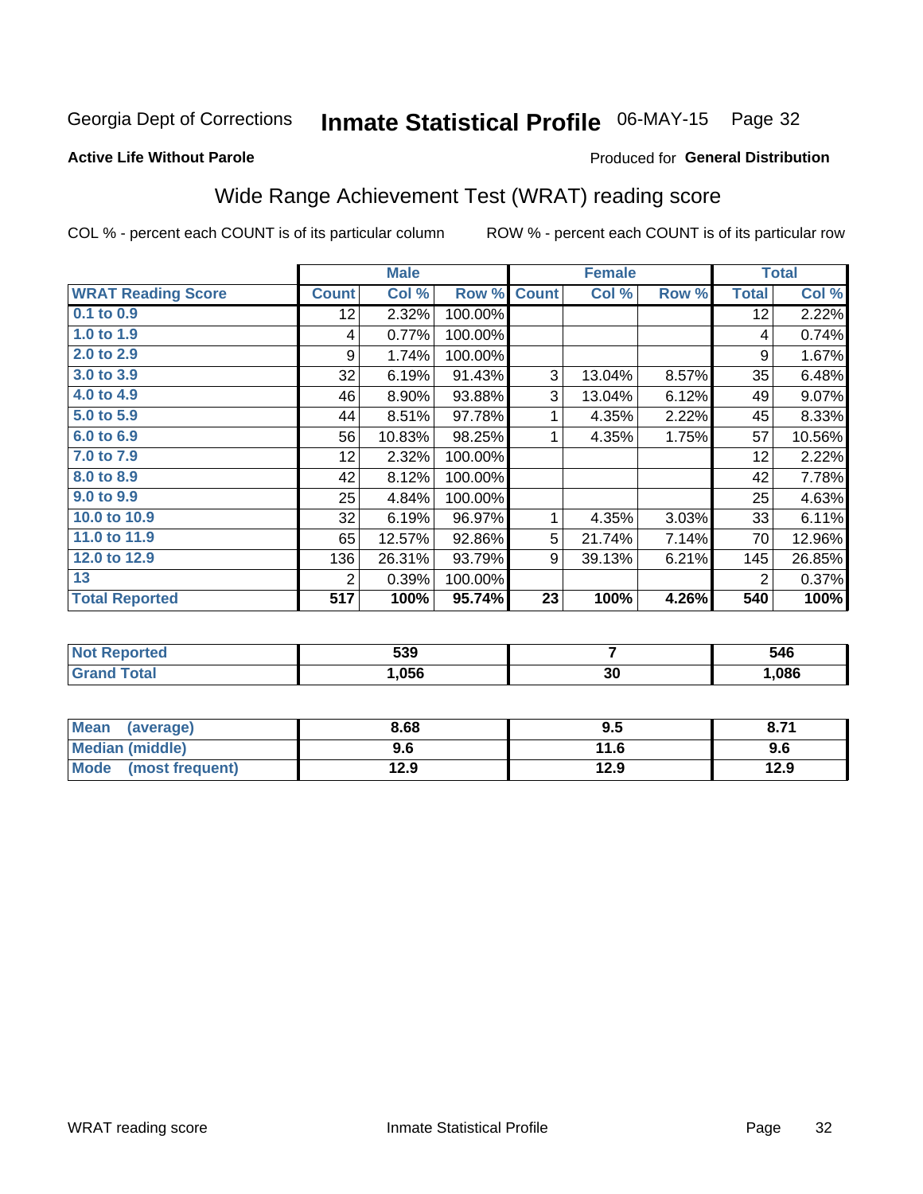Georgia Dept of Corrections **Inmate Statistical Profile** 06-MAY-15 Page 32

**Active Life Without Parole**

Produced for **General Distribution**

## Wide Range Achievement Test (WRAT) reading score

COL % - percent each COUNT is of its particular column ROW % - percent each COUNT is of its particular row

| | Male | | | Female | | | Total | |
|---|---|---|---|---|---|---|---|---|
| **WRAT Reading Score** | **Count** | **Col %** | **Row %** | **Count** | **Col %** | **Row %** | **Total** | **Col %** |
| 0.1 to 0.9 | 12 | 2.32% | 100.00% | | | | 12 | 2.22% |
| 1.0 to 1.9 | 4 | 0.77% | 100.00% | | | | 4 | 0.74% |
| 2.0 to 2.9 | 9 | 1.74% | 100.00% | | | | 9 | 1.67% |
| 3.0 to 3.9 | 32 | 6.19% | 91.43% | 3 | 13.04% | 8.57% | 35 | 6.48% |
| 4.0 to 4.9 | 46 | 8.90% | 93.88% | 3 | 13.04% | 6.12% | 49 | 9.07% |
| 5.0 to 5.9 | 44 | 8.51% | 97.78% | 1 | 4.35% | 2.22% | 45 | 8.33% |
| 6.0 to 6.9 | 56 | 10.83% | 98.25% | 1 | 4.35% | 1.75% | 57 | 10.56% |
| 7.0 to 7.9 | 12 | 2.32% | 100.00% | | | | 12 | 2.22% |
| 8.0 to 8.9 | 42 | 8.12% | 100.00% | | | | 42 | 7.78% |
| 9.0 to 9.9 | 25 | 4.84% | 100.00% | | | | 25 | 4.63% |
| 10.0 to 10.9 | 32 | 6.19% | 96.97% | 1 | 4.35% | 3.03% | 33 | 6.11% |
| 11.0 to 11.9 | 65 | 12.57% | 92.86% | 5 | 21.74% | 7.14% | 70 | 12.96% |
| 12.0 to 12.9 | 136 | 26.31% | 93.79% | 9 | 39.13% | 6.21% | 145 | 26.85% |
| 13 | 2 | 0.39% | 100.00% | | | | 2 | 0.37% |
| **Total Reported** | **517** | **100%** | **95.74%** | **23** | **100%** | **4.26%** | **540** | **100%** |

| | Male | Female | Total |
|---|---|---|---|
| Not Reported | 539 | 7 | 546 |
| Grand Total | 1,056 | 30 | 1,086 |

| | Male | Female | Total |
|---|---|---|---|
| Mean (average) | 8.68 | 9.5 | 8.71 |
| Median (middle) | 9.6 | 11.6 | 9.6 |
| Mode (most frequent) | 12.9 | 12.9 | 12.9 |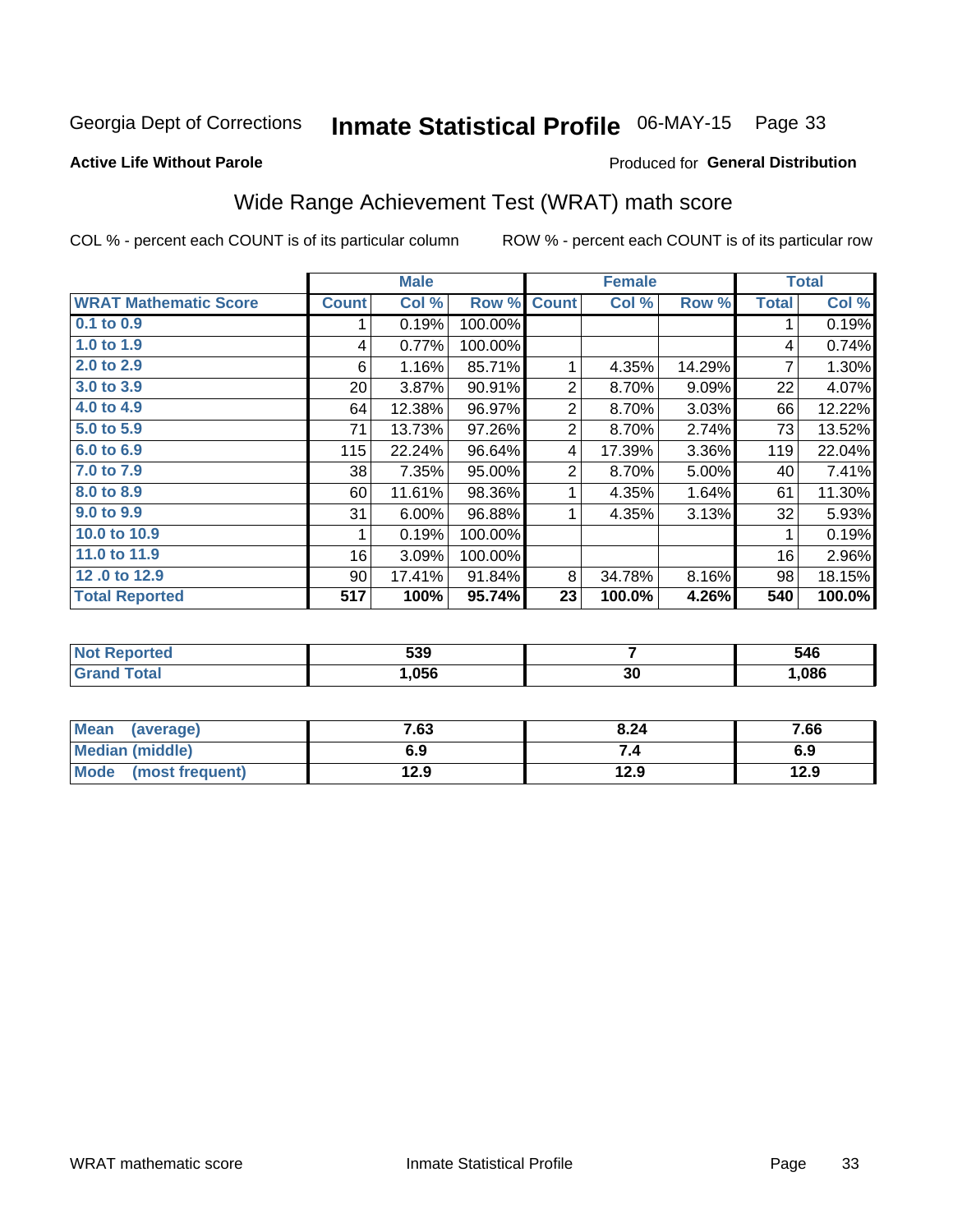Georgia Dept of Corrections **Inmate Statistical Profile** 06-MAY-15 Page 33

**Active Life Without Parole**

Produced for **General Distribution**

## Wide Range Achievement Test (WRAT) math score

COL % - percent each COUNT is of its particular column ROW % - percent each COUNT is of its particular row

| | Male | | | Female | | | Total | |
|---|---|---|---|---|---|---|---|---|
| WRAT Mathematic Score | Count | Col % | Row % | Count | Col % | Row % | Total | Col % |
| 0.1 to 0.9 | 1 | 0.19% | 100.00% | | | | 1 | 0.19% |
| 1.0 to 1.9 | 4 | 0.77% | 100.00% | | | | 4 | 0.74% |
| 2.0 to 2.9 | 6 | 1.16% | 85.71% | 1 | 4.35% | 14.29% | 7 | 1.30% |
| 3.0 to 3.9 | 20 | 3.87% | 90.91% | 2 | 8.70% | 9.09% | 22 | 4.07% |
| 4.0 to 4.9 | 64 | 12.38% | 96.97% | 2 | 8.70% | 3.03% | 66 | 12.22% |
| 5.0 to 5.9 | 71 | 13.73% | 97.26% | 2 | 8.70% | 2.74% | 73 | 13.52% |
| 6.0 to 6.9 | 115 | 22.24% | 96.64% | 4 | 17.39% | 3.36% | 119 | 22.04% |
| 7.0 to 7.9 | 38 | 7.35% | 95.00% | 2 | 8.70% | 5.00% | 40 | 7.41% |
| 8.0 to 8.9 | 60 | 11.61% | 98.36% | 1 | 4.35% | 1.64% | 61 | 11.30% |
| 9.0 to 9.9 | 31 | 6.00% | 96.88% | 1 | 4.35% | 3.13% | 32 | 5.93% |
| 10.0 to 10.9 | 1 | 0.19% | 100.00% | | | | 1 | 0.19% |
| 11.0 to 11.9 | 16 | 3.09% | 100.00% | | | | 16 | 2.96% |
| 12 .0 to 12.9 | 90 | 17.41% | 91.84% | 8 | 34.78% | 8.16% | 98 | 18.15% |
| **Total Reported** | **517** | **100%** | **95.74%** | **23** | **100.0%** | **4.26%** | **540** | **100.0%** |

| | Male | Female | Total |
|---|---|---|---|
| Not Reported | 539 | 7 | 546 |
| Grand Total | 1,056 | 30 | 1,086 |

| | Male | Female | Total |
|---|---|---|---|
| Mean (average) | 7.63 | 8.24 | 7.66 |
| Median (middle) | 6.9 | 7.4 | 6.9 |
| Mode (most frequent) | 12.9 | 12.9 | 12.9 |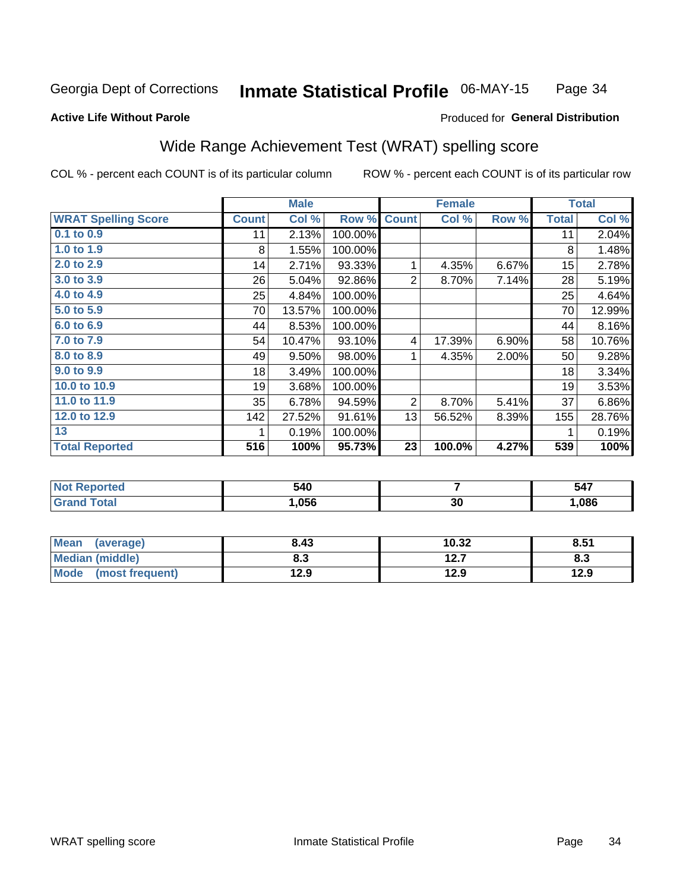Georgia Dept of Corrections **Inmate Statistical Profile** 06-MAY-15

**Active Life Without Parole**

Produced for **General Distribution**

## Wide Range Achievement Test (WRAT) spelling score

COL % - percent each COUNT is of its particular column ROW % - percent each COUNT is of its particular row

| | Male | | | Female | | | Total | |
|---|---|---|---|---|---|---|---|---|
| **WRAT Spelling Score** | **Count** | **Col %** | **Row %** | **Count** | **Col %** | **Row %** | **Total** | **Col %** |
| 0.1 to 0.9 | 11 | 2.13% | 100.00% | | | | 11 | 2.04% |
| 1.0 to 1.9 | 8 | 1.55% | 100.00% | | | | 8 | 1.48% |
| 2.0 to 2.9 | 14 | 2.71% | 93.33% | 1 | 4.35% | 6.67% | 15 | 2.78% |
| 3.0 to 3.9 | 26 | 5.04% | 92.86% | 2 | 8.70% | 7.14% | 28 | 5.19% |
| 4.0 to 4.9 | 25 | 4.84% | 100.00% | | | | 25 | 4.64% |
| 5.0 to 5.9 | 70 | 13.57% | 100.00% | | | | 70 | 12.99% |
| 6.0 to 6.9 | 44 | 8.53% | 100.00% | | | | 44 | 8.16% |
| 7.0 to 7.9 | 54 | 10.47% | 93.10% | 4 | 17.39% | 6.90% | 58 | 10.76% |
| 8.0 to 8.9 | 49 | 9.50% | 98.00% | 1 | 4.35% | 2.00% | 50 | 9.28% |
| 9.0 to 9.9 | 18 | 3.49% | 100.00% | | | | 18 | 3.34% |
| 10.0 to 10.9 | 19 | 3.68% | 100.00% | | | | 19 | 3.53% |
| 11.0 to 11.9 | 35 | 6.78% | 94.59% | 2 | 8.70% | 5.41% | 37 | 6.86% |
| 12.0 to 12.9 | 142 | 27.52% | 91.61% | 13 | 56.52% | 8.39% | 155 | 28.76% |
| 13 | 1 | 0.19% | 100.00% | | | | 1 | 0.19% |
| **Total Reported** | **516** | **100%** | **95.73%** | **23** | **100.0%** | **4.27%** | **539** | **100%** |

| | Male | Female | Total |
|---|---|---|---|
| Not Reported | 540 | 7 | 547 |
| Grand Total | 1,056 | 30 | 1,086 |

| | Male | Female | Total |
|---|---|---|---|
| Mean (average) | 8.43 | 10.32 | 8.51 |
| Median (middle) | 8.3 | 12.7 | 8.3 |
| Mode (most frequent) | 12.9 | 12.9 | 12.9 |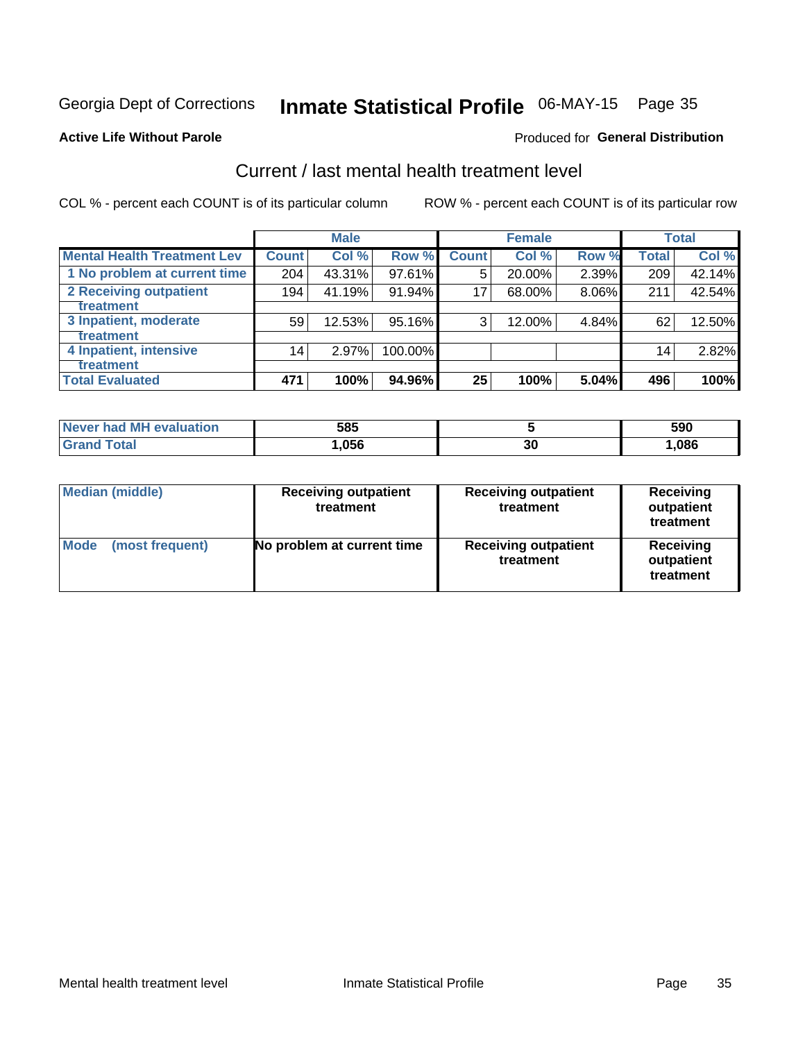Georgia Dept of Corrections **Inmate Statistical Profile** 06-MAY-15

**Active Life Without Parole**

Produced for **General Distribution**

## Current / last mental health treatment level

COL % - percent each COUNT is of its particular column    ROW % - percent each COUNT is of its particular row

| | Male | | | Female | | | Total | |
|---|---|---|---|---|---|---|---|---|
| Mental Health Treatment Lev | Count | Col % | Row % | Count | Col % | Row % | Total | Col % |
| 1 No problem at current time | 204 | 43.31% | 97.61% | 5 | 20.00% | 2.39% | 209 | 42.14% |
| 2 Receiving outpatient treatment | 194 | 41.19% | 91.94% | 17 | 68.00% | 8.06% | 211 | 42.54% |
| 3 Inpatient, moderate treatment | 59 | 12.53% | 95.16% | 3 | 12.00% | 4.84% | 62 | 12.50% |
| 4 Inpatient, intensive treatment | 14 | 2.97% | 100.00% | | | | 14 | 2.82% |
| **Total Evaluated** | **471** | **100%** | **94.96%** | **25** | **100%** | **5.04%** | **496** | **100%** |

| | Male | Female | Total |
|---|---|---|---|
| Never had MH evaluation | 585 | 5 | 590 |
| Grand Total | 1,056 | 30 | 1,086 |

| | Male | Female | Total |
|---|---|---|---|
| Median (middle) | Receiving outpatient treatment | Receiving outpatient treatment | Receiving outpatient treatment |
| Mode (most frequent) | No problem at current time | Receiving outpatient treatment | Receiving outpatient treatment |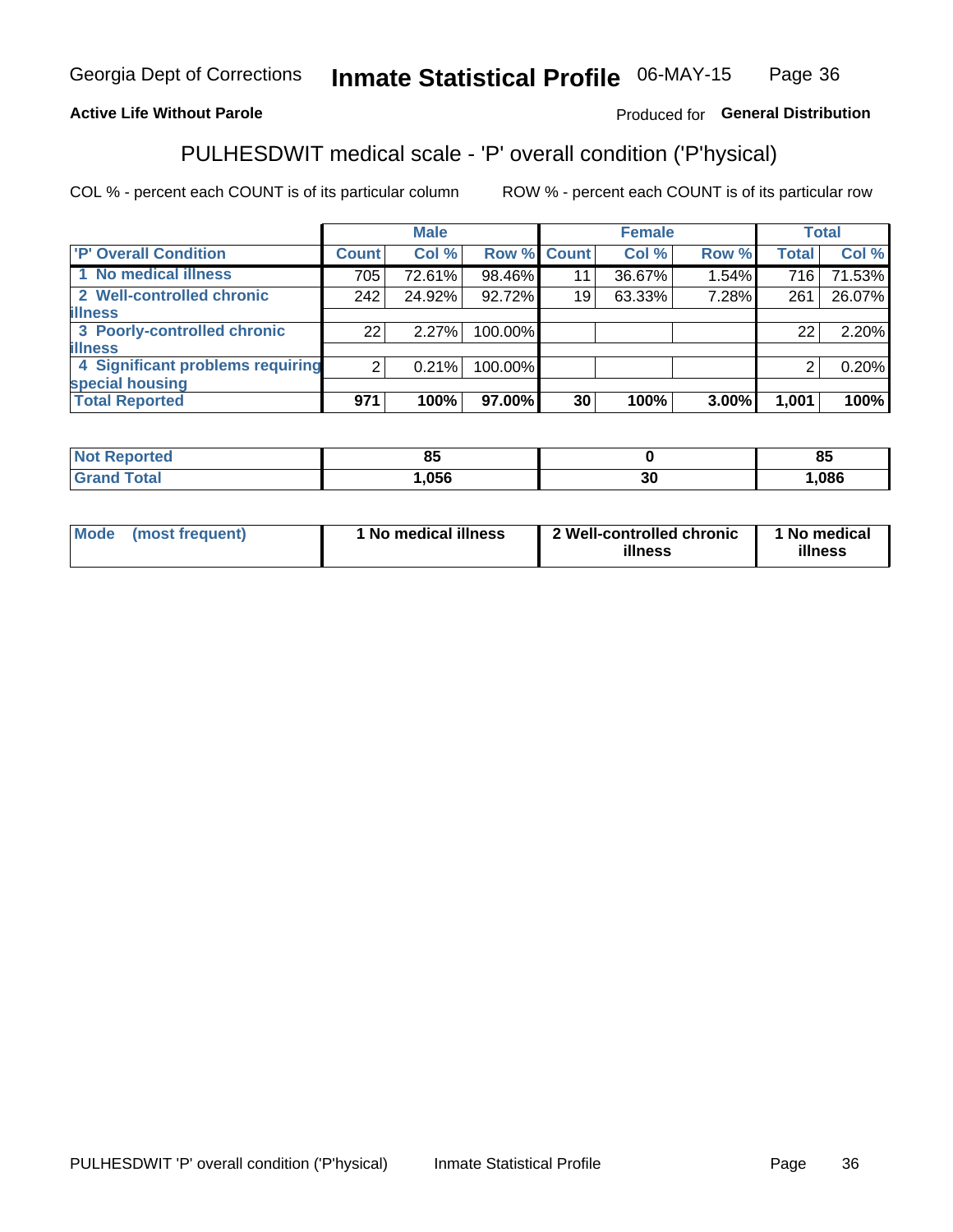Georgia Dept of Corrections **Inmate Statistical Profile** 06-MAY-15

**Active Life Without Parole**

Produced for **General Distribution**

## PULHESDWIT medical scale - 'P' overall condition ('P'hysical)

COL % - percent each COUNT is of its particular column

ROW % - percent each COUNT is of its particular row

| | Male | | | Female | | | Total | |
|---|---|---|---|---|---|---|---|---|
| **'P' Overall Condition** | **Count** | **Col %** | **Row %** | **Count** | **Col %** | **Row %** | **Total** | **Col %** |
| 1 No medical illness | 705 | 72.61% | 98.46% | 11 | 36.67% | 1.54% | 716 | 71.53% |
| 2 Well-controlled chronic illness | 242 | 24.92% | 92.72% | 19 | 63.33% | 7.28% | 261 | 26.07% |
| 3 Poorly-controlled chronic illness | 22 | 2.27% | 100.00% | | | | 22 | 2.20% |
| 4 Significant problems requiring special housing | 2 | 0.21% | 100.00% | | | | 2 | 0.20% |
| **Total Reported** | **971** | **100%** | **97.00%** | **30** | **100%** | **3.00%** | **1,001** | **100%** |

| | Male | Female | Total |
|---|---|---|---|
| **Not Reported** | **85** | **0** | **85** |
| **Grand Total** | **1,056** | **30** | **1,086** |

| | Male | Female | Total |
|---|---|---|---|
| **Mode (most frequent)** | **1 No medical illness** | **2 Well-controlled chronic illness** | **1 No medical illness** |

PULHESDWIT 'P' overall condition ('P'hysical) Inmate Statistical Profile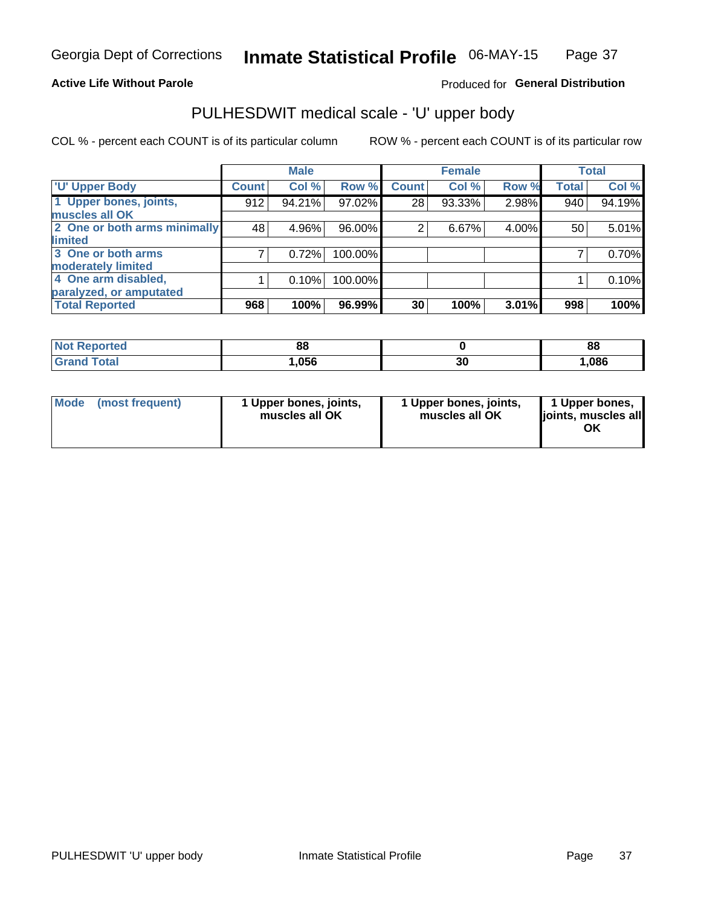# Inmate Statistical Profile

Georgia Dept of Corrections — 06-MAY-15

**Active Life Without Parole**

Produced for **General Distribution**

## PULHESDWIT medical scale - 'U' upper body

COL % - percent each COUNT is of its particular column

ROW % - percent each COUNT is of its particular row

| | Male | | | Female | | | Total | |
|---|---|---|---|---|---|---|---|---|
| **'U' Upper Body** | **Count** | **Col %** | **Row %** | **Count** | **Col %** | **Row %** | **Total** | **Col %** |
| 1 Upper bones, joints, muscles all OK | 912 | 94.21% | 97.02% | 28 | 93.33% | 2.98% | 940 | 94.19% |
| 2 One or both arms minimally limited | 48 | 4.96% | 96.00% | 2 | 6.67% | 4.00% | 50 | 5.01% |
| 3 One or both arms moderately limited | 7 | 0.72% | 100.00% | | | | 7 | 0.70% |
| 4 One arm disabled, paralyzed, or amputated | 1 | 0.10% | 100.00% | | | | 1 | 0.10% |
| **Total Reported** | **968** | **100%** | **96.99%** | **30** | **100%** | **3.01%** | **998** | **100%** |

| | Male | Female | Total |
|---|---|---|---|
| Not Reported | 88 | 0 | 88 |
| Grand Total | 1,056 | 30 | 1,086 |

| | Male | Female | Total |
|---|---|---|---|
| Mode (most frequent) | 1 Upper bones, joints, muscles all OK | 1 Upper bones, joints, muscles all OK | 1 Upper bones, joints, muscles all OK |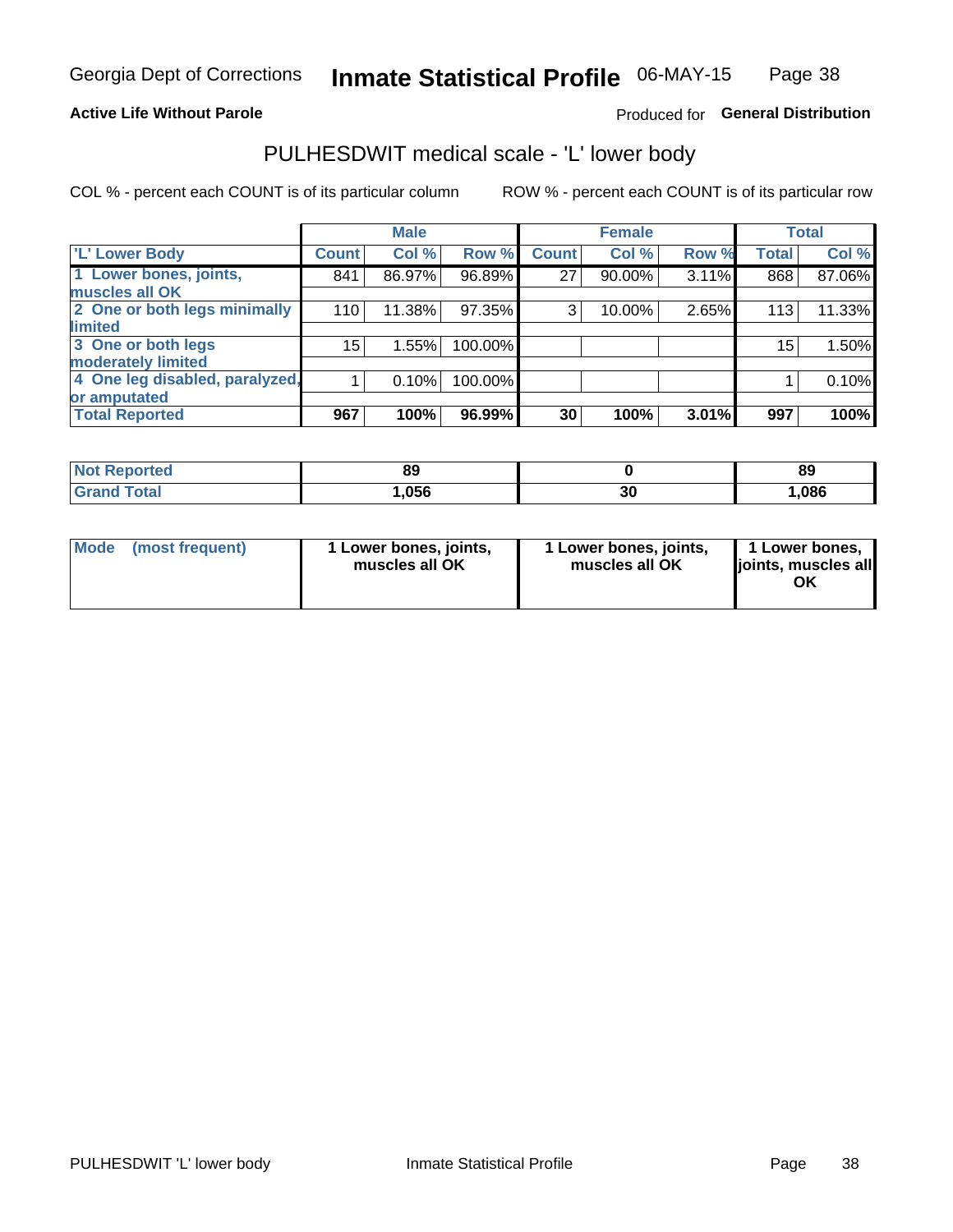Georgia Dept of Corrections **Inmate Statistical Profile** 06-MAY-15

**Active Life Without Parole**

Produced for **General Distribution**

## PULHESDWIT medical scale - 'L' lower body

COL % - percent each COUNT is of its particular column

ROW % - percent each COUNT is of its particular row

| | Male | | | Female | | | Total | |
|---|---|---|---|---|---|---|---|---|
| 'L' Lower Body | Count | Col % | Row % | Count | Col % | Row % | Total | Col % |
| 1 Lower bones, joints, muscles all OK | 841 | 86.97% | 96.89% | 27 | 90.00% | 3.11% | 868 | 87.06% |
| 2 One or both legs minimally limited | 110 | 11.38% | 97.35% | 3 | 10.00% | 2.65% | 113 | 11.33% |
| 3 One or both legs moderately limited | 15 | 1.55% | 100.00% | | | | 15 | 1.50% |
| 4 One leg disabled, paralyzed, or amputated | 1 | 0.10% | 100.00% | | | | 1 | 0.10% |
| **Total Reported** | **967** | **100%** | **96.99%** | **30** | **100%** | **3.01%** | **997** | **100%** |

| | Male | Female | Total |
|---|---|---|---|
| Not Reported | 89 | 0 | 89 |
| Grand Total | 1,056 | 30 | 1,086 |

| | Male | Female | Total |
|---|---|---|---|
| Mode (most frequent) | 1 Lower bones, joints, muscles all OK | 1 Lower bones, joints, muscles all OK | 1 Lower bones, joints, muscles all OK |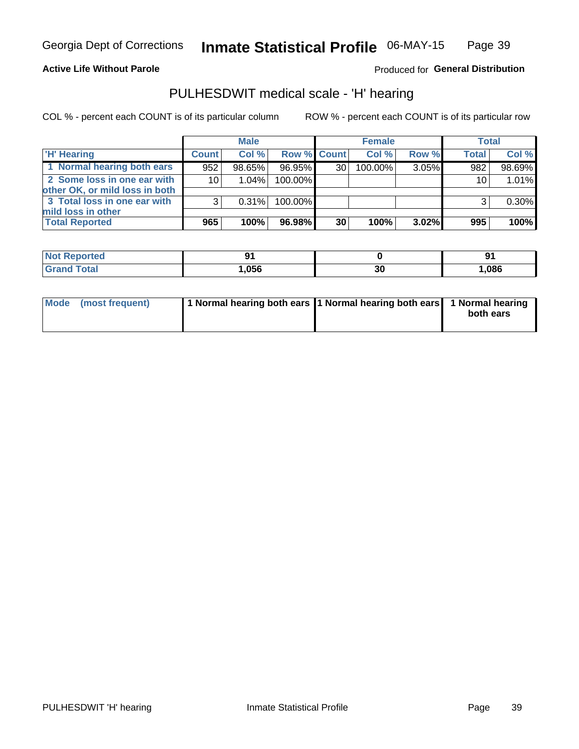Georgia Dept of Corrections **Inmate Statistical Profile** 06-MAY-15

**Active Life Without Parole**

Produced for **General Distribution**

## PULHESDWIT medical scale - 'H' hearing

COL % - percent each COUNT is of its particular column

ROW % - percent each COUNT is of its particular row

| | Male | | | Female | | | Total | |
|---|---|---|---|---|---|---|---|---|
| 'H' Hearing | Count | Col % | Row % | Count | Col % | Row % | Total | Col % |
| 1 Normal hearing both ears | 952 | 98.65% | 96.95% | 30 | 100.00% | 3.05% | 982 | 98.69% |
| 2 Some loss in one ear with other OK, or mild loss in both | 10 | 1.04% | 100.00% | | | | 10 | 1.01% |
| 3 Total loss in one ear with mild loss in other | 3 | 0.31% | 100.00% | | | | 3 | 0.30% |
| **Total Reported** | **965** | **100%** | **96.98%** | **30** | **100%** | **3.02%** | **995** | **100%** |

| | Male | Female | Total |
|---|---|---|---|
| Not Reported | **91** | **0** | **91** |
| Grand Total | **1,056** | **30** | **1,086** |

| | Male | Female | Total |
|---|---|---|---|
| Mode (most frequent) | 1 Normal hearing both ears | 1 Normal hearing both ears | 1 Normal hearing both ears |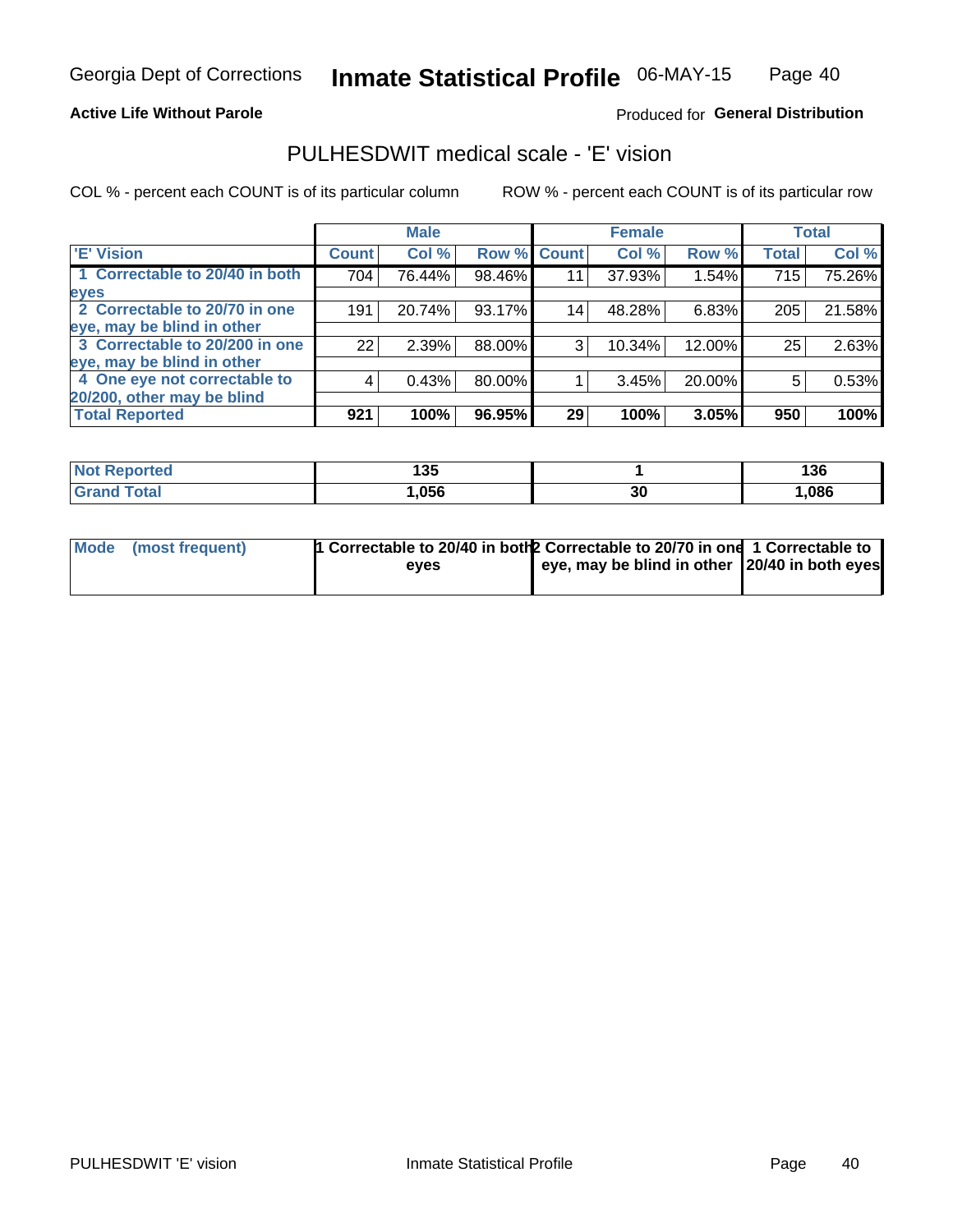Georgia Dept of Corrections **Inmate Statistical Profile** 06-MAY-15

**Active Life Without Parole**

Produced for **General Distribution**

## PULHESDWIT medical scale - 'E' vision

COL % - percent each COUNT is of its particular column

ROW % - percent each COUNT is of its particular row

| | Male | | | Female | | | Total | |
|---|---|---|---|---|---|---|---|---|
| 'E' Vision | Count | Col % | Row % | Count | Col % | Row % | Total | Col % |
| 1 Correctable to 20/40 in both eyes | 704 | 76.44% | 98.46% | 11 | 37.93% | 1.54% | 715 | 75.26% |
| 2 Correctable to 20/70 in one eye, may be blind in other | 191 | 20.74% | 93.17% | 14 | 48.28% | 6.83% | 205 | 21.58% |
| 3 Correctable to 20/200 in one eye, may be blind in other | 22 | 2.39% | 88.00% | 3 | 10.34% | 12.00% | 25 | 2.63% |
| 4 One eye not correctable to 20/200, other may be blind | 4 | 0.43% | 80.00% | 1 | 3.45% | 20.00% | 5 | 0.53% |
| **Total Reported** | **921** | **100%** | **96.95%** | **29** | **100%** | **3.05%** | **950** | **100%** |

| | Male | Female | Total |
|---|---|---|---|
| Not Reported | 135 | 1 | 136 |
| Grand Total | 1,056 | 30 | 1,086 |

| | Male | Female | Total |
|---|---|---|---|
| Mode (most frequent) | 1 Correctable to 20/40 in both eyes | 2 Correctable to 20/70 in one eye, may be blind in other | 1 Correctable to 20/40 in both eyes |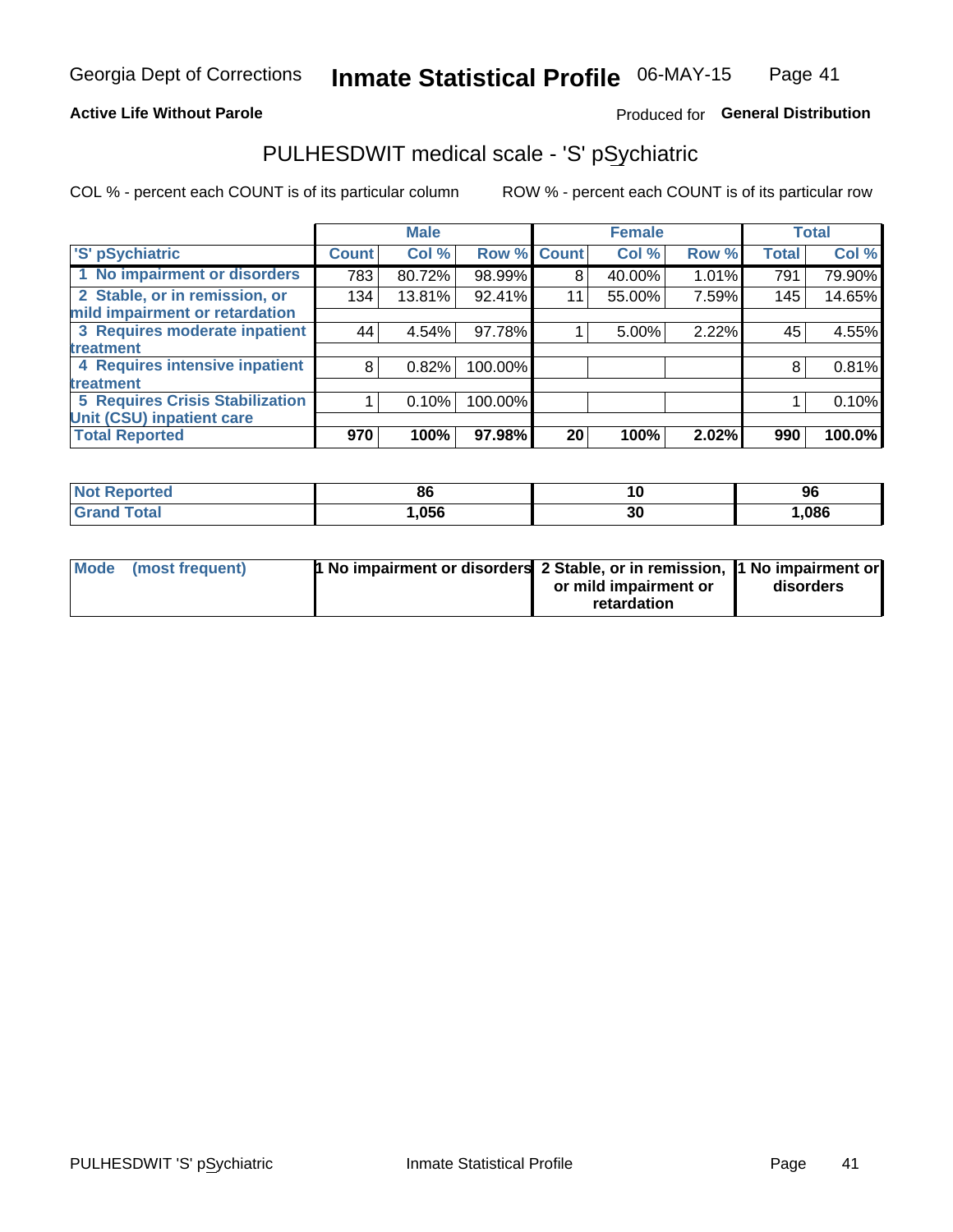Georgia Dept of Corrections **Inmate Statistical Profile** 06-MAY-15

**Active Life Without Parole**

Produced for **General Distribution**

## PULHESDWIT medical scale - 'S' pSychiatric

COL % - percent each COUNT is of its particular column    ROW % - percent each COUNT is of its particular row

| 'S' pSychiatric | Male | | | Female | | | Total | |
|---|---|---|---|---|---|---|---|---|
| | Count | Col % | Row % | Count | Col % | Row % | Total | Col % |
| 1 No impairment or disorders | 783 | 80.72% | 98.99% | 8 | 40.00% | 1.01% | 791 | 79.90% |
| 2 Stable, or in remission, or mild impairment or retardation | 134 | 13.81% | 92.41% | 11 | 55.00% | 7.59% | 145 | 14.65% |
| 3 Requires moderate inpatient treatment | 44 | 4.54% | 97.78% | 1 | 5.00% | 2.22% | 45 | 4.55% |
| 4 Requires intensive inpatient treatment | 8 | 0.82% | 100.00% | | | | 8 | 0.81% |
| 5 Requires Crisis Stabilization Unit (CSU) inpatient care | 1 | 0.10% | 100.00% | | | | 1 | 0.10% |
| **Total Reported** | **970** | **100%** | **97.98%** | **20** | **100%** | **2.02%** | **990** | **100.0%** |

| | Male | Female | Total |
|---|---|---|---|
| Not Reported | 86 | 10 | 96 |
| Grand Total | 1,056 | 30 | 1,086 |

| | Male | Female | Total |
|---|---|---|---|
| Mode (most frequent) | 1 No impairment or disorders | 2 Stable, or in remission, or mild impairment or retardation | 1 No impairment or disorders |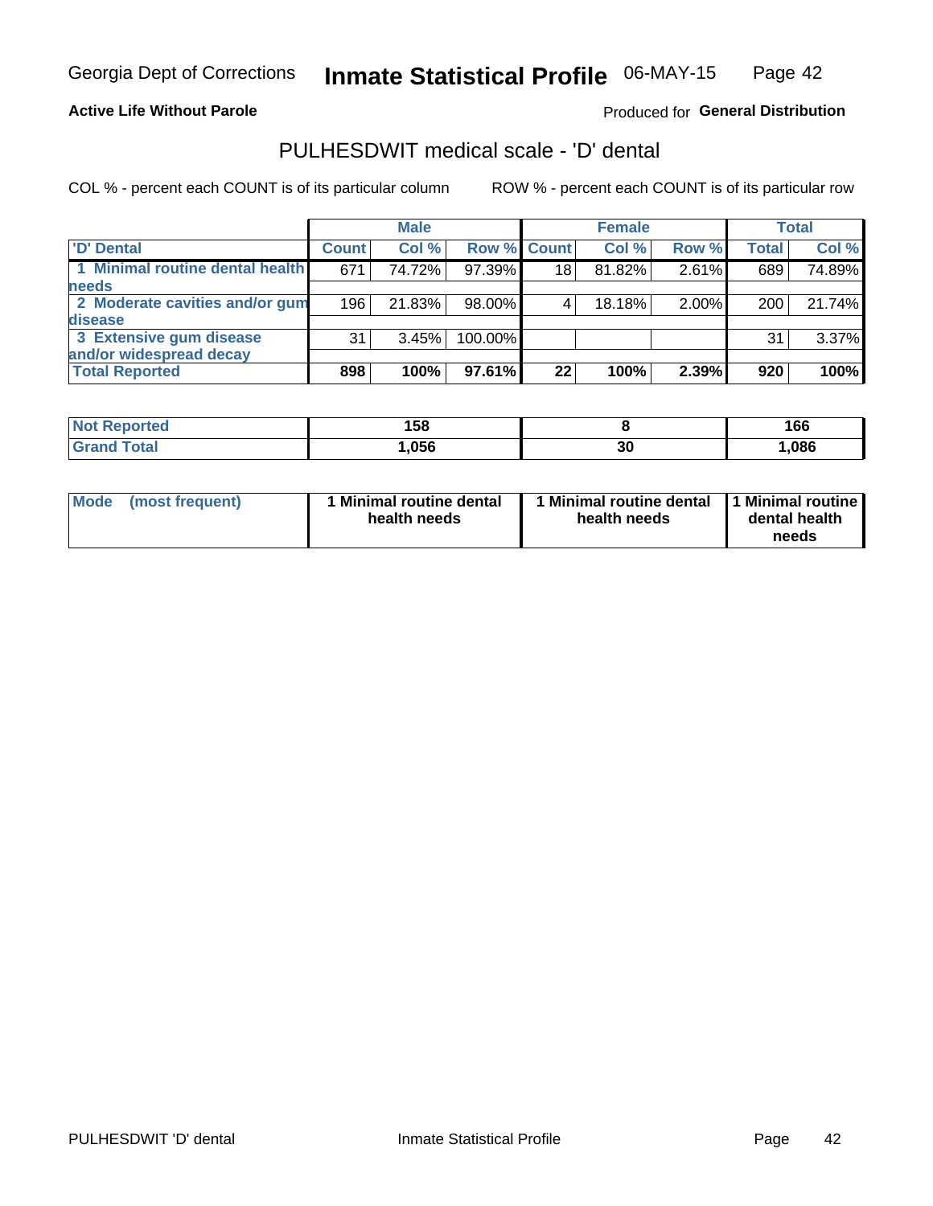Georgia Dept of Corrections **Inmate Statistical Profile** 06-MAY-15

**Active Life Without Parole**

Produced for **General Distribution**

## PULHESDWIT medical scale - 'D' dental

COL % - percent each COUNT is of its particular column

ROW % - percent each COUNT is of its particular row

| | Male | | | Female | | | Total | |
|---|---|---|---|---|---|---|---|---|
| **'D' Dental** | **Count** | **Col %** | **Row %** | **Count** | **Col %** | **Row %** | **Total** | **Col %** |
| **1 Minimal routine dental health needs** | 671 | 74.72% | 97.39% | 18 | 81.82% | 2.61% | 689 | 74.89% |
| **2 Moderate cavities and/or gum disease** | 196 | 21.83% | 98.00% | 4 | 18.18% | 2.00% | 200 | 21.74% |
| **3 Extensive gum disease and/or widespread decay** | 31 | 3.45% | 100.00% | | | | 31 | 3.37% |
| **Total Reported** | **898** | **100%** | **97.61%** | **22** | **100%** | **2.39%** | **920** | **100%** |

| | Male | Female | Total |
|---|---|---|---|
| **Not Reported** | **158** | **8** | **166** |
| **Grand Total** | **1,056** | **30** | **1,086** |

| | Male | Female | Total |
|---|---|---|---|
| **Mode (most frequent)** | **1 Minimal routine dental health needs** | **1 Minimal routine dental health needs** | **1 Minimal routine dental health needs** |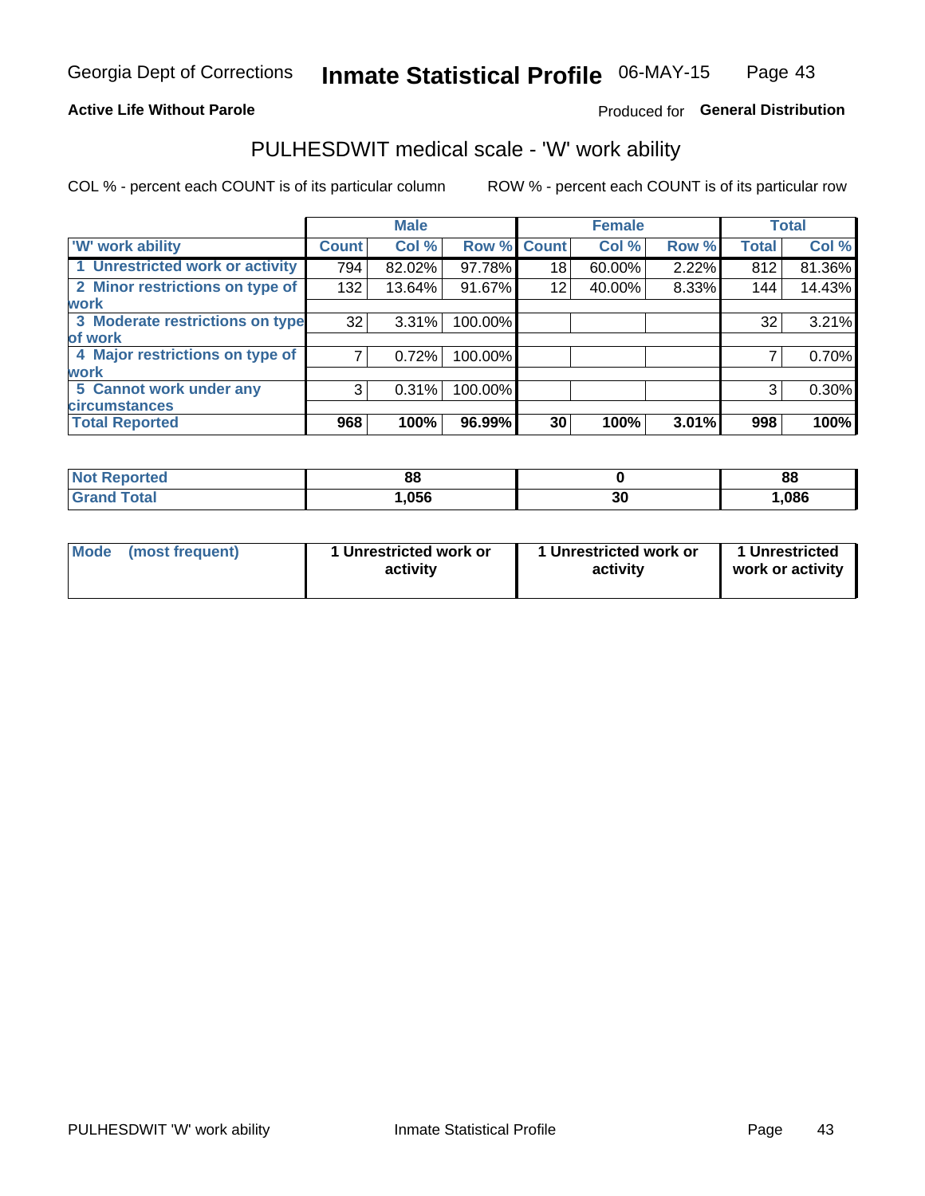Georgia Dept of Corrections **Inmate Statistical Profile** 06-MAY-15

**Active Life Without Parole**

Produced for **General Distribution**

## PULHESDWIT medical scale - 'W' work ability

COL % - percent each COUNT is of its particular column

ROW % - percent each COUNT is of its particular row

| | Male | | | Female | | | Total | |
|---|---|---|---|---|---|---|---|---|
| 'W' work ability | Count | Col % | Row % | Count | Col % | Row % | Total | Col % |
| 1 Unrestricted work or activity | 794 | 82.02% | 97.78% | 18 | 60.00% | 2.22% | 812 | 81.36% |
| 2 Minor restrictions on type of work | 132 | 13.64% | 91.67% | 12 | 40.00% | 8.33% | 144 | 14.43% |
| 3 Moderate restrictions on type of work | 32 | 3.31% | 100.00% | | | | 32 | 3.21% |
| 4 Major restrictions on type of work | 7 | 0.72% | 100.00% | | | | 7 | 0.70% |
| 5 Cannot work under any circumstances | 3 | 0.31% | 100.00% | | | | 3 | 0.30% |
| **Total Reported** | **968** | **100%** | **96.99%** | **30** | **100%** | **3.01%** | **998** | **100%** |

| | Male | Female | Total |
|---|---|---|---|
| Not Reported | 88 | 0 | 88 |
| Grand Total | 1,056 | 30 | 1,086 |

| | Male | Female | Total |
|---|---|---|---|
| Mode (most frequent) | 1 Unrestricted work or activity | 1 Unrestricted work or activity | 1 Unrestricted work or activity |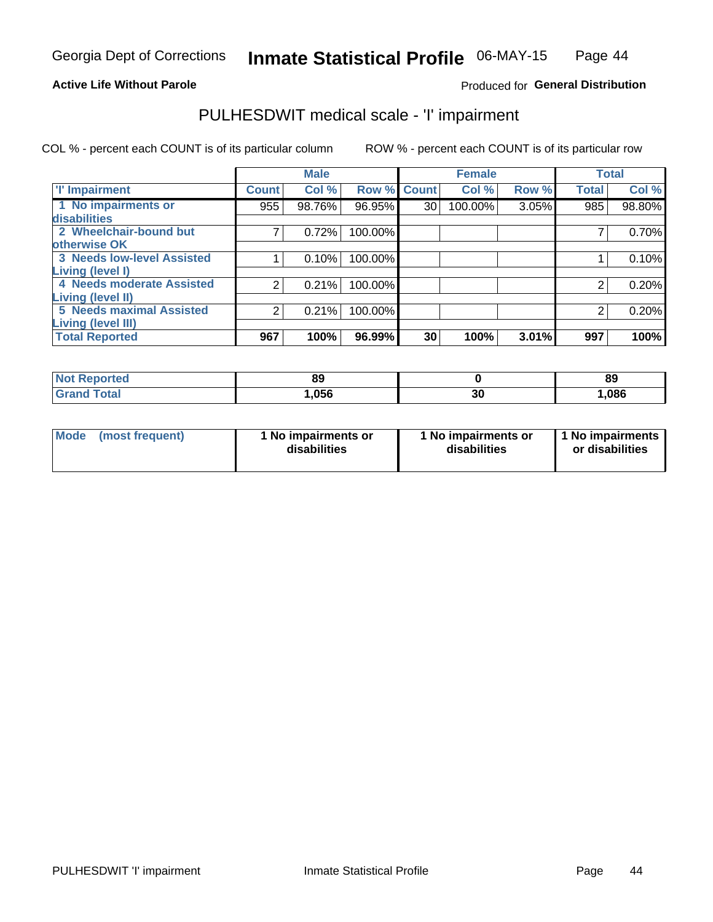Georgia Dept of Corrections **Inmate Statistical Profile** 06-MAY-15

**Active Life Without Parole**

Produced for **General Distribution**

# PULHESDWIT medical scale - 'I' impairment

COL % - percent each COUNT is of its particular column ROW % - percent each COUNT is of its particular row

| | Male | | | Female | | | Total | |
|---|---|---|---|---|---|---|---|---|
| 'I' Impairment | Count | Col % | Row % | Count | Col % | Row % | Total | Col % |
| 1 No impairments or disabilities | 955 | 98.76% | 96.95% | 30 | 100.00% | 3.05% | 985 | 98.80% |
| 2 Wheelchair-bound but otherwise OK | 7 | 0.72% | 100.00% | | | | 7 | 0.70% |
| 3 Needs low-level Assisted Living (level I) | 1 | 0.10% | 100.00% | | | | 1 | 0.10% |
| 4 Needs moderate Assisted Living (level II) | 2 | 0.21% | 100.00% | | | | 2 | 0.20% |
| 5 Needs maximal Assisted Living (level III) | 2 | 0.21% | 100.00% | | | | 2 | 0.20% |
| **Total Reported** | **967** | **100%** | **96.99%** | **30** | **100%** | **3.01%** | **997** | **100%** |

| | Male | Female | Total |
|---|---|---|---|
| Not Reported | 89 | 0 | 89 |
| Grand Total | 1,056 | 30 | 1,086 |

| | Male | Female | Total |
|---|---|---|---|
| Mode (most frequent) | 1 No impairments or disabilities | 1 No impairments or disabilities | 1 No impairments or disabilities |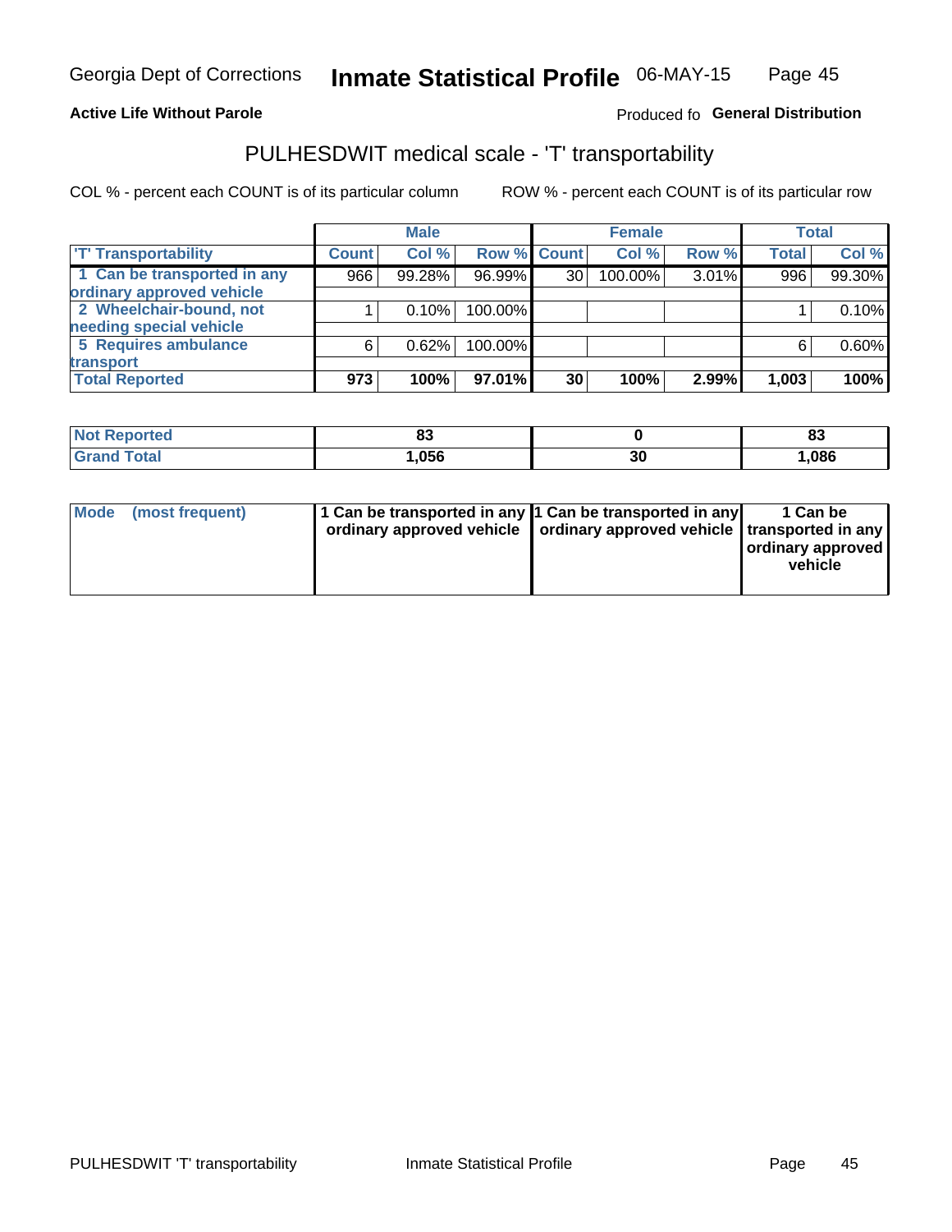Georgia Dept of Corrections **Inmate Statistical Profile** 06-MAY-15

**Active Life Without Parole**

Produced fo **General Distribution**

## PULHESDWIT medical scale - 'T' transportability

COL % - percent each COUNT is of its particular column ROW % - percent each COUNT is of its particular row

| | Male | | | Female | | | Total | |
|---|---|---|---|---|---|---|---|---|
| 'T' Transportability | Count | Col % | Row % | Count | Col % | Row % | Total | Col % |
| 1 Can be transported in any ordinary approved vehicle | 966 | 99.28% | 96.99% | 30 | 100.00% | 3.01% | 996 | 99.30% |
| 2 Wheelchair-bound, not needing special vehicle | 1 | 0.10% | 100.00% | | | | 1 | 0.10% |
| 5 Requires ambulance transport | 6 | 0.62% | 100.00% | | | | 6 | 0.60% |
| **Total Reported** | **973** | **100%** | **97.01%** | **30** | **100%** | **2.99%** | **1,003** | **100%** |

| | Male | Female | Total |
|---|---|---|---|
| Not Reported | 83 | 0 | 83 |
| Grand Total | 1,056 | 30 | 1,086 |

| | Male | Female | Total |
|---|---|---|---|
| Mode (most frequent) | 1 Can be transported in any ordinary approved vehicle | 1 Can be transported in any ordinary approved vehicle | 1 Can be transported in any ordinary approved vehicle |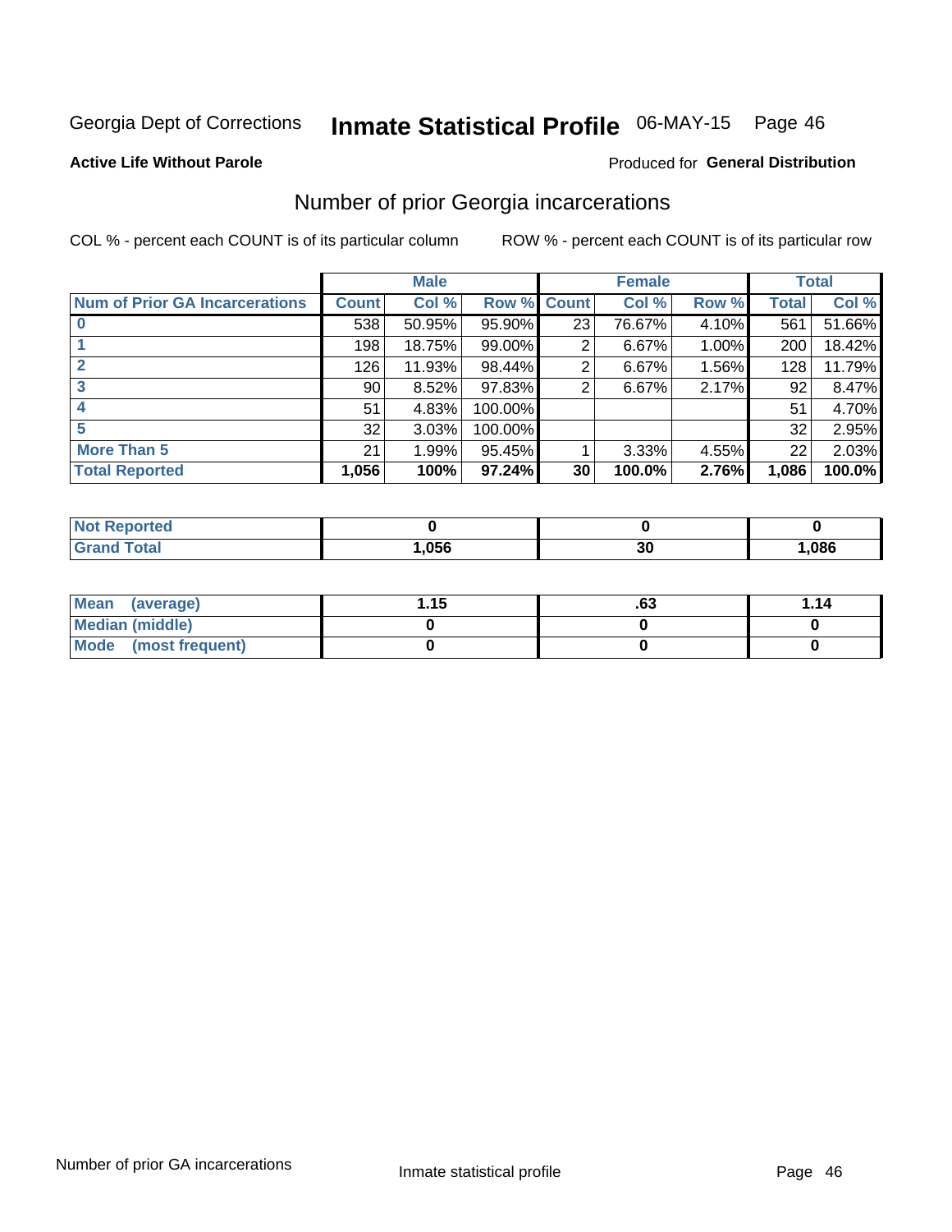Georgia Dept of Corrections **Inmate Statistical Profile** 06-MAY-15

**Active Life Without Parole**

Produced for **General Distribution**

## Number of prior Georgia incarcerations

COL % - percent each COUNT is of its particular column

ROW % - percent each COUNT is of its particular row

| | Male | | | Female | | | Total | |
|---|---|---|---|---|---|---|---|---|
| **Num of Prior GA Incarcerations** | **Count** | **Col %** | **Row %** | **Count** | **Col %** | **Row %** | **Total** | **Col %** |
| **0** | 538 | 50.95% | 95.90% | 23 | 76.67% | 4.10% | 561 | 51.66% |
| **1** | 198 | 18.75% | 99.00% | 2 | 6.67% | 1.00% | 200 | 18.42% |
| **2** | 126 | 11.93% | 98.44% | 2 | 6.67% | 1.56% | 128 | 11.79% |
| **3** | 90 | 8.52% | 97.83% | 2 | 6.67% | 2.17% | 92 | 8.47% |
| **4** | 51 | 4.83% | 100.00% | | | | 51 | 4.70% |
| **5** | 32 | 3.03% | 100.00% | | | | 32 | 2.95% |
| **More Than 5** | 21 | 1.99% | 95.45% | 1 | 3.33% | 4.55% | 22 | 2.03% |
| **Total Reported** | **1,056** | **100%** | **97.24%** | **30** | **100.0%** | **2.76%** | **1,086** | **100.0%** |

| | Male | Female | Total |
|---|---|---|---|
| **Not Reported** | **0** | **0** | **0** |
| **Grand Total** | **1,056** | **30** | **1,086** |

| | Male | Female | Total |
|---|---|---|---|
| **Mean (average)** | **1.15** | **.63** | **1.14** |
| **Median (middle)** | **0** | **0** | **0** |
| **Mode (most frequent)** | **0** | **0** | **0** |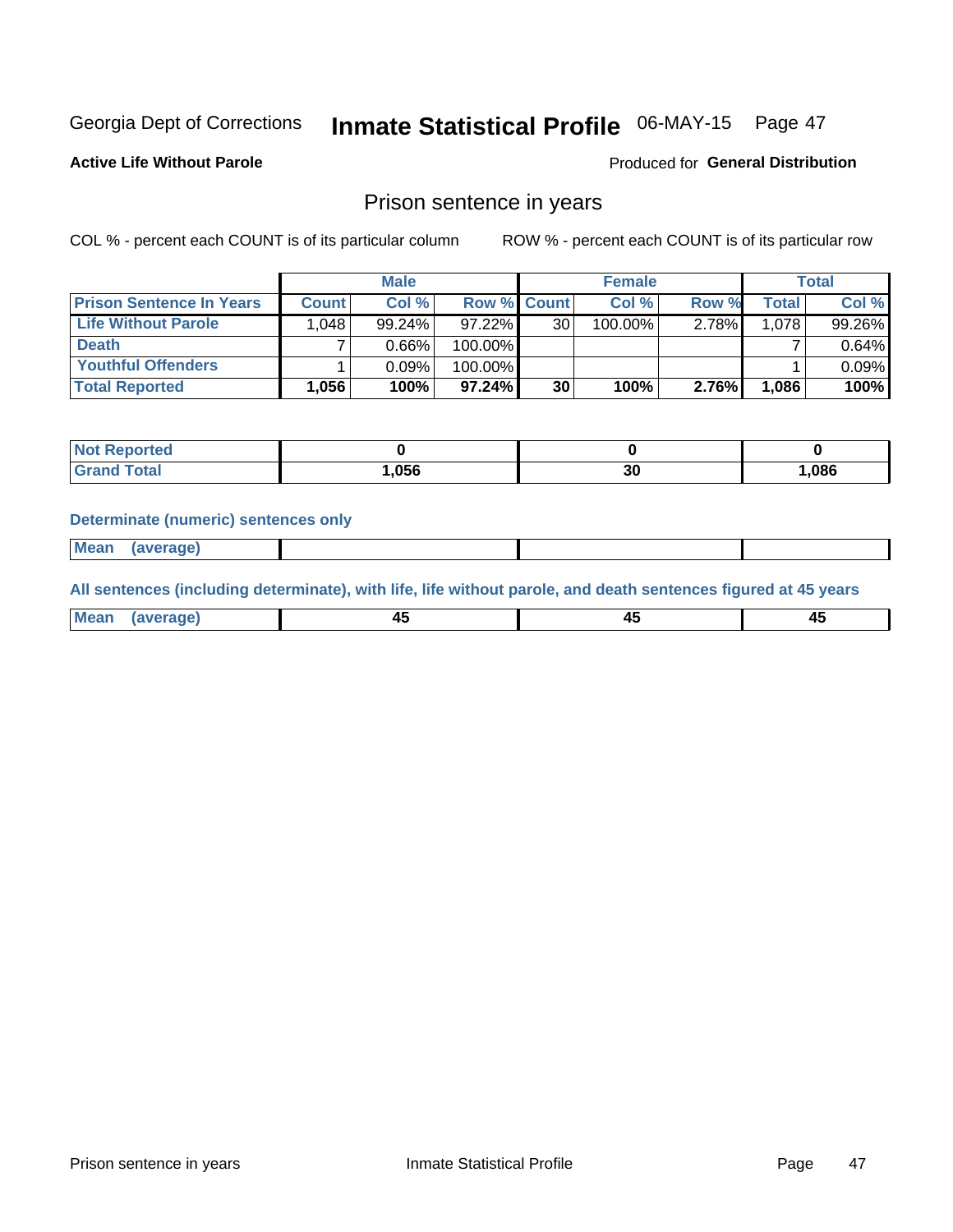Georgia Dept of Corrections **Inmate Statistical Profile** 06-MAY-15

**Active Life Without Parole**

Produced for **General Distribution**

## Prison sentence in years

COL % - percent each COUNT is of its particular column

ROW % - percent each COUNT is of its particular row

| | Male | | | Female | | | Total | |
|---|---|---|---|---|---|---|---|---|
| **Prison Sentence In Years** | **Count** | **Col %** | **Row %** | **Count** | **Col %** | **Row %** | **Total** | **Col %** |
| **Life Without Parole** | 1,048 | 99.24% | 97.22% | 30 | 100.00% | 2.78% | 1,078 | 99.26% |
| **Death** | 7 | 0.66% | 100.00% | | | | 7 | 0.64% |
| **Youthful Offenders** | 1 | 0.09% | 100.00% | | | | 1 | 0.09% |
| **Total Reported** | **1,056** | **100%** | **97.24%** | **30** | **100%** | **2.76%** | **1,086** | **100%** |

| | Male | Female | Total |
|---|---|---|---|
| **Not Reported** | **0** | **0** | **0** |
| **Grand Total** | **1,056** | **30** | **1,086** |

**Determinate (numeric) sentences only**

| | Male | Female | Total |
|---|---|---|---|
| **Mean (average)** | | | |

**All sentences (including determinate), with life, life without parole, and death sentences figured at 45 years**

| | Male | Female | Total |
|---|---|---|---|
| **Mean (average)** | **45** | **45** | **45** |

Prison sentence in years Inmate Statistical Profile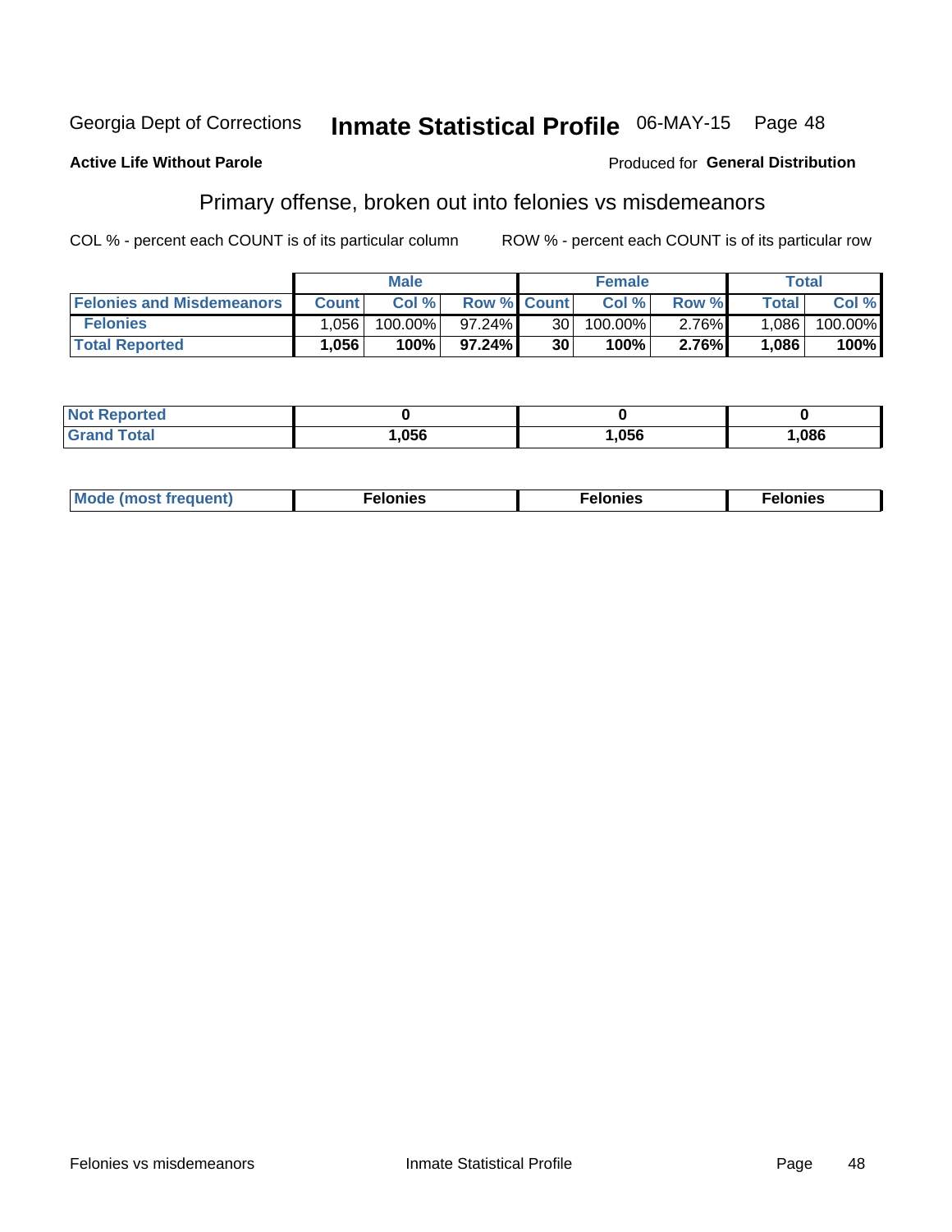Georgia Dept of Corrections **Inhmate Statistical Profile** 06-MAY-15

**Active Life Without Parole** Produced for **General Distribution**

## Primary offense, broken out into felonies vs misdemeanors

COL % - percent each COUNT is of its particular column ROW % - percent each COUNT is of its particular row

| | Male | | | Female | | | Total | |
|---|---|---|---|---|---|---|---|---|
| **Felonies and Misdemeanors** | **Count** | **Col %** | **Row %** | **Count** | **Col %** | **Row %** | **Total** | **Col %** |
| **Felonies** | 1,056 | 100.00% | 97.24% | 30 | 100.00% | 2.76% | 1,086 | 100.00% |
| **Total Reported** | **1,056** | **100%** | **97.24%** | **30** | **100%** | **2.76%** | **1,086** | **100%** |

| | | | |
|---|---|---|---|
| **Not Reported** | **0** | **0** | **0** |
| **Grand Total** | **1,056** | **1,056** | **1,086** |

| | | | |
|---|---|---|---|
| **Mode (most frequent)** | **Felonies** | **Felonies** | **Felonies** |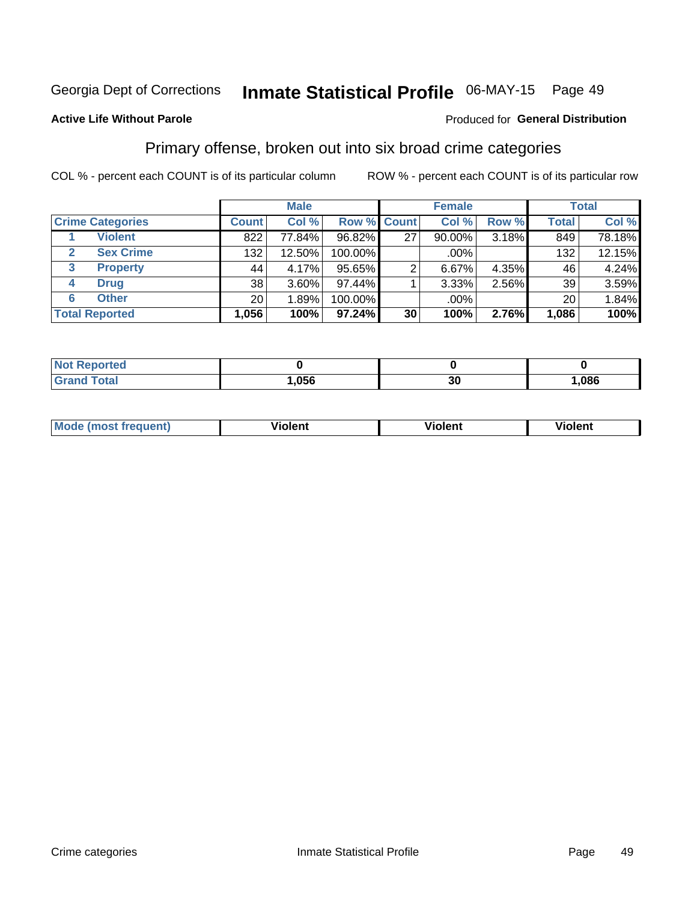Georgia Dept of Corrections **Inmate Statistical Profile** 06-MAY-15

**Active Life Without Parole**

Produced for **General Distribution**

## Primary offense, broken out into six broad crime categories

COL % - percent each COUNT is of its particular column

ROW % - percent each COUNT is of its particular row

| | | Male | | | Female | | | Total | |
|---|---|---|---|---|---|---|---|---|---|
| Crime Categories | | Count | Col % | Row % | Count | Col % | Row % | Total | Col % |
| 1 | Violent | 822 | 77.84% | 96.82% | 27 | 90.00% | 3.18% | 849 | 78.18% |
| 2 | Sex Crime | 132 | 12.50% | 100.00% | | .00% | | 132 | 12.15% |
| 3 | Property | 44 | 4.17% | 95.65% | 2 | 6.67% | 4.35% | 46 | 4.24% |
| 4 | Drug | 38 | 3.60% | 97.44% | 1 | 3.33% | 2.56% | 39 | 3.59% |
| 6 | Other | 20 | 1.89% | 100.00% | | .00% | | 20 | 1.84% |
| Total Reported | | **1,056** | **100%** | **97.24%** | **30** | **100%** | **2.76%** | **1,086** | **100%** |

| | Male | Female | Total |
|---|---|---|---|
| Not Reported | **0** | **0** | **0** |
| Grand Total | **1,056** | **30** | **1,086** |

| | Male | Female | Total |
|---|---|---|---|
| Mode (most frequent) | **Violent** | **Violent** | **Violent** |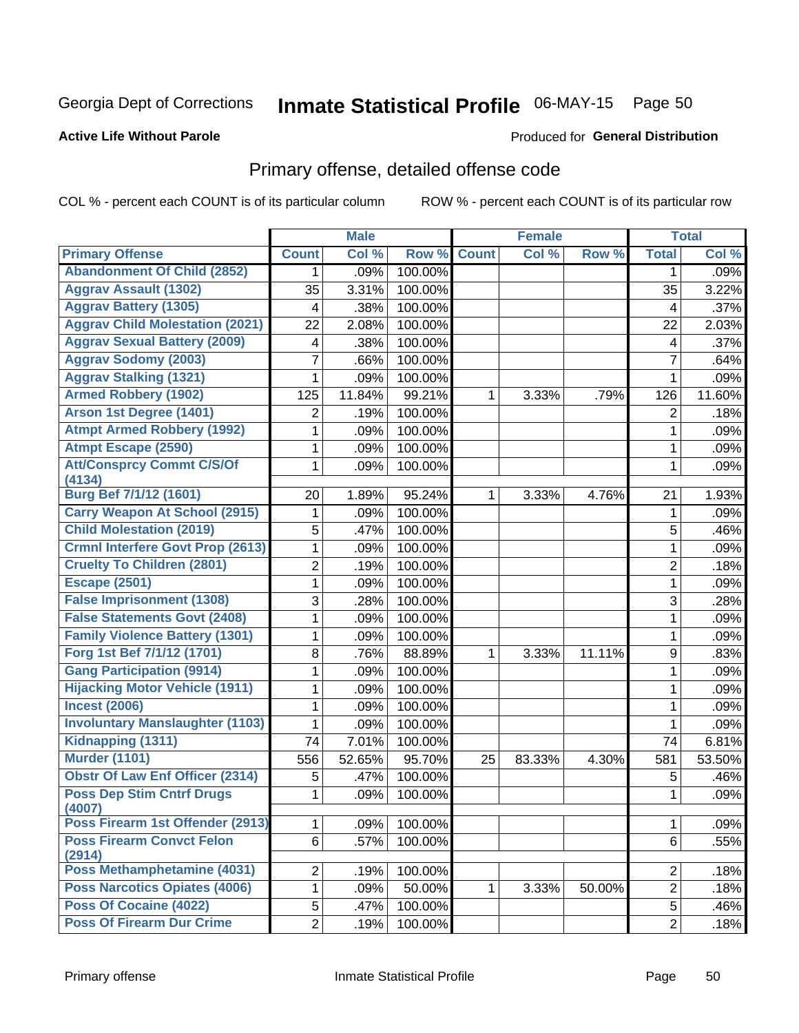Georgia Dept of Corrections **Inmate Statistical Profile** 06-MAY-15

**Active Life Without Parole**

Produced for **General Distribution**

## Primary offense, detailed offense code

COL % - percent each COUNT is of its particular column ROW % - percent each COUNT is of its particular row

| | Male | | | Female | | | Total | |
|---|---|---|---|---|---|---|---|---|
| **Primary Offense** | **Count** | **Col %** | **Row %** | **Count** | **Col %** | **Row %** | **Total** | **Col %** |
| Abandonment Of Child (2852) | 1 | .09% | 100.00% | | | | 1 | .09% |
| Aggrav Assault (1302) | 35 | 3.31% | 100.00% | | | | 35 | 3.22% |
| Aggrav Battery (1305) | 4 | .38% | 100.00% | | | | 4 | .37% |
| Aggrav Child Molestation (2021) | 22 | 2.08% | 100.00% | | | | 22 | 2.03% |
| Aggrav Sexual Battery (2009) | 4 | .38% | 100.00% | | | | 4 | .37% |
| Aggrav Sodomy (2003) | 7 | .66% | 100.00% | | | | 7 | .64% |
| Aggrav Stalking (1321) | 1 | .09% | 100.00% | | | | 1 | .09% |
| Armed Robbery (1902) | 125 | 11.84% | 99.21% | 1 | 3.33% | .79% | 126 | 11.60% |
| Arson 1st Degree (1401) | 2 | .19% | 100.00% | | | | 2 | .18% |
| Atmpt Armed Robbery (1992) | 1 | .09% | 100.00% | | | | 1 | .09% |
| Atmpt Escape (2590) | 1 | .09% | 100.00% | | | | 1 | .09% |
| Att/Consprcy Commt C/S/Of (4134) | 1 | .09% | 100.00% | | | | 1 | .09% |
| Burg Bef 7/1/12 (1601) | 20 | 1.89% | 95.24% | 1 | 3.33% | 4.76% | 21 | 1.93% |
| Carry Weapon At School (2915) | 1 | .09% | 100.00% | | | | 1 | .09% |
| Child Molestation (2019) | 5 | .47% | 100.00% | | | | 5 | .46% |
| Crmnl Interfere Govt Prop (2613) | 1 | .09% | 100.00% | | | | 1 | .09% |
| Cruelty To Children (2801) | 2 | .19% | 100.00% | | | | 2 | .18% |
| Escape (2501) | 1 | .09% | 100.00% | | | | 1 | .09% |
| False Imprisonment (1308) | 3 | .28% | 100.00% | | | | 3 | .28% |
| False Statements Govt (2408) | 1 | .09% | 100.00% | | | | 1 | .09% |
| Family Violence Battery (1301) | 1 | .09% | 100.00% | | | | 1 | .09% |
| Forg 1st Bef 7/1/12 (1701) | 8 | .76% | 88.89% | 1 | 3.33% | 11.11% | 9 | .83% |
| Gang Participation (9914) | 1 | .09% | 100.00% | | | | 1 | .09% |
| Hijacking Motor Vehicle (1911) | 1 | .09% | 100.00% | | | | 1 | .09% |
| Incest (2006) | 1 | .09% | 100.00% | | | | 1 | .09% |
| Involuntary Manslaughter (1103) | 1 | .09% | 100.00% | | | | 1 | .09% |
| Kidnapping (1311) | 74 | 7.01% | 100.00% | | | | 74 | 6.81% |
| Murder (1101) | 556 | 52.65% | 95.70% | 25 | 83.33% | 4.30% | 581 | 53.50% |
| Obstr Of Law Enf Officer (2314) | 5 | .47% | 100.00% | | | | 5 | .46% |
| Poss Dep Stim Cntrf Drugs (4007) | 1 | .09% | 100.00% | | | | 1 | .09% |
| Poss Firearm 1st Offender (2913) | 1 | .09% | 100.00% | | | | 1 | .09% |
| Poss Firearm Convct Felon (2914) | 6 | .57% | 100.00% | | | | 6 | .55% |
| Poss Methamphetamine (4031) | 2 | .19% | 100.00% | | | | 2 | .18% |
| Poss Narcotics Opiates (4006) | 1 | .09% | 50.00% | 1 | 3.33% | 50.00% | 2 | .18% |
| Poss Of Cocaine (4022) | 5 | .47% | 100.00% | | | | 5 | .46% |
| Poss Of Firearm Dur Crime | 2 | .19% | 100.00% | | | | 2 | .18% |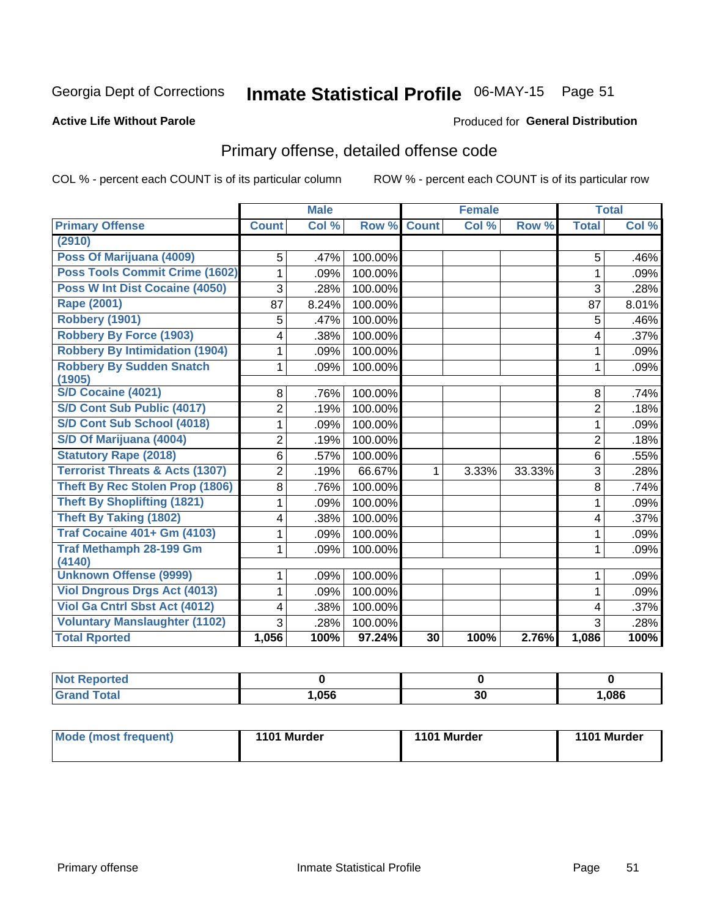Georgia Dept of Corrections **Inmate Statistical Profile** 06-MAY-15

**Active Life Without Parole**

Produced for **General Distribution**

## Primary offense, detailed offense code

COL % - percent each COUNT is of its particular column ROW % - percent each COUNT is of its particular row

| | Male | | | Female | | | Total | |
|---|---|---|---|---|---|---|---|---|
| **Primary Offense** | **Count** | **Col %** | **Row %** | **Count** | **Col %** | **Row %** | **Total** | **Col %** |
| (2910) | | | | | | | | |
| Poss Of Marijuana (4009) | 5 | .47% | 100.00% | | | | 5 | .46% |
| Poss Tools Commit Crime (1602) | 1 | .09% | 100.00% | | | | 1 | .09% |
| Poss W Int Dist Cocaine (4050) | 3 | .28% | 100.00% | | | | 3 | .28% |
| Rape (2001) | 87 | 8.24% | 100.00% | | | | 87 | 8.01% |
| Robbery (1901) | 5 | .47% | 100.00% | | | | 5 | .46% |
| Robbery By Force (1903) | 4 | .38% | 100.00% | | | | 4 | .37% |
| Robbery By Intimidation (1904) | 1 | .09% | 100.00% | | | | 1 | .09% |
| Robbery By Sudden Snatch (1905) | 1 | .09% | 100.00% | | | | 1 | .09% |
| S/D Cocaine (4021) | 8 | .76% | 100.00% | | | | 8 | .74% |
| S/D Cont Sub Public (4017) | 2 | .19% | 100.00% | | | | 2 | .18% |
| S/D Cont Sub School (4018) | 1 | .09% | 100.00% | | | | 1 | .09% |
| S/D Of Marijuana (4004) | 2 | .19% | 100.00% | | | | 2 | .18% |
| Statutory Rape (2018) | 6 | .57% | 100.00% | | | | 6 | .55% |
| Terrorist Threats & Acts (1307) | 2 | .19% | 66.67% | 1 | 3.33% | 33.33% | 3 | .28% |
| Theft By Rec Stolen Prop (1806) | 8 | .76% | 100.00% | | | | 8 | .74% |
| Theft By Shoplifting (1821) | 1 | .09% | 100.00% | | | | 1 | .09% |
| Theft By Taking (1802) | 4 | .38% | 100.00% | | | | 4 | .37% |
| Traf Cocaine 401+ Gm (4103) | 1 | .09% | 100.00% | | | | 1 | .09% |
| Traf Methamph 28-199 Gm (4140) | 1 | .09% | 100.00% | | | | 1 | .09% |
| Unknown Offense (9999) | 1 | .09% | 100.00% | | | | 1 | .09% |
| Viol Dngrous Drgs Act (4013) | 1 | .09% | 100.00% | | | | 1 | .09% |
| Viol Ga Cntrl Sbst Act (4012) | 4 | .38% | 100.00% | | | | 4 | .37% |
| Voluntary Manslaughter (1102) | 3 | .28% | 100.00% | | | | 3 | .28% |
| **Total Rported** | **1,056** | **100%** | **97.24%** | **30** | **100%** | **2.76%** | **1,086** | **100%** |

| | Male | Female | Total |
|---|---|---|---|
| Not Reported | 0 | 0 | 0 |
| Grand Total | 1,056 | 30 | 1,086 |

| | Male | Female | Total |
|---|---|---|---|
| Mode (most frequent) | 1101 Murder | 1101 Murder | 1101 Murder |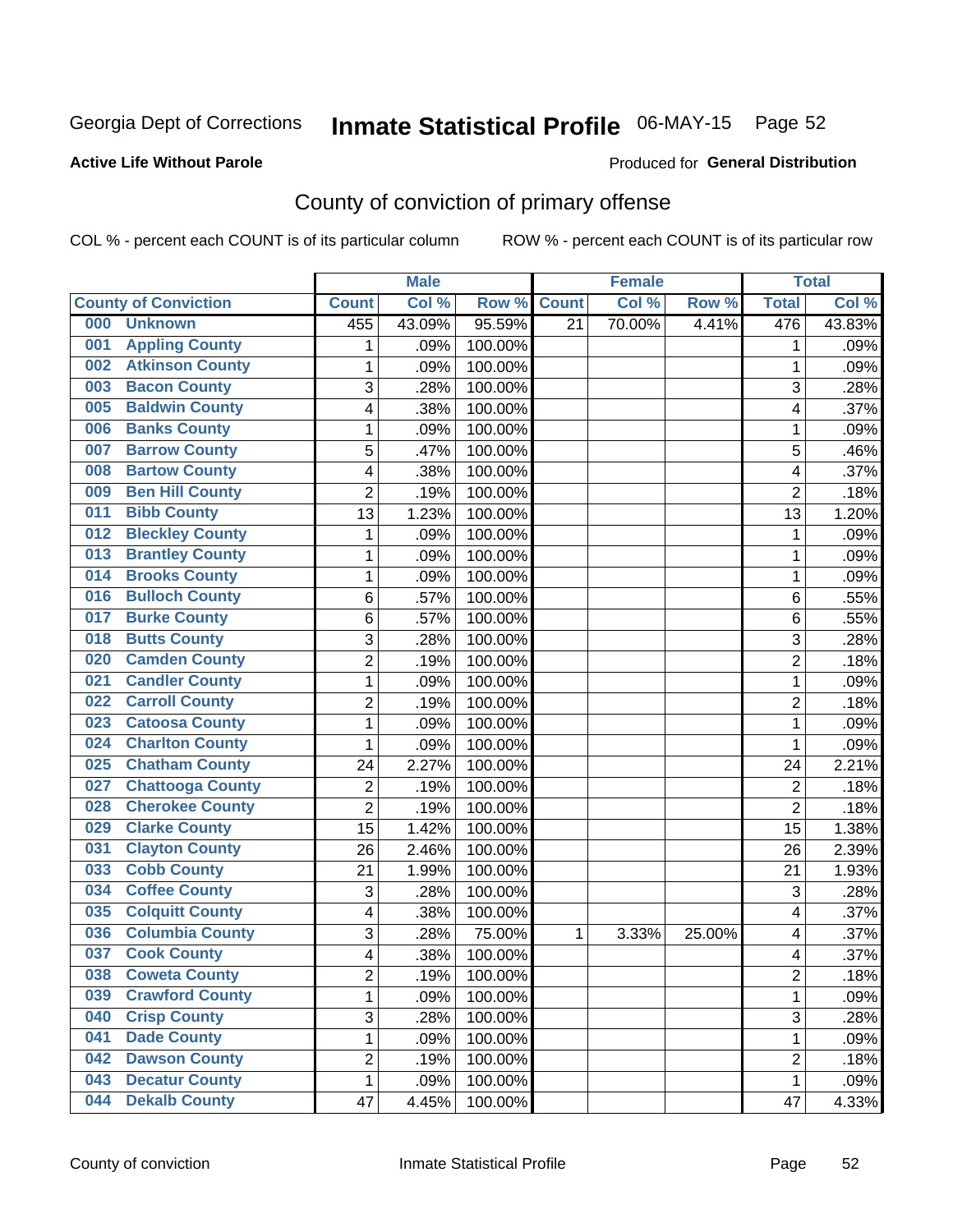Georgia Dept of Corrections **Inmate Statistical Profile** 06-MAY-15

**Active Life Without Parole**

Produced for **General Distribution**

## County of conviction of primary offense

COL % - percent each COUNT is of its particular column

ROW % - percent each COUNT is of its particular row

| County of Conviction | Male | | | Female | | | Total | |
|---|---|---|---|---|---|---|---|---|
| | Count | Col % | Row % | Count | Col % | Row % | Total | Col % |
| 000 Unknown | 455 | 43.09% | 95.59% | 21 | 70.00% | 4.41% | 476 | 43.83% |
| 001 Appling County | 1 | .09% | 100.00% | | | | 1 | .09% |
| 002 Atkinson County | 1 | .09% | 100.00% | | | | 1 | .09% |
| 003 Bacon County | 3 | .28% | 100.00% | | | | 3 | .28% |
| 005 Baldwin County | 4 | .38% | 100.00% | | | | 4 | .37% |
| 006 Banks County | 1 | .09% | 100.00% | | | | 1 | .09% |
| 007 Barrow County | 5 | .47% | 100.00% | | | | 5 | .46% |
| 008 Bartow County | 4 | .38% | 100.00% | | | | 4 | .37% |
| 009 Ben Hill County | 2 | .19% | 100.00% | | | | 2 | .18% |
| 011 Bibb County | 13 | 1.23% | 100.00% | | | | 13 | 1.20% |
| 012 Bleckley County | 1 | .09% | 100.00% | | | | 1 | .09% |
| 013 Brantley County | 1 | .09% | 100.00% | | | | 1 | .09% |
| 014 Brooks County | 1 | .09% | 100.00% | | | | 1 | .09% |
| 016 Bulloch County | 6 | .57% | 100.00% | | | | 6 | .55% |
| 017 Burke County | 6 | .57% | 100.00% | | | | 6 | .55% |
| 018 Butts County | 3 | .28% | 100.00% | | | | 3 | .28% |
| 020 Camden County | 2 | .19% | 100.00% | | | | 2 | .18% |
| 021 Candler County | 1 | .09% | 100.00% | | | | 1 | .09% |
| 022 Carroll County | 2 | .19% | 100.00% | | | | 2 | .18% |
| 023 Catoosa County | 1 | .09% | 100.00% | | | | 1 | .09% |
| 024 Charlton County | 1 | .09% | 100.00% | | | | 1 | .09% |
| 025 Chatham County | 24 | 2.27% | 100.00% | | | | 24 | 2.21% |
| 027 Chattooga County | 2 | .19% | 100.00% | | | | 2 | .18% |
| 028 Cherokee County | 2 | .19% | 100.00% | | | | 2 | .18% |
| 029 Clarke County | 15 | 1.42% | 100.00% | | | | 15 | 1.38% |
| 031 Clayton County | 26 | 2.46% | 100.00% | | | | 26 | 2.39% |
| 033 Cobb County | 21 | 1.99% | 100.00% | | | | 21 | 1.93% |
| 034 Coffee County | 3 | .28% | 100.00% | | | | 3 | .28% |
| 035 Colquitt County | 4 | .38% | 100.00% | | | | 4 | .37% |
| 036 Columbia County | 3 | .28% | 75.00% | 1 | 3.33% | 25.00% | 4 | .37% |
| 037 Cook County | 4 | .38% | 100.00% | | | | 4 | .37% |
| 038 Coweta County | 2 | .19% | 100.00% | | | | 2 | .18% |
| 039 Crawford County | 1 | .09% | 100.00% | | | | 1 | .09% |
| 040 Crisp County | 3 | .28% | 100.00% | | | | 3 | .28% |
| 041 Dade County | 1 | .09% | 100.00% | | | | 1 | .09% |
| 042 Dawson County | 2 | .19% | 100.00% | | | | 2 | .18% |
| 043 Decatur County | 1 | .09% | 100.00% | | | | 1 | .09% |
| 044 Dekalb County | 47 | 4.45% | 100.00% | | | | 47 | 4.33% |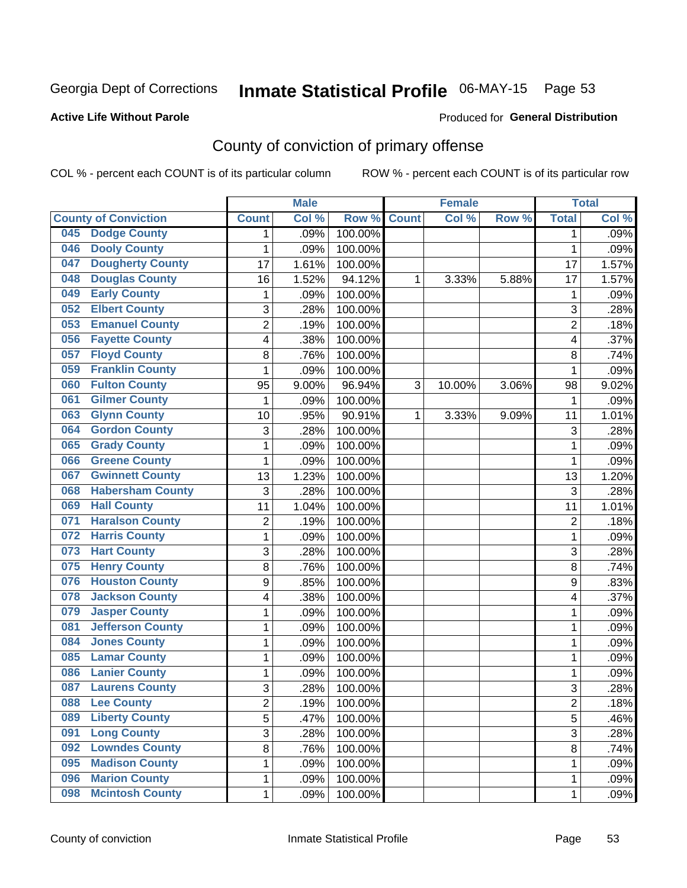Georgia Dept of Corrections **Inmate Statistical Profile** 06-MAY-15 Page 53

**Active Life Without Parole**

Produced for **General Distribution**

## County of conviction of primary offense

COL % - percent each COUNT is of its particular column ROW % - percent each COUNT is of its particular row

| County of Conviction | Male | | | Female | | | Total | |
|---|---|---|---|---|---|---|---|---|
| | Count | Col % | Row % | Count | Col % | Row % | Total | Col % |
| 045 Dodge County | 1 | .09% | 100.00% | | | | 1 | .09% |
| 046 Dooly County | 1 | .09% | 100.00% | | | | 1 | .09% |
| 047 Dougherty County | 17 | 1.61% | 100.00% | | | | 17 | 1.57% |
| 048 Douglas County | 16 | 1.52% | 94.12% | 1 | 3.33% | 5.88% | 17 | 1.57% |
| 049 Early County | 1 | .09% | 100.00% | | | | 1 | .09% |
| 052 Elbert County | 3 | .28% | 100.00% | | | | 3 | .28% |
| 053 Emanuel County | 2 | .19% | 100.00% | | | | 2 | .18% |
| 056 Fayette County | 4 | .38% | 100.00% | | | | 4 | .37% |
| 057 Floyd County | 8 | .76% | 100.00% | | | | 8 | .74% |
| 059 Franklin County | 1 | .09% | 100.00% | | | | 1 | .09% |
| 060 Fulton County | 95 | 9.00% | 96.94% | 3 | 10.00% | 3.06% | 98 | 9.02% |
| 061 Gilmer County | 1 | .09% | 100.00% | | | | 1 | .09% |
| 063 Glynn County | 10 | .95% | 90.91% | 1 | 3.33% | 9.09% | 11 | 1.01% |
| 064 Gordon County | 3 | .28% | 100.00% | | | | 3 | .28% |
| 065 Grady County | 1 | .09% | 100.00% | | | | 1 | .09% |
| 066 Greene County | 1 | .09% | 100.00% | | | | 1 | .09% |
| 067 Gwinnett County | 13 | 1.23% | 100.00% | | | | 13 | 1.20% |
| 068 Habersham County | 3 | .28% | 100.00% | | | | 3 | .28% |
| 069 Hall County | 11 | 1.04% | 100.00% | | | | 11 | 1.01% |
| 071 Haralson County | 2 | .19% | 100.00% | | | | 2 | .18% |
| 072 Harris County | 1 | .09% | 100.00% | | | | 1 | .09% |
| 073 Hart County | 3 | .28% | 100.00% | | | | 3 | .28% |
| 075 Henry County | 8 | .76% | 100.00% | | | | 8 | .74% |
| 076 Houston County | 9 | .85% | 100.00% | | | | 9 | .83% |
| 078 Jackson County | 4 | .38% | 100.00% | | | | 4 | .37% |
| 079 Jasper County | 1 | .09% | 100.00% | | | | 1 | .09% |
| 081 Jefferson County | 1 | .09% | 100.00% | | | | 1 | .09% |
| 084 Jones County | 1 | .09% | 100.00% | | | | 1 | .09% |
| 085 Lamar County | 1 | .09% | 100.00% | | | | 1 | .09% |
| 086 Lanier County | 1 | .09% | 100.00% | | | | 1 | .09% |
| 087 Laurens County | 3 | .28% | 100.00% | | | | 3 | .28% |
| 088 Lee County | 2 | .19% | 100.00% | | | | 2 | .18% |
| 089 Liberty County | 5 | .47% | 100.00% | | | | 5 | .46% |
| 091 Long County | 3 | .28% | 100.00% | | | | 3 | .28% |
| 092 Lowndes County | 8 | .76% | 100.00% | | | | 8 | .74% |
| 095 Madison County | 1 | .09% | 100.00% | | | | 1 | .09% |
| 096 Marion County | 1 | .09% | 100.00% | | | | 1 | .09% |
| 098 Mcintosh County | 1 | .09% | 100.00% | | | | 1 | .09% |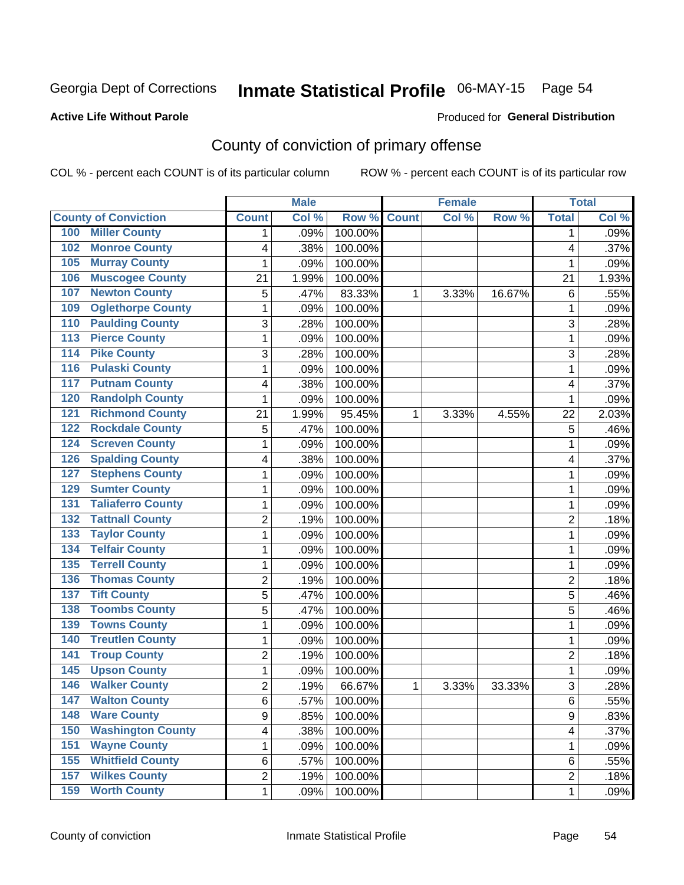Georgia Dept of Corrections **Inmate Statistical Profile** 06-MAY-15

**Active Life Without Parole**

Produced for **General Distribution**

## County of conviction of primary offense

COL % - percent each COUNT is of its particular column ROW % - percent each COUNT is of its particular row

| County of Conviction | Male | | | Female | | | Total | |
|---|---|---|---|---|---|---|---|---|
| | Count | Col % | Row % | Count | Col % | Row % | Total | Col % |
| 100 Miller County | 1 | .09% | 100.00% | | | | 1 | .09% |
| 102 Monroe County | 4 | .38% | 100.00% | | | | 4 | .37% |
| 105 Murray County | 1 | .09% | 100.00% | | | | 1 | .09% |
| 106 Muscogee County | 21 | 1.99% | 100.00% | | | | 21 | 1.93% |
| 107 Newton County | 5 | .47% | 83.33% | 1 | 3.33% | 16.67% | 6 | .55% |
| 109 Oglethorpe County | 1 | .09% | 100.00% | | | | 1 | .09% |
| 110 Paulding County | 3 | .28% | 100.00% | | | | 3 | .28% |
| 113 Pierce County | 1 | .09% | 100.00% | | | | 1 | .09% |
| 114 Pike County | 3 | .28% | 100.00% | | | | 3 | .28% |
| 116 Pulaski County | 1 | .09% | 100.00% | | | | 1 | .09% |
| 117 Putnam County | 4 | .38% | 100.00% | | | | 4 | .37% |
| 120 Randolph County | 1 | .09% | 100.00% | | | | 1 | .09% |
| 121 Richmond County | 21 | 1.99% | 95.45% | 1 | 3.33% | 4.55% | 22 | 2.03% |
| 122 Rockdale County | 5 | .47% | 100.00% | | | | 5 | .46% |
| 124 Screven County | 1 | .09% | 100.00% | | | | 1 | .09% |
| 126 Spalding County | 4 | .38% | 100.00% | | | | 4 | .37% |
| 127 Stephens County | 1 | .09% | 100.00% | | | | 1 | .09% |
| 129 Sumter County | 1 | .09% | 100.00% | | | | 1 | .09% |
| 131 Taliaferro County | 1 | .09% | 100.00% | | | | 1 | .09% |
| 132 Tattnall County | 2 | .19% | 100.00% | | | | 2 | .18% |
| 133 Taylor County | 1 | .09% | 100.00% | | | | 1 | .09% |
| 134 Telfair County | 1 | .09% | 100.00% | | | | 1 | .09% |
| 135 Terrell County | 1 | .09% | 100.00% | | | | 1 | .09% |
| 136 Thomas County | 2 | .19% | 100.00% | | | | 2 | .18% |
| 137 Tift County | 5 | .47% | 100.00% | | | | 5 | .46% |
| 138 Toombs County | 5 | .47% | 100.00% | | | | 5 | .46% |
| 139 Towns County | 1 | .09% | 100.00% | | | | 1 | .09% |
| 140 Treutlen County | 1 | .09% | 100.00% | | | | 1 | .09% |
| 141 Troup County | 2 | .19% | 100.00% | | | | 2 | .18% |
| 145 Upson County | 1 | .09% | 100.00% | | | | 1 | .09% |
| 146 Walker County | 2 | .19% | 66.67% | 1 | 3.33% | 33.33% | 3 | .28% |
| 147 Walton County | 6 | .57% | 100.00% | | | | 6 | .55% |
| 148 Ware County | 9 | .85% | 100.00% | | | | 9 | .83% |
| 150 Washington County | 4 | .38% | 100.00% | | | | 4 | .37% |
| 151 Wayne County | 1 | .09% | 100.00% | | | | 1 | .09% |
| 155 Whitfield County | 6 | .57% | 100.00% | | | | 6 | .55% |
| 157 Wilkes County | 2 | .19% | 100.00% | | | | 2 | .18% |
| 159 Worth County | 1 | .09% | 100.00% | | | | 1 | .09% |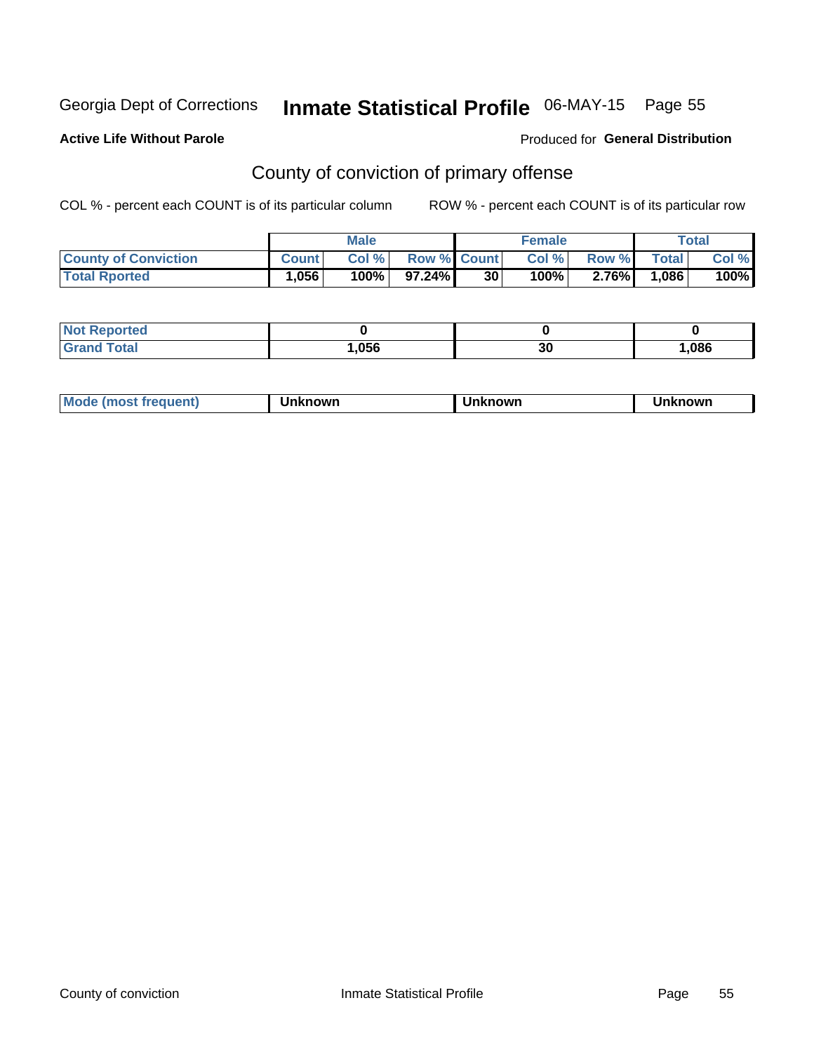Georgia Dept of Corrections **Inmate Statistical Profile** 06-MAY-15 Page 55

**Active Life Without Parole**

Produced for **General Distribution**

## County of conviction of primary offense

COL % - percent each COUNT is of its particular column

ROW % - percent each COUNT is of its particular row

| | Male | | | Female | | | Total | |
|---|---|---|---|---|---|---|---|---|
| **County of Conviction** | **Count** | **Col %** | **Row %** | **Count** | **Col %** | **Row %** | **Total** | **Col %** |
| **Total Rported** | **1,056** | **100%** | **97.24%** | **30** | **100%** | **2.76%** | **1,086** | **100%** |

| | Male | Female | Total |
|---|---|---|---|
| **Not Reported** | **0** | **0** | **0** |
| **Grand Total** | **1,056** | **30** | **1,086** |

| | Male | Female | Total |
|---|---|---|---|
| **Mode (most frequent)** | **Unknown** | **Unknown** | **Unknown** |

County of conviction Inmate Statistical Profile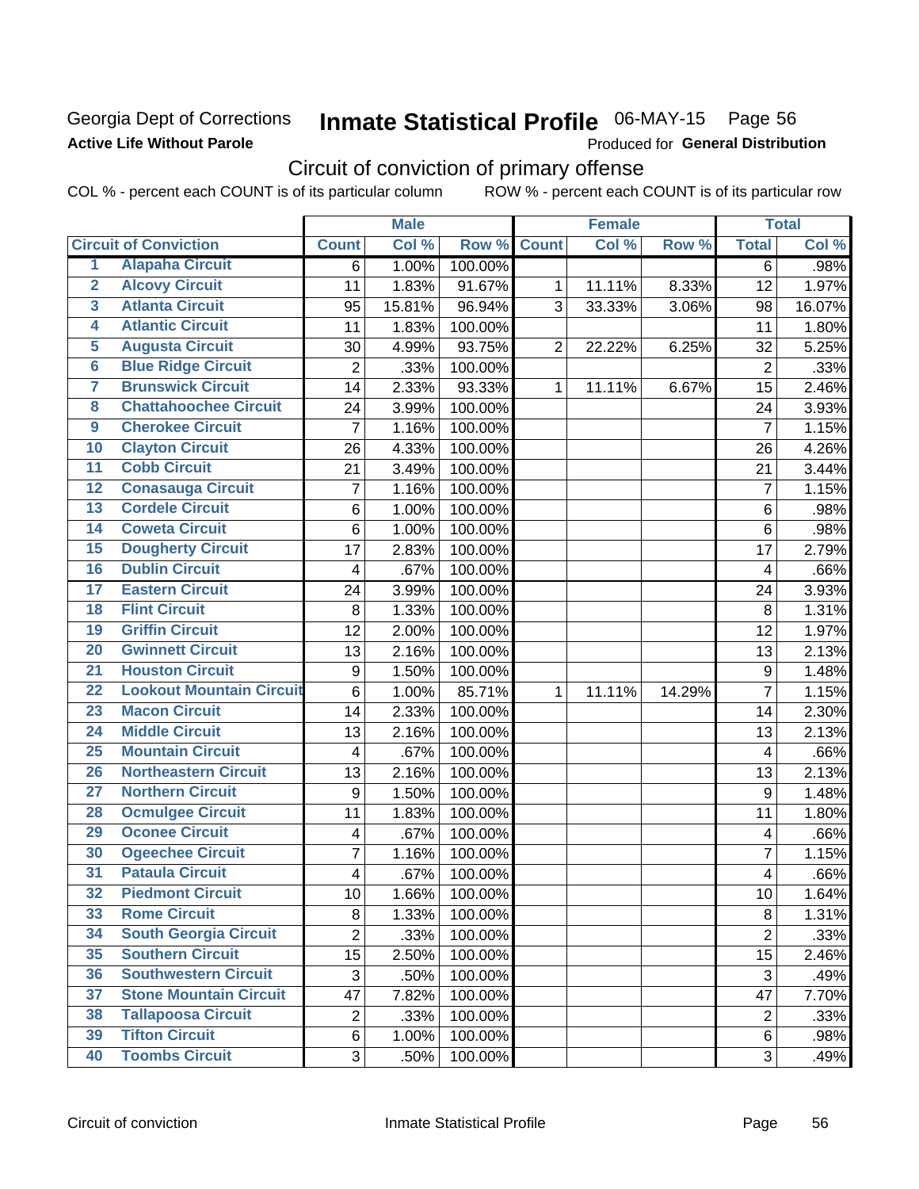Georgia Dept of Corrections
**Active Life Without Parole**

# Inmate Statistical Profile 06-MAY-15 Page 56

Produced for **General Distribution**

## Circuit of conviction of primary offense

COL % - percent each COUNT is of its particular column ROW % - percent each COUNT is of its particular row

| | | Male | | | Female | | | Total | |
|---|---|---|---|---|---|---|---|---|---|
| **Circuit of Conviction** | | **Count** | **Col %** | **Row %** | **Count** | **Col %** | **Row %** | **Total** | **Col %** |
| 1 | Alapaha Circuit | 6 | 1.00% | 100.00% | | | | 6 | .98% |
| 2 | Alcovy Circuit | 11 | 1.83% | 91.67% | 1 | 11.11% | 8.33% | 12 | 1.97% |
| 3 | Atlanta Circuit | 95 | 15.81% | 96.94% | 3 | 33.33% | 3.06% | 98 | 16.07% |
| 4 | Atlantic Circuit | 11 | 1.83% | 100.00% | | | | 11 | 1.80% |
| 5 | Augusta Circuit | 30 | 4.99% | 93.75% | 2 | 22.22% | 6.25% | 32 | 5.25% |
| 6 | Blue Ridge Circuit | 2 | .33% | 100.00% | | | | 2 | .33% |
| 7 | Brunswick Circuit | 14 | 2.33% | 93.33% | 1 | 11.11% | 6.67% | 15 | 2.46% |
| 8 | Chattahoochee Circuit | 24 | 3.99% | 100.00% | | | | 24 | 3.93% |
| 9 | Cherokee Circuit | 7 | 1.16% | 100.00% | | | | 7 | 1.15% |
| 10 | Clayton Circuit | 26 | 4.33% | 100.00% | | | | 26 | 4.26% |
| 11 | Cobb Circuit | 21 | 3.49% | 100.00% | | | | 21 | 3.44% |
| 12 | Conasauga Circuit | 7 | 1.16% | 100.00% | | | | 7 | 1.15% |
| 13 | Cordele Circuit | 6 | 1.00% | 100.00% | | | | 6 | .98% |
| 14 | Coweta Circuit | 6 | 1.00% | 100.00% | | | | 6 | .98% |
| 15 | Dougherty Circuit | 17 | 2.83% | 100.00% | | | | 17 | 2.79% |
| 16 | Dublin Circuit | 4 | .67% | 100.00% | | | | 4 | .66% |
| 17 | Eastern Circuit | 24 | 3.99% | 100.00% | | | | 24 | 3.93% |
| 18 | Flint Circuit | 8 | 1.33% | 100.00% | | | | 8 | 1.31% |
| 19 | Griffin Circuit | 12 | 2.00% | 100.00% | | | | 12 | 1.97% |
| 20 | Gwinnett Circuit | 13 | 2.16% | 100.00% | | | | 13 | 2.13% |
| 21 | Houston Circuit | 9 | 1.50% | 100.00% | | | | 9 | 1.48% |
| 22 | Lookout Mountain Circuit | 6 | 1.00% | 85.71% | 1 | 11.11% | 14.29% | 7 | 1.15% |
| 23 | Macon Circuit | 14 | 2.33% | 100.00% | | | | 14 | 2.30% |
| 24 | Middle Circuit | 13 | 2.16% | 100.00% | | | | 13 | 2.13% |
| 25 | Mountain Circuit | 4 | .67% | 100.00% | | | | 4 | .66% |
| 26 | Northeastern Circuit | 13 | 2.16% | 100.00% | | | | 13 | 2.13% |
| 27 | Northern Circuit | 9 | 1.50% | 100.00% | | | | 9 | 1.48% |
| 28 | Ocmulgee Circuit | 11 | 1.83% | 100.00% | | | | 11 | 1.80% |
| 29 | Oconee Circuit | 4 | .67% | 100.00% | | | | 4 | .66% |
| 30 | Ogeechee Circuit | 7 | 1.16% | 100.00% | | | | 7 | 1.15% |
| 31 | Pataula Circuit | 4 | .67% | 100.00% | | | | 4 | .66% |
| 32 | Piedmont Circuit | 10 | 1.66% | 100.00% | | | | 10 | 1.64% |
| 33 | Rome Circuit | 8 | 1.33% | 100.00% | | | | 8 | 1.31% |
| 34 | South Georgia Circuit | 2 | .33% | 100.00% | | | | 2 | .33% |
| 35 | Southern Circuit | 15 | 2.50% | 100.00% | | | | 15 | 2.46% |
| 36 | Southwestern Circuit | 3 | .50% | 100.00% | | | | 3 | .49% |
| 37 | Stone Mountain Circuit | 47 | 7.82% | 100.00% | | | | 47 | 7.70% |
| 38 | Tallapoosa Circuit | 2 | .33% | 100.00% | | | | 2 | .33% |
| 39 | Tifton Circuit | 6 | 1.00% | 100.00% | | | | 6 | .98% |
| 40 | Toombs Circuit | 3 | .50% | 100.00% | | | | 3 | .49% |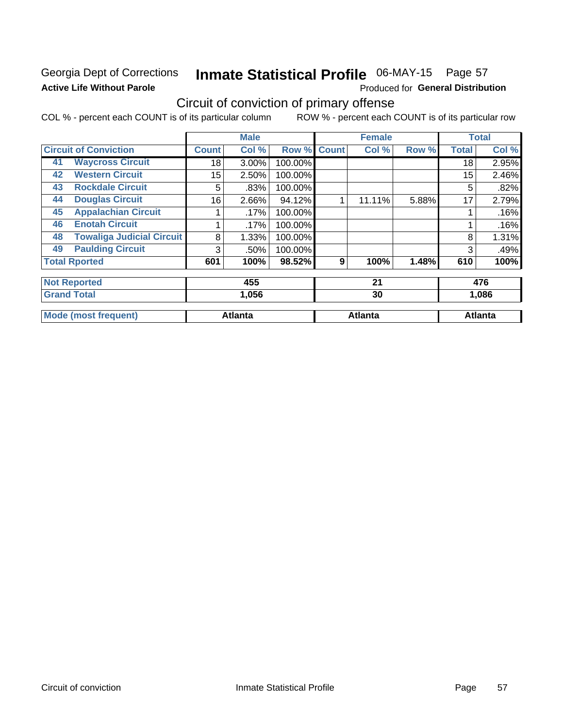Georgia Dept of Corrections

**Active Life Without Parole**

# Inmate Statistical Profile 06-MAY-15 Page 57

Produced for **General Distribution**

## Circuit of conviction of primary offense

COL % - percent each COUNT is of its particular column ROW % - percent each COUNT is of its particular row

| | | Male | | | Female | | | Total | |
|---|---|---|---|---|---|---|---|---|---|
| **Circuit of Conviction** | | **Count** | **Col %** | **Row %** | **Count** | **Col %** | **Row %** | **Total** | **Col %** |
| 41 | **Waycross Circuit** | 18 | 3.00% | 100.00% | | | | 18 | 2.95% |
| 42 | **Western Circuit** | 15 | 2.50% | 100.00% | | | | 15 | 2.46% |
| 43 | **Rockdale Circuit** | 5 | .83% | 100.00% | | | | 5 | .82% |
| 44 | **Douglas Circuit** | 16 | 2.66% | 94.12% | 1 | 11.11% | 5.88% | 17 | 2.79% |
| 45 | **Appalachian Circuit** | 1 | .17% | 100.00% | | | | 1 | .16% |
| 46 | **Enotah Circuit** | 1 | .17% | 100.00% | | | | 1 | .16% |
| 48 | **Towaliga Judicial Circuit** | 8 | 1.33% | 100.00% | | | | 8 | 1.31% |
| 49 | **Paulding Circuit** | 3 | .50% | 100.00% | | | | 3 | .49% |
| **Total Rported** | | **601** | **100%** | **98.52%** | **9** | **100%** | **1.48%** | **610** | **100%** |
| **Not Reported** | | **455** | | | **21** | | | **476** | |
| **Grand Total** | | **1,056** | | | **30** | | | **1,086** | |
| **Mode (most frequent)** | | **Atlanta** | | | **Atlanta** | | | **Atlanta** | |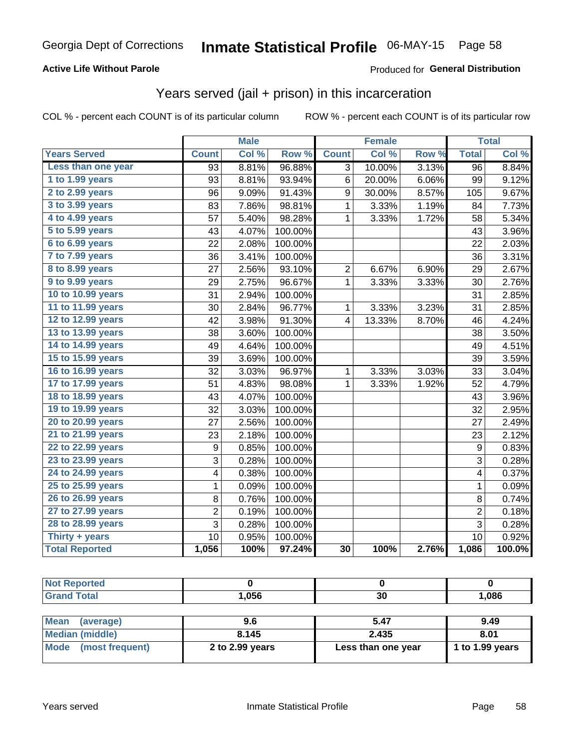Georgia Dept of Corrections **Inmate Statistical Profile** 06-MAY-15

**Active Life Without Parole**

Produced for **General Distribution**

## Years served (jail + prison) in this incarceration

COL % - percent each COUNT is of its particular column

ROW % - percent each COUNT is of its particular row

| | Male | | | Female | | | Total | |
|---|---|---|---|---|---|---|---|---|
| **Years Served** | **Count** | **Col %** | **Row %** | **Count** | **Col %** | **Row %** | **Total** | **Col %** |
| Less than one year | 93 | 8.81% | 96.88% | 3 | 10.00% | 3.13% | 96 | 8.84% |
| 1 to 1.99 years | 93 | 8.81% | 93.94% | 6 | 20.00% | 6.06% | 99 | 9.12% |
| 2 to 2.99 years | 96 | 9.09% | 91.43% | 9 | 30.00% | 8.57% | 105 | 9.67% |
| 3 to 3.99 years | 83 | 7.86% | 98.81% | 1 | 3.33% | 1.19% | 84 | 7.73% |
| 4 to 4.99 years | 57 | 5.40% | 98.28% | 1 | 3.33% | 1.72% | 58 | 5.34% |
| 5 to 5.99 years | 43 | 4.07% | 100.00% | | | | 43 | 3.96% |
| 6 to 6.99 years | 22 | 2.08% | 100.00% | | | | 22 | 2.03% |
| 7 to 7.99 years | 36 | 3.41% | 100.00% | | | | 36 | 3.31% |
| 8 to 8.99 years | 27 | 2.56% | 93.10% | 2 | 6.67% | 6.90% | 29 | 2.67% |
| 9 to 9.99 years | 29 | 2.75% | 96.67% | 1 | 3.33% | 3.33% | 30 | 2.76% |
| 10 to 10.99 years | 31 | 2.94% | 100.00% | | | | 31 | 2.85% |
| 11 to 11.99 years | 30 | 2.84% | 96.77% | 1 | 3.33% | 3.23% | 31 | 2.85% |
| 12 to 12.99 years | 42 | 3.98% | 91.30% | 4 | 13.33% | 8.70% | 46 | 4.24% |
| 13 to 13.99 years | 38 | 3.60% | 100.00% | | | | 38 | 3.50% |
| 14 to 14.99 years | 49 | 4.64% | 100.00% | | | | 49 | 4.51% |
| 15 to 15.99 years | 39 | 3.69% | 100.00% | | | | 39 | 3.59% |
| 16 to 16.99 years | 32 | 3.03% | 96.97% | 1 | 3.33% | 3.03% | 33 | 3.04% |
| 17 to 17.99 years | 51 | 4.83% | 98.08% | 1 | 3.33% | 1.92% | 52 | 4.79% |
| 18 to 18.99 years | 43 | 4.07% | 100.00% | | | | 43 | 3.96% |
| 19 to 19.99 years | 32 | 3.03% | 100.00% | | | | 32 | 2.95% |
| 20 to 20.99 years | 27 | 2.56% | 100.00% | | | | 27 | 2.49% |
| 21 to 21.99 years | 23 | 2.18% | 100.00% | | | | 23 | 2.12% |
| 22 to 22.99 years | 9 | 0.85% | 100.00% | | | | 9 | 0.83% |
| 23 to 23.99 years | 3 | 0.28% | 100.00% | | | | 3 | 0.28% |
| 24 to 24.99 years | 4 | 0.38% | 100.00% | | | | 4 | 0.37% |
| 25 to 25.99 years | 1 | 0.09% | 100.00% | | | | 1 | 0.09% |
| 26 to 26.99 years | 8 | 0.76% | 100.00% | | | | 8 | 0.74% |
| 27 to 27.99 years | 2 | 0.19% | 100.00% | | | | 2 | 0.18% |
| 28 to 28.99 years | 3 | 0.28% | 100.00% | | | | 3 | 0.28% |
| Thirty + years | 10 | 0.95% | 100.00% | | | | 10 | 0.92% |
| **Total Reported** | **1,056** | **100%** | **97.24%** | **30** | **100%** | **2.76%** | **1,086** | **100.0%** |

| | Male | Female | Total |
|---|---|---|---|
| Not Reported | 0 | 0 | 0 |
| Grand Total | 1,056 | 30 | 1,086 |

| | Male | Female | Total |
|---|---|---|---|
| Mean (average) | 9.6 | 5.47 | 9.49 |
| Median (middle) | 8.145 | 2.435 | 8.01 |
| Mode (most frequent) | 2 to 2.99 years | Less than one year | 1 to 1.99 years |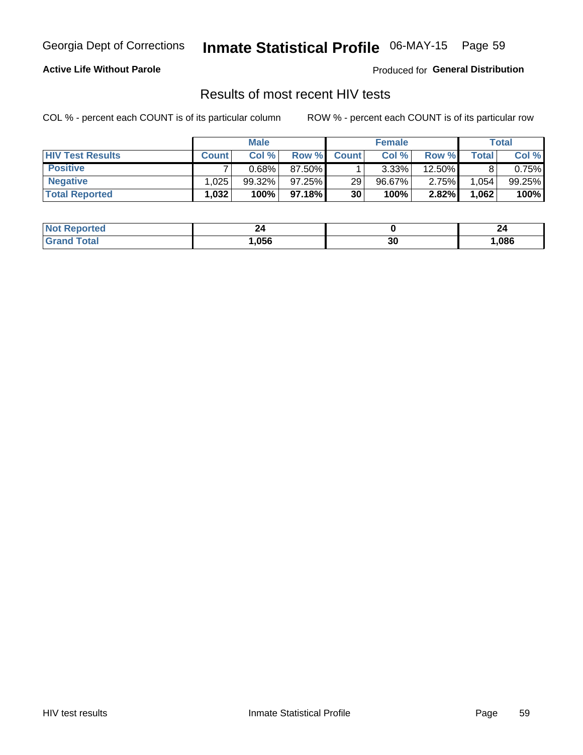Georgia Dept of Corrections **Inmate Statistical Profile** 06-MAY-15

**Active Life Without Parole**

Produced for **General Distribution**

## Results of most recent HIV tests

COL % - percent each COUNT is of its particular column ROW % - percent each COUNT is of its particular row

| | Male | | | Female | | | Total | |
|---|---|---|---|---|---|---|---|---|
| **HIV Test Results** | **Count** | **Col %** | **Row %** | **Count** | **Col %** | **Row %** | **Total** | **Col %** |
| **Positive** | 7 | 0.68% | 87.50% | 1 | 3.33% | 12.50% | 8 | 0.75% |
| **Negative** | 1,025 | 99.32% | 97.25% | 29 | 96.67% | 2.75% | 1,054 | 99.25% |
| **Total Reported** | **1,032** | **100%** | **97.18%** | **30** | **100%** | **2.82%** | **1,062** | **100%** |

| | Male | Female | Total |
|---|---|---|---|
| **Not Reported** | **24** | **0** | **24** |
| **Grand Total** | **1,056** | **30** | **1,086** |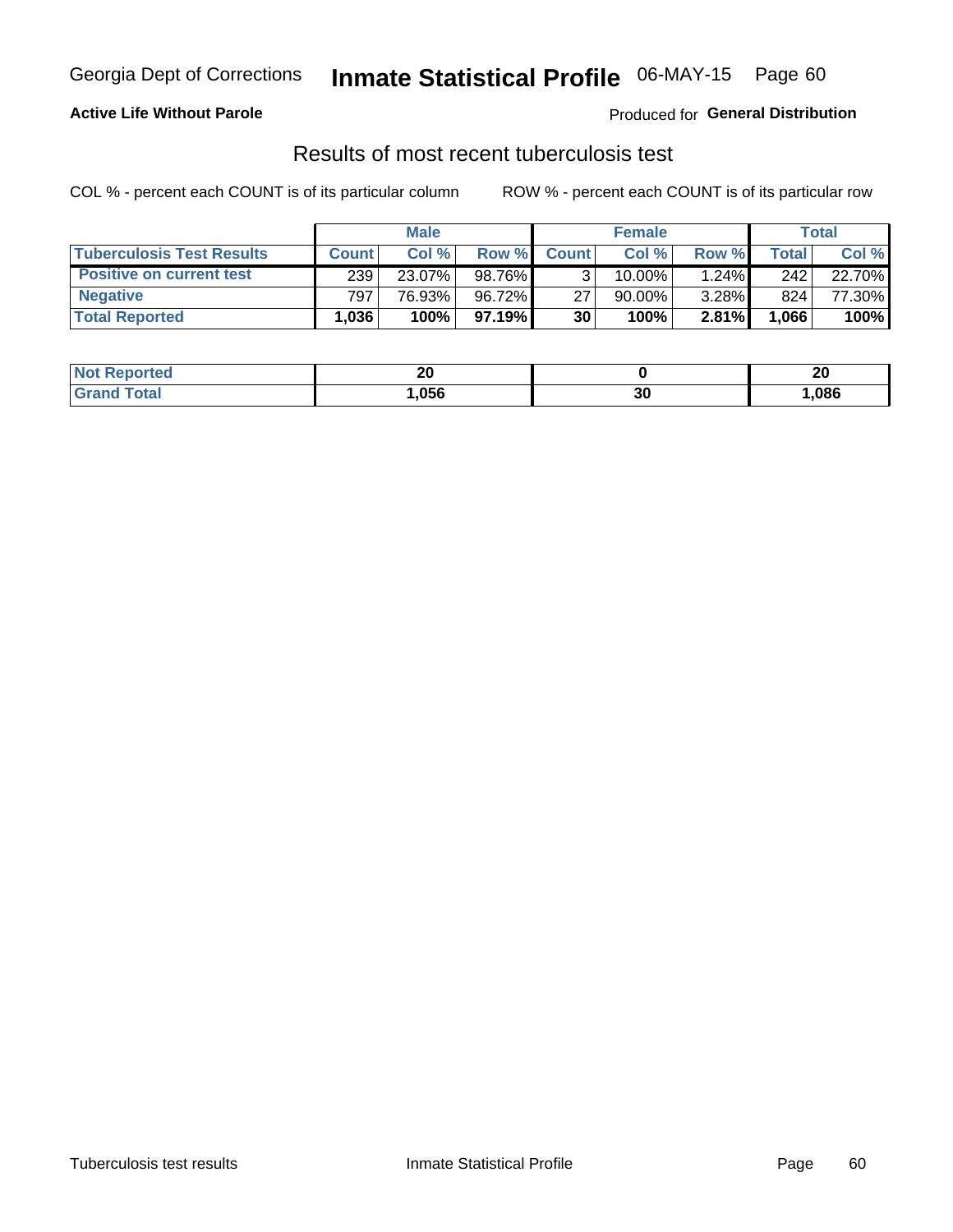Georgia Dept of Corrections **Inmate Statistical Profile** 06-MAY-15

**Active Life Without Parole**

Produced for **General Distribution**

## Results of most recent tuberculosis test

COL % - percent each COUNT is of its particular column

ROW % - percent each COUNT is of its particular row

| | Male | | | Female | | | Total | |
|---|---|---|---|---|---|---|---|---|
| **Tuberculosis Test Results** | **Count** | **Col %** | **Row %** | **Count** | **Col %** | **Row %** | **Total** | **Col %** |
| **Positive on current test** | 239 | 23.07% | 98.76% | 3 | 10.00% | 1.24% | 242 | 22.70% |
| **Negative** | 797 | 76.93% | 96.72% | 27 | 90.00% | 3.28% | 824 | 77.30% |
| **Total Reported** | **1,036** | **100%** | **97.19%** | **30** | **100%** | **2.81%** | **1,066** | **100%** |

| | Male | Female | Total |
|---|---|---|---|
| **Not Reported** | **20** | **0** | **20** |
| **Grand Total** | **1,056** | **30** | **1,086** |

Tuberculosis test results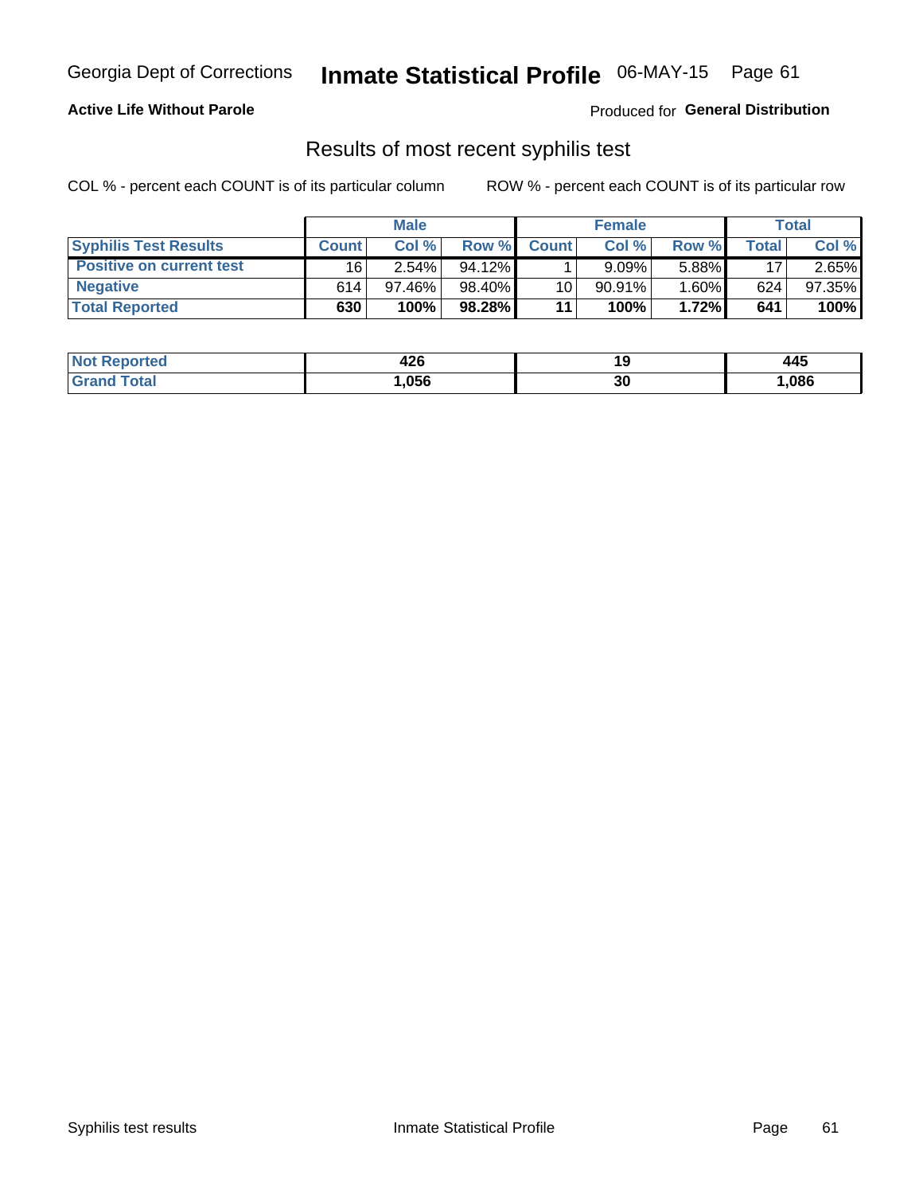**Active Life Without Parole**

Produced for **General Distribution**

## Results of most recent syphilis test

COL % - percent each COUNT is of its particular column

ROW % - percent each COUNT is of its particular row

| | Male | | | Female | | | Total | |
|---|---|---|---|---|---|---|---|---|
| **Syphilis Test Results** | **Count** | **Col %** | **Row %** | **Count** | **Col %** | **Row %** | **Total** | **Col %** |
| **Positive on current test** | 16 | 2.54% | 94.12% | 1 | 9.09% | 5.88% | 17 | 2.65% |
| **Negative** | 614 | 97.46% | 98.40% | 10 | 90.91% | 1.60% | 624 | 97.35% |
| **Total Reported** | **630** | **100%** | **98.28%** | **11** | **100%** | **1.72%** | **641** | **100%** |

| | Male | Female | Total |
|---|---|---|---|
| **Not Reported** | **426** | **19** | **445** |
| **Grand Total** | **1,056** | **30** | **1,086** |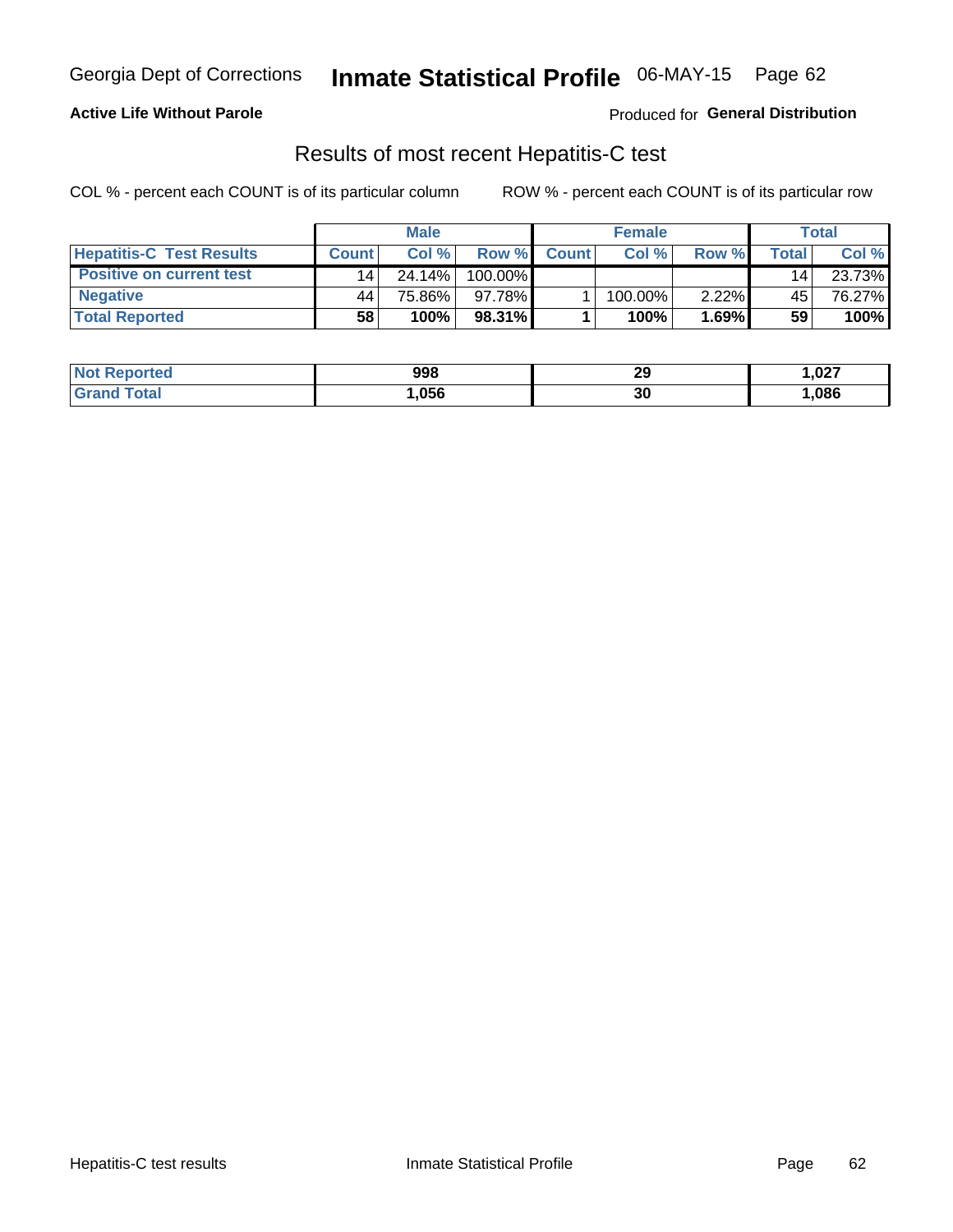Georgia Dept of Corrections **Inmate Statistical Profile** 06-MAY-15 Page 62

**Active Life Without Parole**

Produced for **General Distribution**

## Results of most recent Hepatitis-C test

COL % - percent each COUNT is of its particular column ROW % - percent each COUNT is of its particular row

| | Male | | | Female | | | Total | |
|---|---|---|---|---|---|---|---|---|
| **Hepatitis-C Test Results** | **Count** | **Col %** | **Row %** | **Count** | **Col %** | **Row %** | **Total** | **Col %** |
| **Positive on current test** | 14 | 24.14% | 100.00% | | | | 14 | 23.73% |
| **Negative** | 44 | 75.86% | 97.78% | 1 | 100.00% | 2.22% | 45 | 76.27% |
| **Total Reported** | **58** | **100%** | **98.31%** | **1** | **100%** | **1.69%** | **59** | **100%** |

| | Male | Female | Total |
|---|---|---|---|
| **Not Reported** | **998** | **29** | **1,027** |
| **Grand Total** | **1,056** | **30** | **1,086** |

Hepatitis-C test results Inmate Statistical Profile